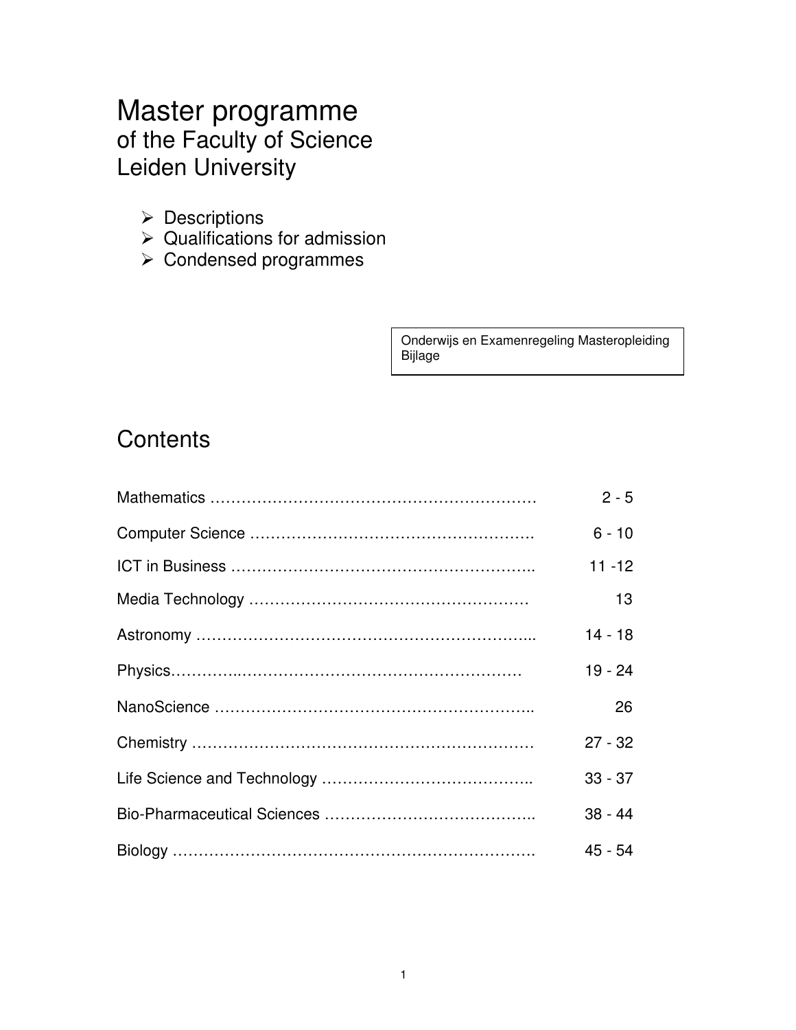# Master programme
## of the Faculty of Science
## Leiden University

- Descriptions
- Qualifications for admission
- Condensed programmes

Onderwijs en Examenregeling Masteropleiding
Bijlage

## Contents

| | |
|---|---|
| Mathematics | 2 - 5 |
| Computer Science | 6 - 10 |
| ICT in Business | 11 -12 |
| Media Technology | 13 |
| Astronomy | 14 - 18 |
| Physics | 19 - 24 |
| NanoScience | 26 |
| Chemistry | 27 - 32 |
| Life Science and Technology | 33 - 37 |
| Bio-Pharmaceutical Sciences | 38 - 44 |
| Biology | 45 - 54 |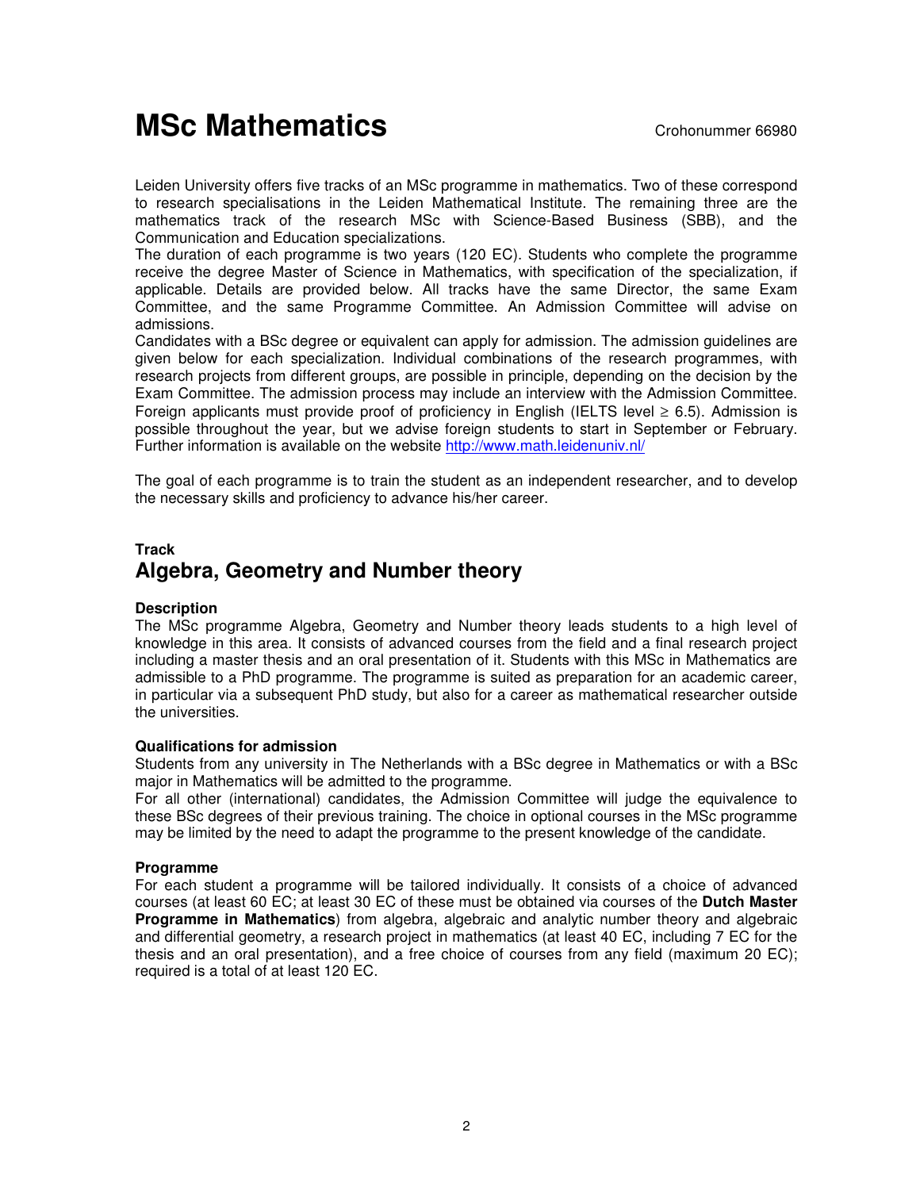# MSc Mathematics

Crohonummer 66980

Leiden University offers five tracks of an MSc programme in mathematics. Two of these correspond to research specialisations in the Leiden Mathematical Institute. The remaining three are the mathematics track of the research MSc with Science-Based Business (SBB), and the Communication and Education specializations.
The duration of each programme is two years (120 EC). Students who complete the programme receive the degree Master of Science in Mathematics, with specification of the specialization, if applicable. Details are provided below. All tracks have the same Director, the same Exam Committee, and the same Programme Committee. An Admission Committee will advise on admissions.
Candidates with a BSc degree or equivalent can apply for admission. The admission guidelines are given below for each specialization. Individual combinations of the research programmes, with research projects from different groups, are possible in principle, depending on the decision by the Exam Committee. The admission process may include an interview with the Admission Committee. Foreign applicants must provide proof of proficiency in English (IELTS level ≥ 6.5). Admission is possible throughout the year, but we advise foreign students to start in September or February. Further information is available on the website http://www.math.leidenuniv.nl/

The goal of each programme is to train the student as an independent researcher, and to develop the necessary skills and proficiency to advance his/her career.

**Track**

## Algebra, Geometry and Number theory

**Description**

The MSc programme Algebra, Geometry and Number theory leads students to a high level of knowledge in this area. It consists of advanced courses from the field and a final research project including a master thesis and an oral presentation of it. Students with this MSc in Mathematics are admissible to a PhD programme. The programme is suited as preparation for an academic career, in particular via a subsequent PhD study, but also for a career as mathematical researcher outside the universities.

**Qualifications for admission**

Students from any university in The Netherlands with a BSc degree in Mathematics or with a BSc major in Mathematics will be admitted to the programme.
For all other (international) candidates, the Admission Committee will judge the equivalence to these BSc degrees of their previous training. The choice in optional courses in the MSc programme may be limited by the need to adapt the programme to the present knowledge of the candidate.

**Programme**

For each student a programme will be tailored individually. It consists of a choice of advanced courses (at least 60 EC; at least 30 EC of these must be obtained via courses of the **Dutch Master Programme in Mathematics**) from algebra, algebraic and analytic number theory and algebraic and differential geometry, a research project in mathematics (at least 40 EC, including 7 EC for the thesis and an oral presentation), and a free choice of courses from any field (maximum 20 EC); required is a total of at least 120 EC.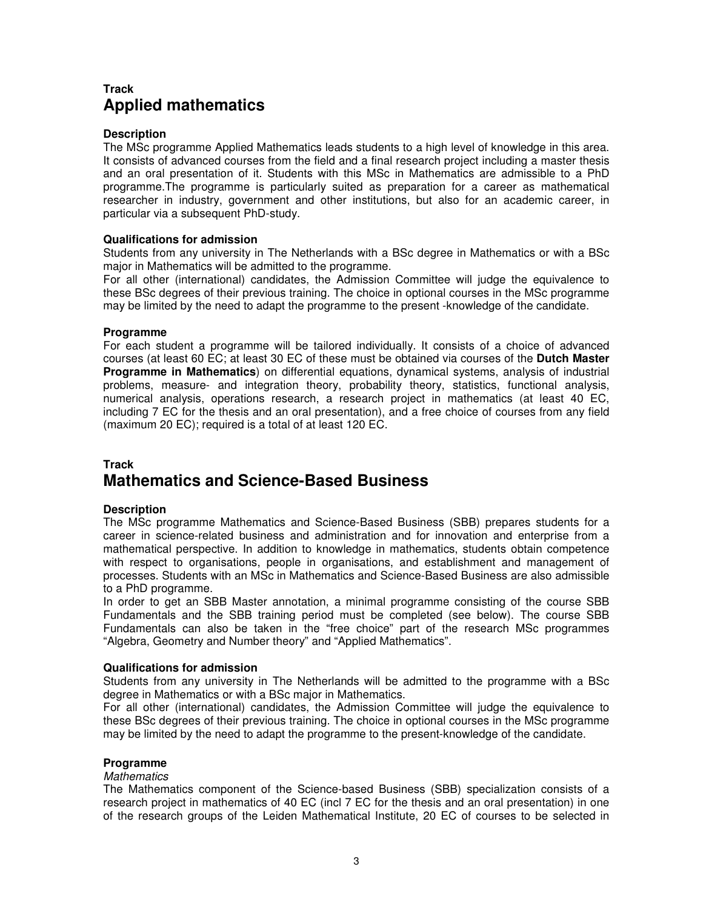**Track**

## Applied mathematics

**Description**

The MSc programme Applied Mathematics leads students to a high level of knowledge in this area. It consists of advanced courses from the field and a final research project including a master thesis and an oral presentation of it. Students with this MSc in Mathematics are admissible to a PhD programme.The programme is particularly suited as preparation for a career as mathematical researcher in industry, government and other institutions, but also for an academic career, in particular via a subsequent PhD-study.

**Qualifications for admission**

Students from any university in The Netherlands with a BSc degree in Mathematics or with a BSc major in Mathematics will be admitted to the programme.
For all other (international) candidates, the Admission Committee will judge the equivalence to these BSc degrees of their previous training. The choice in optional courses in the MSc programme may be limited by the need to adapt the programme to the present -knowledge of the candidate.

**Programme**

For each student a programme will be tailored individually. It consists of a choice of advanced courses (at least 60 EC; at least 30 EC of these must be obtained via courses of the **Dutch Master Programme in Mathematics**) on differential equations, dynamical systems, analysis of industrial problems, measure- and integration theory, probability theory, statistics, functional analysis, numerical analysis, operations research, a research project in mathematics (at least 40 EC, including 7 EC for the thesis and an oral presentation), and a free choice of courses from any field (maximum 20 EC); required is a total of at least 120 EC.

**Track**

## Mathematics and Science-Based Business

**Description**

The MSc programme Mathematics and Science-Based Business (SBB) prepares students for a career in science-related business and administration and for innovation and enterprise from a mathematical perspective. In addition to knowledge in mathematics, students obtain competence with respect to organisations, people in organisations, and establishment and management of processes. Students with an MSc in Mathematics and Science-Based Business are also admissible to a PhD programme.
In order to get an SBB Master annotation, a minimal programme consisting of the course SBB Fundamentals and the SBB training period must be completed (see below). The course SBB Fundamentals can also be taken in the “free choice” part of the research MSc programmes “Algebra, Geometry and Number theory” and “Applied Mathematics”.

**Qualifications for admission**

Students from any university in The Netherlands will be admitted to the programme with a BSc degree in Mathematics or with a BSc major in Mathematics.
For all other (international) candidates, the Admission Committee will judge the equivalence to these BSc degrees of their previous training. The choice in optional courses in the MSc programme may be limited by the need to adapt the programme to the present-knowledge of the candidate.

**Programme**

*Mathematics*

The Mathematics component of the Science-based Business (SBB) specialization consists of a research project in mathematics of 40 EC (incl 7 EC for the thesis and an oral presentation) in one of the research groups of the Leiden Mathematical Institute, 20 EC of courses to be selected in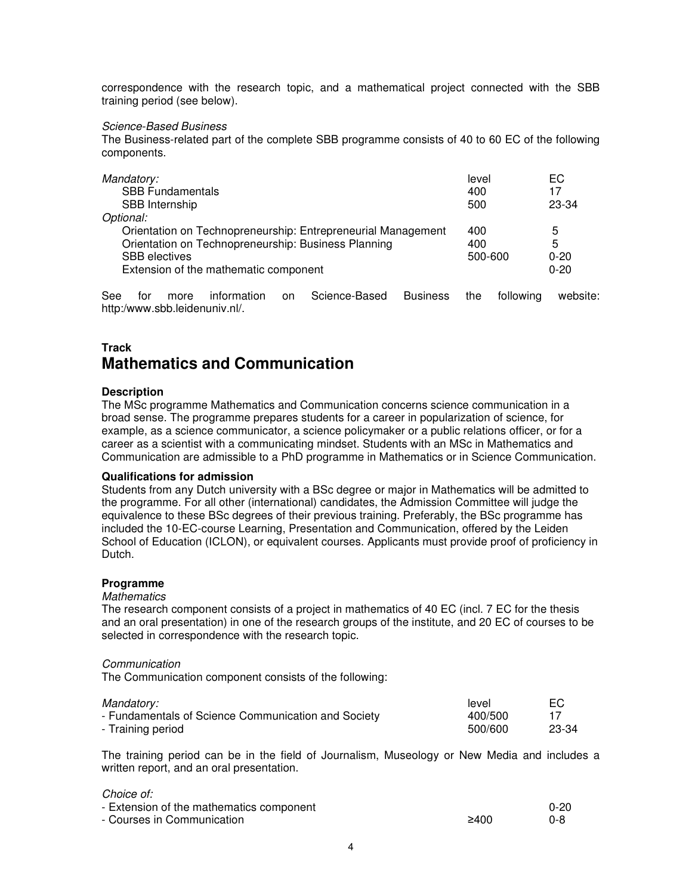correspondence with the research topic, and a mathematical project connected with the SBB training period (see below).

*Science-Based Business*

The Business-related part of the complete SBB programme consists of 40 to 60 EC of the following components.

| | level | EC |
|---|---|---|
| *Mandatory:* | | |
| SBB Fundamentals | 400 | 17 |
| SBB Internship | 500 | 23-34 |
| *Optional:* | | |
| Orientation on Technopreneurship: Entrepreneurial Management | 400 | 5 |
| Orientation on Technopreneurship: Business Planning | 400 | 5 |
| SBB electives | 500-600 | 0-20 |
| Extension of the mathematic component | | 0-20 |

See for more information on Science-Based Business the following website: http:/www.sbb.leidenuniv.nl/.

**Track**

## Mathematics and Communication

### Description

The MSc programme Mathematics and Communication concerns science communication in a broad sense. The programme prepares students for a career in popularization of science, for example, as a science communicator, a science policymaker or a public relations officer, or for a career as a scientist with a communicating mindset. Students with an MSc in Mathematics and Communication are admissible to a PhD programme in Mathematics or in Science Communication.

### Qualifications for admission

Students from any Dutch university with a BSc degree or major in Mathematics will be admitted to the programme. For all other (international) candidates, the Admission Committee will judge the equivalence to these BSc degrees of their previous training. Preferably, the BSc programme has included the 10-EC-course Learning, Presentation and Communication, offered by the Leiden School of Education (ICLON), or equivalent courses. Applicants must provide proof of proficiency in Dutch.

### Programme

*Mathematics*

The research component consists of a project in mathematics of 40 EC (incl. 7 EC for the thesis and an oral presentation) in one of the research groups of the institute, and 20 EC of courses to be selected in correspondence with the research topic.

*Communication*

The Communication component consists of the following:

| *Mandatory:* | level | EC |
|---|---|---|
| - Fundamentals of Science Communication and Society | 400/500 | 17 |
| - Training period | 500/600 | 23-34 |

The training period can be in the field of Journalism, Museology or New Media and includes a written report, and an oral presentation.

| *Choice of:* | | |
|---|---|---|
| - Extension of the mathematics component | | 0-20 |
| - Courses in Communication | ≥400 | 0-8 |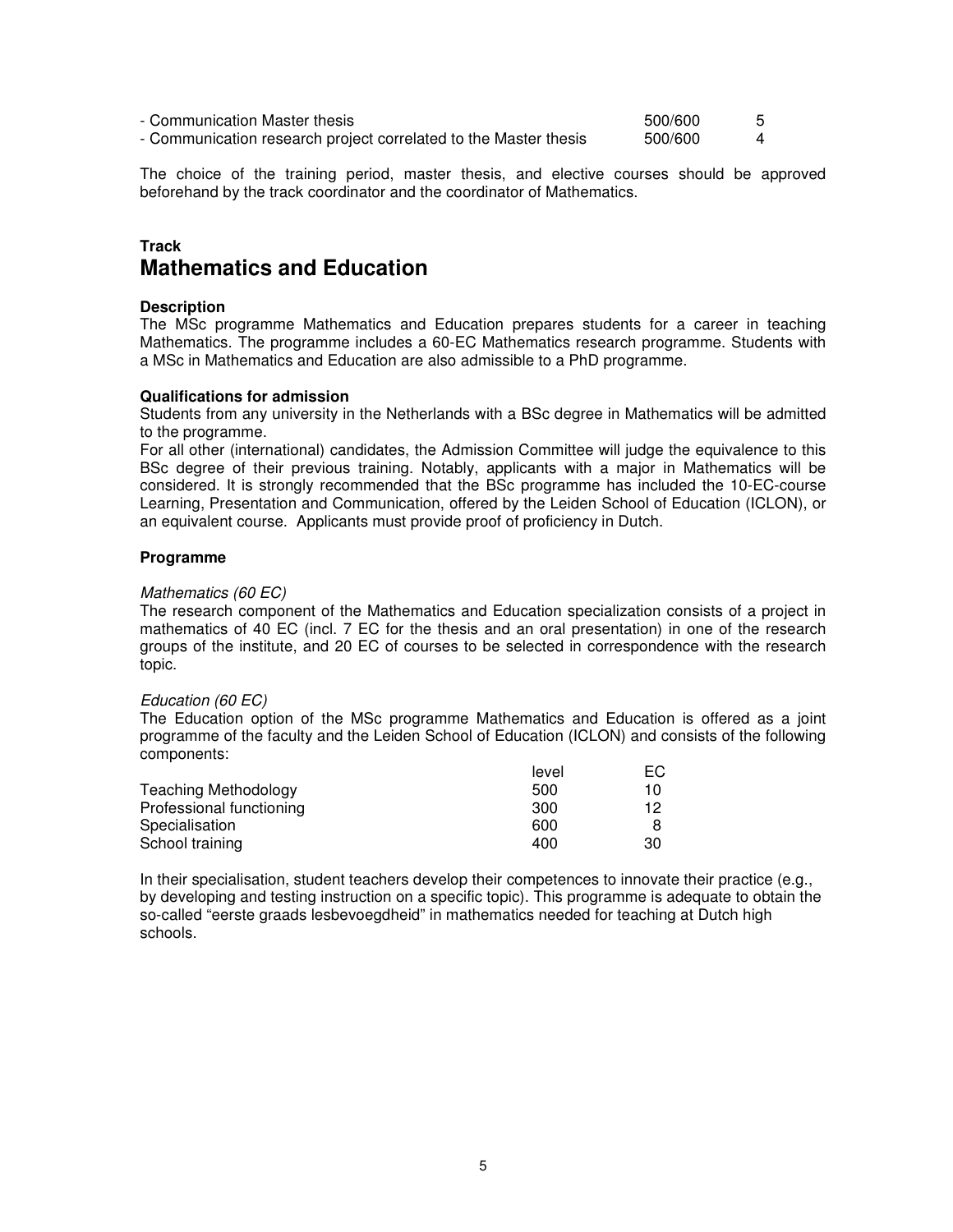| | | |
|---|---|---|
| - Communication Master thesis | 500/600 | 5 |
| - Communication research project correlated to the Master thesis | 500/600 | 4 |

The choice of the training period, master thesis, and elective courses should be approved beforehand by the track coordinator and the coordinator of Mathematics.

**Track**
## Mathematics and Education

**Description**
The MSc programme Mathematics and Education prepares students for a career in teaching Mathematics. The programme includes a 60-EC Mathematics research programme. Students with a MSc in Mathematics and Education are also admissible to a PhD programme.

**Qualifications for admission**
Students from any university in the Netherlands with a BSc degree in Mathematics will be admitted to the programme.
For all other (international) candidates, the Admission Committee will judge the equivalence to this BSc degree of their previous training. Notably, applicants with a major in Mathematics will be considered. It is strongly recommended that the BSc programme has included the 10-EC-course Learning, Presentation and Communication, offered by the Leiden School of Education (ICLON), or an equivalent course. Applicants must provide proof of proficiency in Dutch.

**Programme**

*Mathematics (60 EC)*
The research component of the Mathematics and Education specialization consists of a project in mathematics of 40 EC (incl. 7 EC for the thesis and an oral presentation) in one of the research groups of the institute, and 20 EC of courses to be selected in correspondence with the research topic.

*Education (60 EC)*
The Education option of the MSc programme Mathematics and Education is offered as a joint programme of the faculty and the Leiden School of Education (ICLON) and consists of the following components:

| | level | EC |
|---|---|---|
| Teaching Methodology | 500 | 10 |
| Professional functioning | 300 | 12 |
| Specialisation | 600 | 8 |
| School training | 400 | 30 |

In their specialisation, student teachers develop their competences to innovate their practice (e.g., by developing and testing instruction on a specific topic). This programme is adequate to obtain the so-called "eerste graads lesbevoegdheid" in mathematics needed for teaching at Dutch high schools.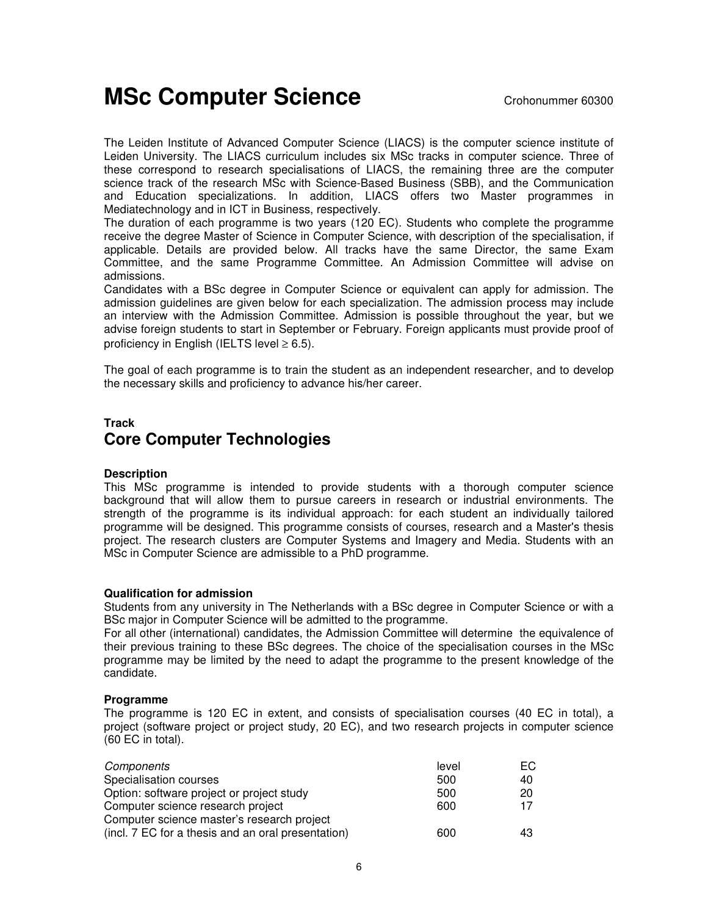# MSc Computer Science

Crohonummer 60300

The Leiden Institute of Advanced Computer Science (LIACS) is the computer science institute of Leiden University. The LIACS curriculum includes six MSc tracks in computer science. Three of these correspond to research specialisations of LIACS, the remaining three are the computer science track of the research MSc with Science-Based Business (SBB), and the Communication and Education specializations. In addition, LIACS offers two Master programmes in Mediatechnology and in ICT in Business, respectively.

The duration of each programme is two years (120 EC). Students who complete the programme receive the degree Master of Science in Computer Science, with description of the specialisation, if applicable. Details are provided below. All tracks have the same Director, the same Exam Committee, and the same Programme Committee. An Admission Committee will advise on admissions.

Candidates with a BSc degree in Computer Science or equivalent can apply for admission. The admission guidelines are given below for each specialization. The admission process may include an interview with the Admission Committee. Admission is possible throughout the year, but we advise foreign students to start in September or February. Foreign applicants must provide proof of proficiency in English (IELTS level ≥ 6.5).

The goal of each programme is to train the student as an independent researcher, and to develop the necessary skills and proficiency to advance his/her career.

**Track**

## Core Computer Technologies

### Description

This MSc programme is intended to provide students with a thorough computer science background that will allow them to pursue careers in research or industrial environments. The strength of the programme is its individual approach: for each student an individually tailored programme will be designed. This programme consists of courses, research and a Master's thesis project. The research clusters are Computer Systems and Imagery and Media. Students with an MSc in Computer Science are admissible to a PhD programme.

### Qualification for admission

Students from any university in The Netherlands with a BSc degree in Computer Science or with a BSc major in Computer Science will be admitted to the programme.

For all other (international) candidates, the Admission Committee will determine the equivalence of their previous training to these BSc degrees. The choice of the specialisation courses in the MSc programme may be limited by the need to adapt the programme to the present knowledge of the candidate.

### Programme

The programme is 120 EC in extent, and consists of specialisation courses (40 EC in total), a project (software project or project study, 20 EC), and two research projects in computer science (60 EC in total).

| *Components* | level | EC |
|---|---|---|
| Specialisation courses | 500 | 40 |
| Option: software project or project study | 500 | 20 |
| Computer science research project | 600 | 17 |
| Computer science master's research project (incl. 7 EC for a thesis and an oral presentation) | 600 | 43 |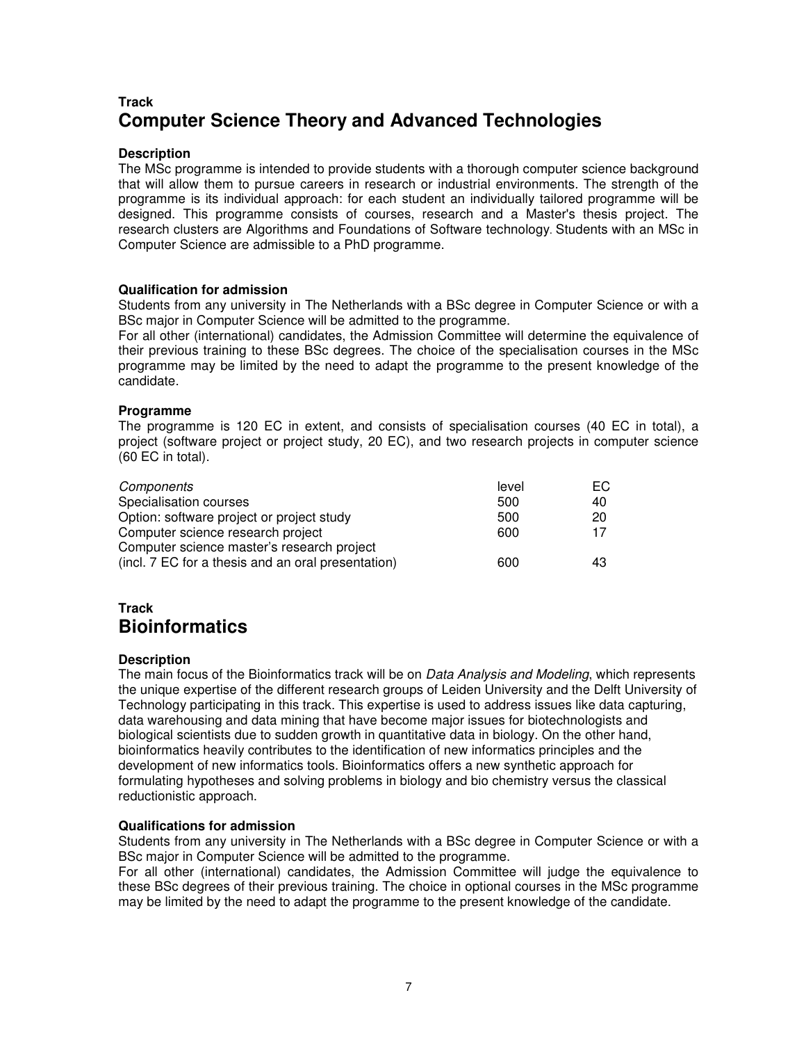## Track
# Computer Science Theory and Advanced Technologies

### Description

The MSc programme is intended to provide students with a thorough computer science background that will allow them to pursue careers in research or industrial environments. The strength of the programme is its individual approach: for each student an individually tailored programme will be designed. This programme consists of courses, research and a Master's thesis project. The research clusters are Algorithms and Foundations of Software technology. Students with an MSc in Computer Science are admissible to a PhD programme.

### Qualification for admission

Students from any university in The Netherlands with a BSc degree in Computer Science or with a BSc major in Computer Science will be admitted to the programme.
For all other (international) candidates, the Admission Committee will determine the equivalence of their previous training to these BSc degrees. The choice of the specialisation courses in the MSc programme may be limited by the need to adapt the programme to the present knowledge of the candidate.

### Programme

The programme is 120 EC in extent, and consists of specialisation courses (40 EC in total), a project (software project or project study, 20 EC), and two research projects in computer science (60 EC in total).

| *Components* | level | EC |
|---|---|---|
| Specialisation courses | 500 | 40 |
| Option: software project or project study | 500 | 20 |
| Computer science research project | 600 | 17 |
| Computer science master's research project (incl. 7 EC for a thesis and an oral presentation) | 600 | 43 |

## Track
# Bioinformatics

### Description

The main focus of the Bioinformatics track will be on *Data Analysis and Modeling*, which represents the unique expertise of the different research groups of Leiden University and the Delft University of Technology participating in this track. This expertise is used to address issues like data capturing, data warehousing and data mining that have become major issues for biotechnologists and biological scientists due to sudden growth in quantitative data in biology. On the other hand, bioinformatics heavily contributes to the identification of new informatics principles and the development of new informatics tools. Bioinformatics offers a new synthetic approach for formulating hypotheses and solving problems in biology and bio chemistry versus the classical reductionistic approach.

### Qualifications for admission

Students from any university in The Netherlands with a BSc degree in Computer Science or with a BSc major in Computer Science will be admitted to the programme.
For all other (international) candidates, the Admission Committee will judge the equivalence to these BSc degrees of their previous training. The choice in optional courses in the MSc programme may be limited by the need to adapt the programme to the present knowledge of the candidate.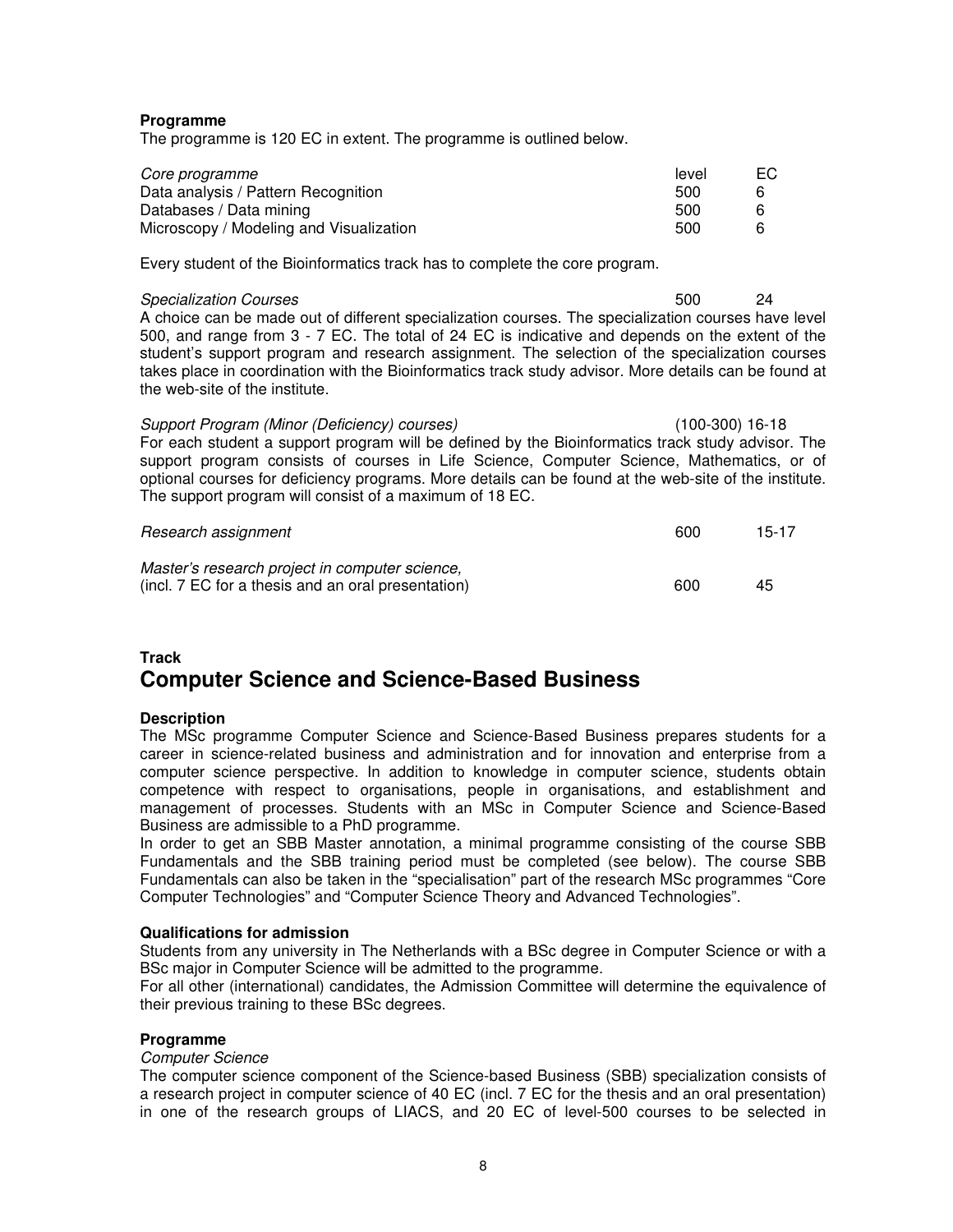**Programme**

The programme is 120 EC in extent. The programme is outlined below.

| *Core programme* | level | EC |
|---|---|---|
| Data analysis / Pattern Recognition | 500 | 6 |
| Databases / Data mining | 500 | 6 |
| Microscopy / Modeling and Visualization | 500 | 6 |

Every student of the Bioinformatics track has to complete the core program.

| | | |
|---|---|---|
| *Specialization Courses* | 500 | 24 |

A choice can be made out of different specialization courses. The specialization courses have level 500, and range from 3 - 7 EC. The total of 24 EC is indicative and depends on the extent of the student's support program and research assignment. The selection of the specialization courses takes place in coordination with the Bioinformatics track study advisor. More details can be found at the web-site of the institute.

| | | |
|---|---|---|
| *Support Program (Minor (Deficiency) courses)* | (100-300) | 16-18 |

For each student a support program will be defined by the Bioinformatics track study advisor. The support program consists of courses in Life Science, Computer Science, Mathematics, or of optional courses for deficiency programs. More details can be found at the web-site of the institute. The support program will consist of a maximum of 18 EC.

| | | |
|---|---|---|
| *Research assignment* | 600 | 15-17 |
| *Master's research project in computer science,* (incl. 7 EC for a thesis and an oral presentation) | 600 | 45 |

**Track**

## Computer Science and Science-Based Business

**Description**

The MSc programme Computer Science and Science-Based Business prepares students for a career in science-related business and administration and for innovation and enterprise from a computer science perspective. In addition to knowledge in computer science, students obtain competence with respect to organisations, people in organisations, and establishment and management of processes. Students with an MSc in Computer Science and Science-Based Business are admissible to a PhD programme.

In order to get an SBB Master annotation, a minimal programme consisting of the course SBB Fundamentals and the SBB training period must be completed (see below). The course SBB Fundamentals can also be taken in the "specialisation" part of the research MSc programmes "Core Computer Technologies" and "Computer Science Theory and Advanced Technologies".

**Qualifications for admission**

Students from any university in The Netherlands with a BSc degree in Computer Science or with a BSc major in Computer Science will be admitted to the programme.

For all other (international) candidates, the Admission Committee will determine the equivalence of their previous training to these BSc degrees.

**Programme**

*Computer Science*

The computer science component of the Science-based Business (SBB) specialization consists of a research project in computer science of 40 EC (incl. 7 EC for the thesis and an oral presentation) in one of the research groups of LIACS, and 20 EC of level-500 courses to be selected in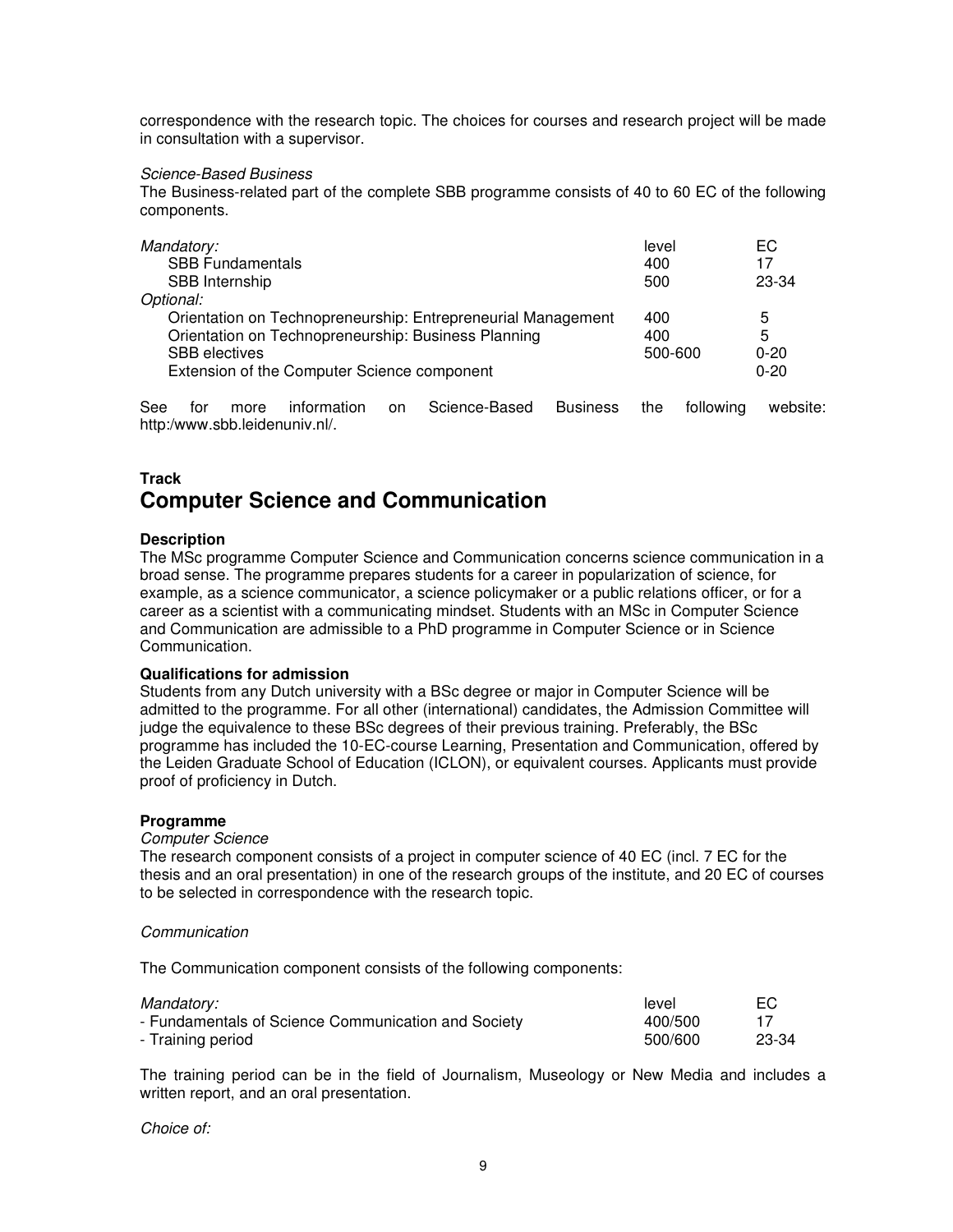correspondence with the research topic. The choices for courses and research project will be made in consultation with a supervisor.

*Science-Based Business*

The Business-related part of the complete SBB programme consists of 40 to 60 EC of the following components.

| *Mandatory:* | level | EC |
|---|---|---|
| SBB Fundamentals | 400 | 17 |
| SBB Internship | 500 | 23-34 |
| *Optional:* | | |
| Orientation on Technopreneurship: Entrepreneurial Management | 400 | 5 |
| Orientation on Technopreneurship: Business Planning | 400 | 5 |
| SBB electives | 500-600 | 0-20 |
| Extension of the Computer Science component | | 0-20 |

See for more information on Science-Based Business the following website: http:/www.sbb.leidenuniv.nl/.

**Track**

# Computer Science and Communication

**Description**

The MSc programme Computer Science and Communication concerns science communication in a broad sense. The programme prepares students for a career in popularization of science, for example, as a science communicator, a science policymaker or a public relations officer, or for a career as a scientist with a communicating mindset. Students with an MSc in Computer Science and Communication are admissible to a PhD programme in Computer Science or in Science Communication.

**Qualifications for admission**

Students from any Dutch university with a BSc degree or major in Computer Science will be admitted to the programme. For all other (international) candidates, the Admission Committee will judge the equivalence to these BSc degrees of their previous training. Preferably, the BSc programme has included the 10-EC-course Learning, Presentation and Communication, offered by the Leiden Graduate School of Education (ICLON), or equivalent courses. Applicants must provide proof of proficiency in Dutch.

**Programme**

*Computer Science*

The research component consists of a project in computer science of 40 EC (incl. 7 EC for the thesis and an oral presentation) in one of the research groups of the institute, and 20 EC of courses to be selected in correspondence with the research topic.

*Communication*

The Communication component consists of the following components:

| *Mandatory:* | level | EC |
|---|---|---|
| - Fundamentals of Science Communication and Society | 400/500 | 17 |
| - Training period | 500/600 | 23-34 |

The training period can be in the field of Journalism, Museology or New Media and includes a written report, and an oral presentation.

*Choice of:*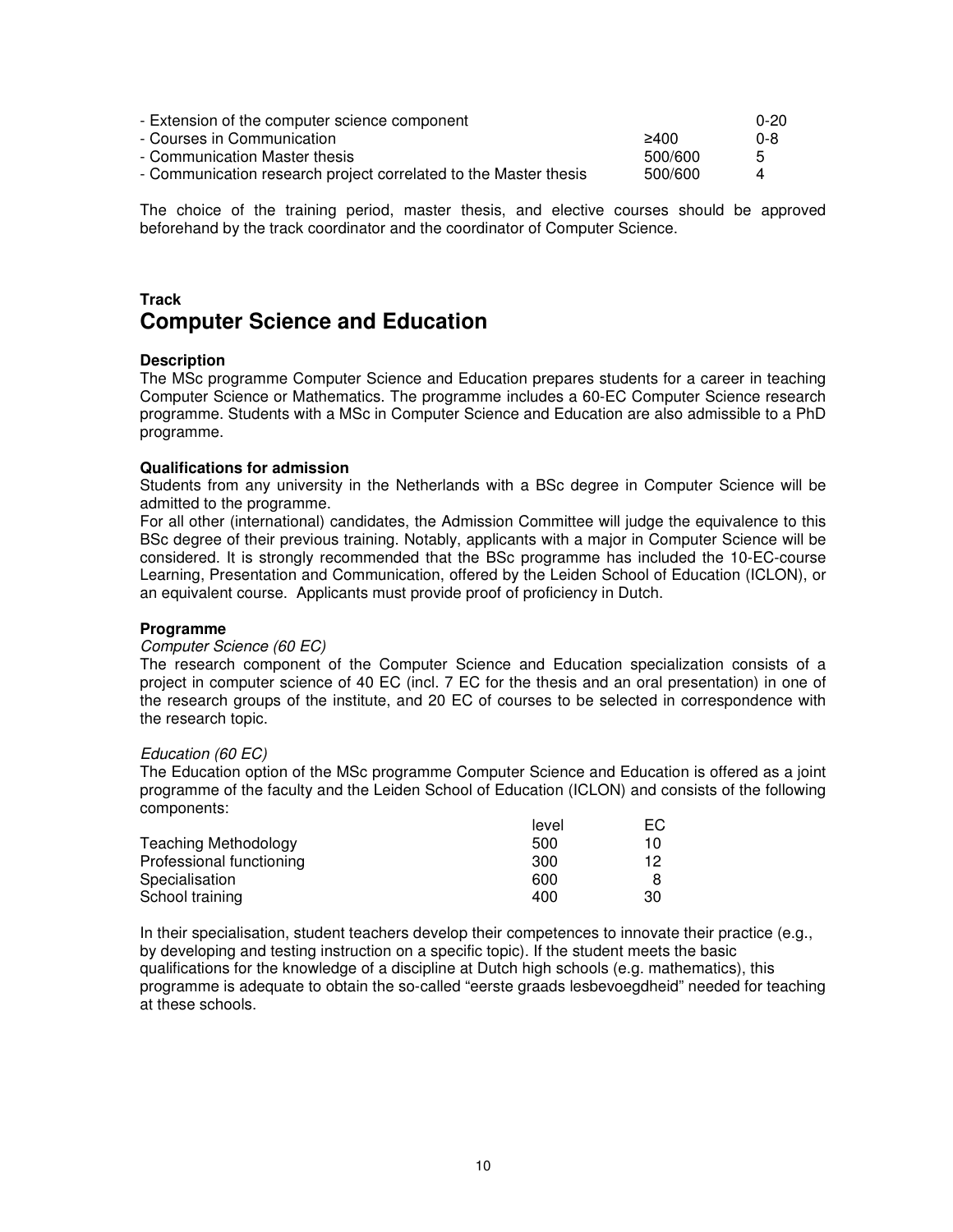| | | |
|---|---|---|
| - Extension of the computer science component | | 0-20 |
| - Courses in Communication | ≥400 | 0-8 |
| - Communication Master thesis | 500/600 | 5 |
| - Communication research project correlated to the Master thesis | 500/600 | 4 |

The choice of the training period, master thesis, and elective courses should be approved beforehand by the track coordinator and the coordinator of Computer Science.

**Track**

## Computer Science and Education

**Description**

The MSc programme Computer Science and Education prepares students for a career in teaching Computer Science or Mathematics. The programme includes a 60-EC Computer Science research programme. Students with a MSc in Computer Science and Education are also admissible to a PhD programme.

**Qualifications for admission**

Students from any university in the Netherlands with a BSc degree in Computer Science will be admitted to the programme.

For all other (international) candidates, the Admission Committee will judge the equivalence to this BSc degree of their previous training. Notably, applicants with a major in Computer Science will be considered. It is strongly recommended that the BSc programme has included the 10-EC-course Learning, Presentation and Communication, offered by the Leiden School of Education (ICLON), or an equivalent course. Applicants must provide proof of proficiency in Dutch.

**Programme**

*Computer Science (60 EC)*

The research component of the Computer Science and Education specialization consists of a project in computer science of 40 EC (incl. 7 EC for the thesis and an oral presentation) in one of the research groups of the institute, and 20 EC of courses to be selected in correspondence with the research topic.

*Education (60 EC)*

The Education option of the MSc programme Computer Science and Education is offered as a joint programme of the faculty and the Leiden School of Education (ICLON) and consists of the following components:

| | level | EC |
|---|---|---|
| Teaching Methodology | 500 | 10 |
| Professional functioning | 300 | 12 |
| Specialisation | 600 | 8 |
| School training | 400 | 30 |

In their specialisation, student teachers develop their competences to innovate their practice (e.g., by developing and testing instruction on a specific topic). If the student meets the basic qualifications for the knowledge of a discipline at Dutch high schools (e.g. mathematics), this programme is adequate to obtain the so-called “eerste graads lesbevoegdheid” needed for teaching at these schools.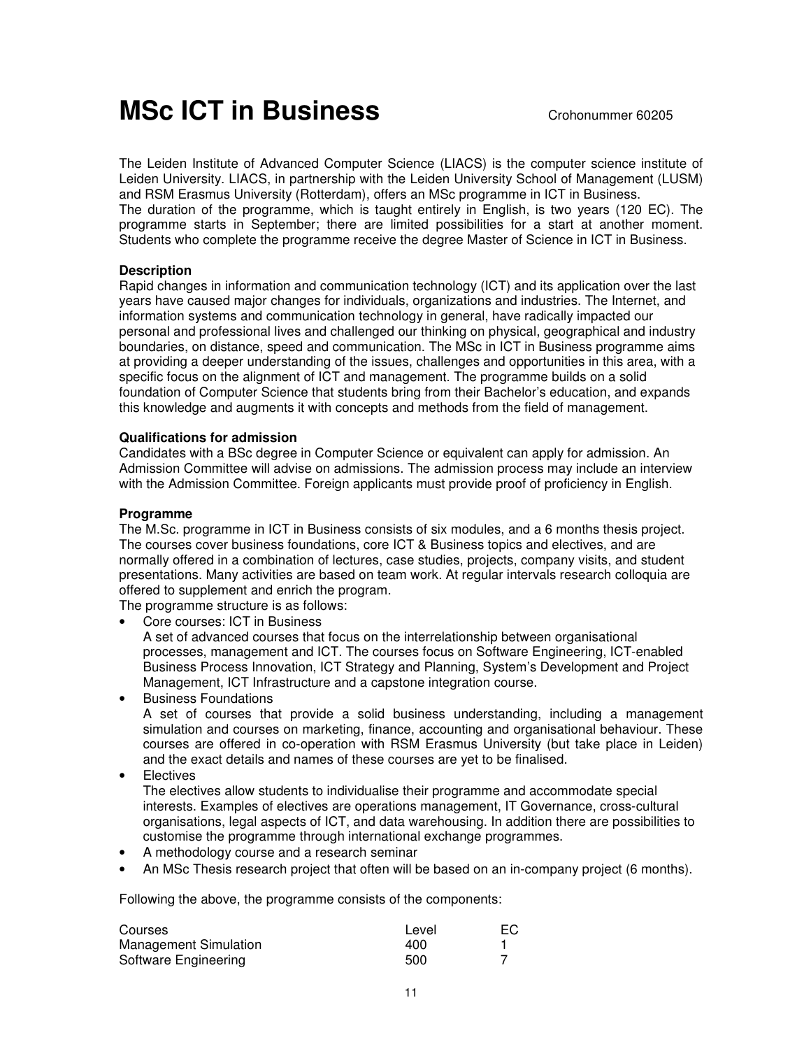# MSc ICT in Business

Crohonummer 60205

The Leiden Institute of Advanced Computer Science (LIACS) is the computer science institute of Leiden University. LIACS, in partnership with the Leiden University School of Management (LUSM) and RSM Erasmus University (Rotterdam), offers an MSc programme in ICT in Business.
The duration of the programme, which is taught entirely in English, is two years (120 EC). The programme starts in September; there are limited possibilities for a start at another moment. Students who complete the programme receive the degree Master of Science in ICT in Business.

**Description**

Rapid changes in information and communication technology (ICT) and its application over the last years have caused major changes for individuals, organizations and industries. The Internet, and information systems and communication technology in general, have radically impacted our personal and professional lives and challenged our thinking on physical, geographical and industry boundaries, on distance, speed and communication. The MSc in ICT in Business programme aims at providing a deeper understanding of the issues, challenges and opportunities in this area, with a specific focus on the alignment of ICT and management. The programme builds on a solid foundation of Computer Science that students bring from their Bachelor's education, and expands this knowledge and augments it with concepts and methods from the field of management.

**Qualifications for admission**

Candidates with a BSc degree in Computer Science or equivalent can apply for admission. An Admission Committee will advise on admissions. The admission process may include an interview with the Admission Committee. Foreign applicants must provide proof of proficiency in English.

**Programme**

The M.Sc. programme in ICT in Business consists of six modules, and a 6 months thesis project. The courses cover business foundations, core ICT & Business topics and electives, and are normally offered in a combination of lectures, case studies, projects, company visits, and student presentations. Many activities are based on team work. At regular intervals research colloquia are offered to supplement and enrich the program.
The programme structure is as follows:

- Core courses: ICT in Business
  A set of advanced courses that focus on the interrelationship between organisational processes, management and ICT. The courses focus on Software Engineering, ICT-enabled Business Process Innovation, ICT Strategy and Planning, System's Development and Project Management, ICT Infrastructure and a capstone integration course.
- Business Foundations
  A set of courses that provide a solid business understanding, including a management simulation and courses on marketing, finance, accounting and organisational behaviour. These courses are offered in co-operation with RSM Erasmus University (but take place in Leiden) and the exact details and names of these courses are yet to be finalised.
- Electives
  The electives allow students to individualise their programme and accommodate special interests. Examples of electives are operations management, IT Governance, cross-cultural organisations, legal aspects of ICT, and data warehousing. In addition there are possibilities to customise the programme through international exchange programmes.
- A methodology course and a research seminar
- An MSc Thesis research project that often will be based on an in-company project (6 months).

Following the above, the programme consists of the components:

| Courses | Level | EC |
|---|---|---|
| Management Simulation | 400 | 1 |
| Software Engineering | 500 | 7 |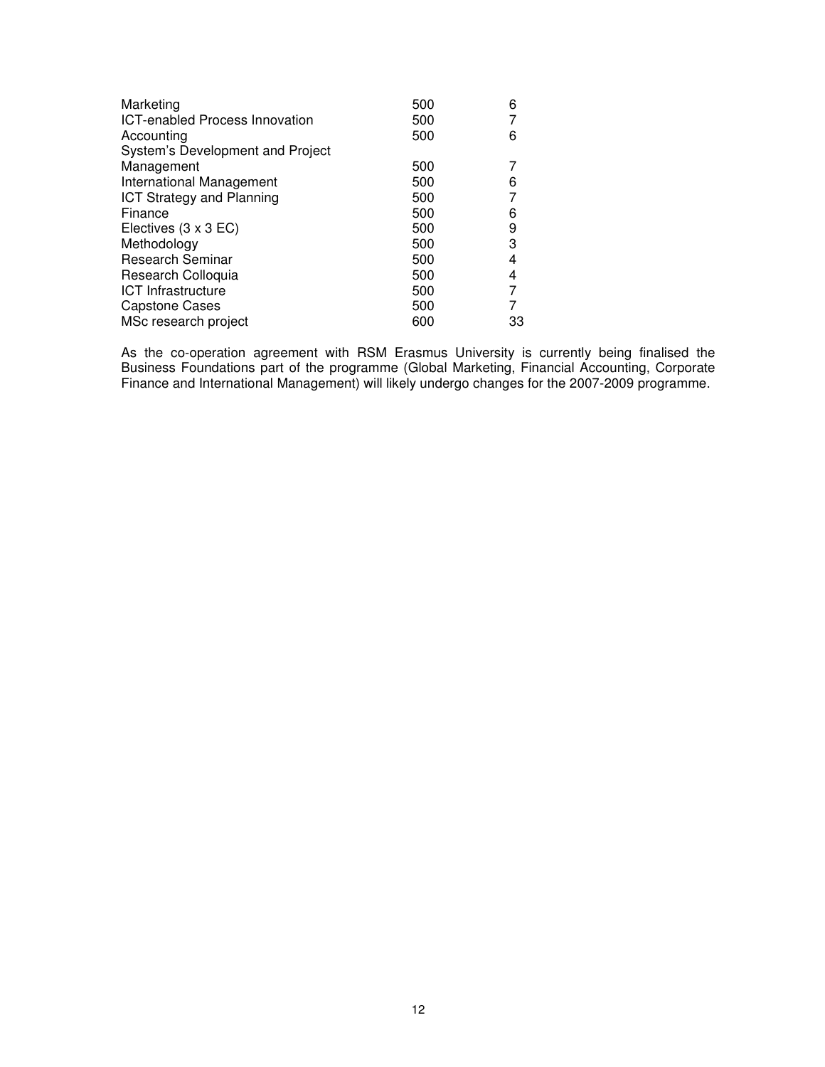| | | |
|---|---|---|
| Marketing | 500 | 6 |
| ICT-enabled Process Innovation | 500 | 7 |
| Accounting | 500 | 6 |
| System's Development and Project Management | 500 | 7 |
| International Management | 500 | 6 |
| ICT Strategy and Planning | 500 | 7 |
| Finance | 500 | 6 |
| Electives (3 x 3 EC) | 500 | 9 |
| Methodology | 500 | 3 |
| Research Seminar | 500 | 4 |
| Research Colloquia | 500 | 4 |
| ICT Infrastructure | 500 | 7 |
| Capstone Cases | 500 | 7 |
| MSc research project | 600 | 33 |

As the co-operation agreement with RSM Erasmus University is currently being finalised the Business Foundations part of the programme (Global Marketing, Financial Accounting, Corporate Finance and International Management) will likely undergo changes for the 2007-2009 programme.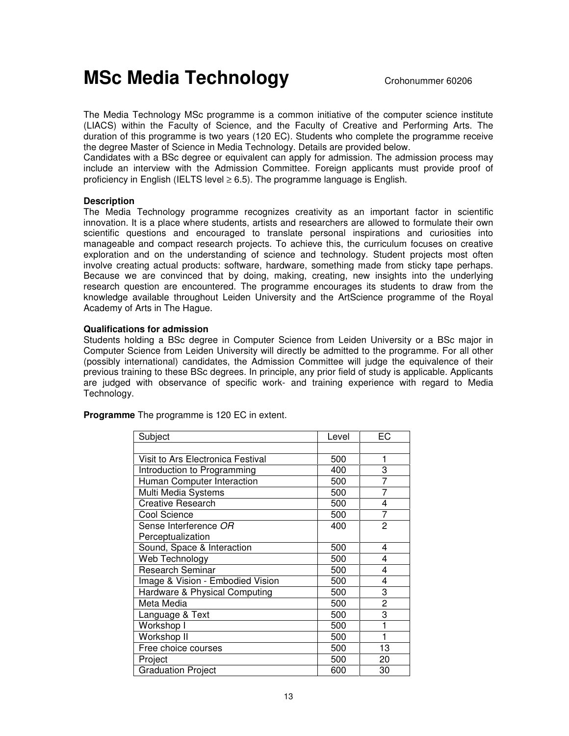# MSc Media Technology

Crohonummer 60206

The Media Technology MSc programme is a common initiative of the computer science institute (LIACS) within the Faculty of Science, and the Faculty of Creative and Performing Arts. The duration of this programme is two years (120 EC). Students who complete the programme receive the degree Master of Science in Media Technology. Details are provided below.
Candidates with a BSc degree or equivalent can apply for admission. The admission process may include an interview with the Admission Committee. Foreign applicants must provide proof of proficiency in English (IELTS level ≥ 6.5). The programme language is English.

**Description**
The Media Technology programme recognizes creativity as an important factor in scientific innovation. It is a place where students, artists and researchers are allowed to formulate their own scientific questions and encouraged to translate personal inspirations and curiosities into manageable and compact research projects. To achieve this, the curriculum focuses on creative exploration and on the understanding of science and technology. Student projects most often involve creating actual products: software, hardware, something made from sticky tape perhaps. Because we are convinced that by doing, making, creating, new insights into the underlying research question are encountered. The programme encourages its students to draw from the knowledge available throughout Leiden University and the ArtScience programme of the Royal Academy of Arts in The Hague.

**Qualifications for admission**
Students holding a BSc degree in Computer Science from Leiden University or a BSc major in Computer Science from Leiden University will directly be admitted to the programme. For all other (possibly international) candidates, the Admission Committee will judge the equivalence of their previous training to these BSc degrees. In principle, any prior field of study is applicable. Applicants are judged with observance of specific work- and training experience with regard to Media Technology.

**Programme** The programme is 120 EC in extent.

| Subject | Level | EC |
|---|---|---|
| | | |
| Visit to Ars Electronica Festival | 500 | 1 |
| Introduction to Programming | 400 | 3 |
| Human Computer Interaction | 500 | 7 |
| Multi Media Systems | 500 | 7 |
| Creative Research | 500 | 4 |
| Cool Science | 500 | 7 |
| Sense Interference *OR* Perceptualization | 400 | 2 |
| Sound, Space & Interaction | 500 | 4 |
| Web Technology | 500 | 4 |
| Research Seminar | 500 | 4 |
| Image & Vision - Embodied Vision | 500 | 4 |
| Hardware & Physical Computing | 500 | 3 |
| Meta Media | 500 | 2 |
| Language & Text | 500 | 3 |
| Workshop I | 500 | 1 |
| Workshop II | 500 | 1 |
| Free choice courses | 500 | 13 |
| Project | 500 | 20 |
| Graduation Project | 600 | 30 |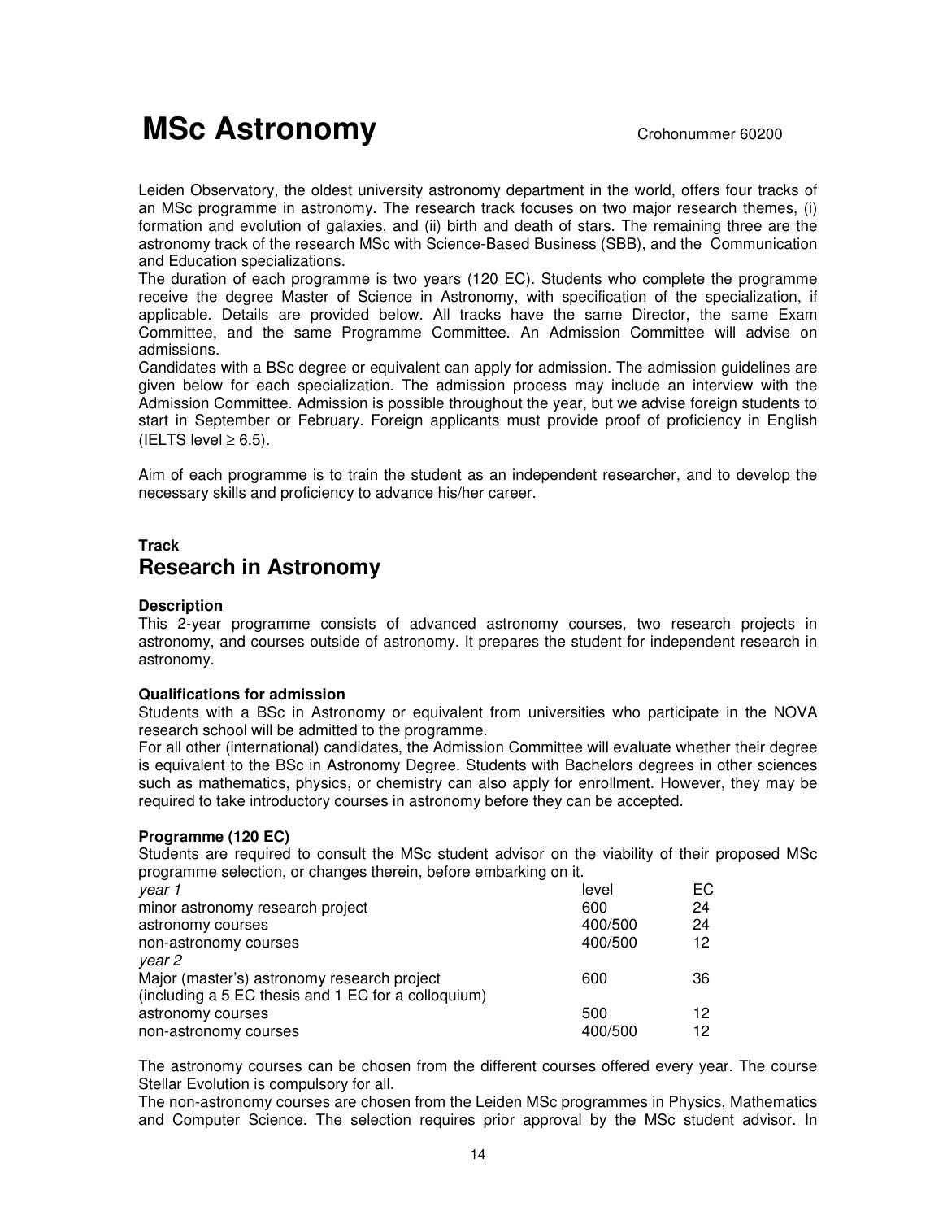# MSc Astronomy

Crohonummer 60200

Leiden Observatory, the oldest university astronomy department in the world, offers four tracks of an MSc programme in astronomy. The research track focuses on two major research themes, (i) formation and evolution of galaxies, and (ii) birth and death of stars. The remaining three are the astronomy track of the research MSc with Science-Based Business (SBB), and the Communication and Education specializations.

The duration of each programme is two years (120 EC). Students who complete the programme receive the degree Master of Science in Astronomy, with specification of the specialization, if applicable. Details are provided below. All tracks have the same Director, the same Exam Committee, and the same Programme Committee. An Admission Committee will advise on admissions.

Candidates with a BSc degree or equivalent can apply for admission. The admission guidelines are given below for each specialization. The admission process may include an interview with the Admission Committee. Admission is possible throughout the year, but we advise foreign students to start in September or February. Foreign applicants must provide proof of proficiency in English (IELTS level $\geq$ 6.5).

Aim of each programme is to train the student as an independent researcher, and to develop the necessary skills and proficiency to advance his/her career.

**Track**

## Research in Astronomy

**Description**

This 2-year programme consists of advanced astronomy courses, two research projects in astronomy, and courses outside of astronomy. It prepares the student for independent research in astronomy.

**Qualifications for admission**

Students with a BSc in Astronomy or equivalent from universities who participate in the NOVA research school will be admitted to the programme.

For all other (international) candidates, the Admission Committee will evaluate whether their degree is equivalent to the BSc in Astronomy Degree. Students with Bachelors degrees in other sciences such as mathematics, physics, or chemistry can also apply for enrollment. However, they may be required to take introductory courses in astronomy before they can be accepted.

**Programme (120 EC)**

Students are required to consult the MSc student advisor on the viability of their proposed MSc programme selection, or changes therein, before embarking on it.

| *year 1* | level | EC |
|---|---|---|
| minor astronomy research project | 600 | 24 |
| astronomy courses | 400/500 | 24 |
| non-astronomy courses | 400/500 | 12 |
| *year 2* | | |
| Major (master's) astronomy research project (including a 5 EC thesis and 1 EC for a colloquium) | 600 | 36 |
| astronomy courses | 500 | 12 |
| non-astronomy courses | 400/500 | 12 |

The astronomy courses can be chosen from the different courses offered every year. The course Stellar Evolution is compulsory for all.

The non-astronomy courses are chosen from the Leiden MSc programmes in Physics, Mathematics and Computer Science. The selection requires prior approval by the MSc student advisor. In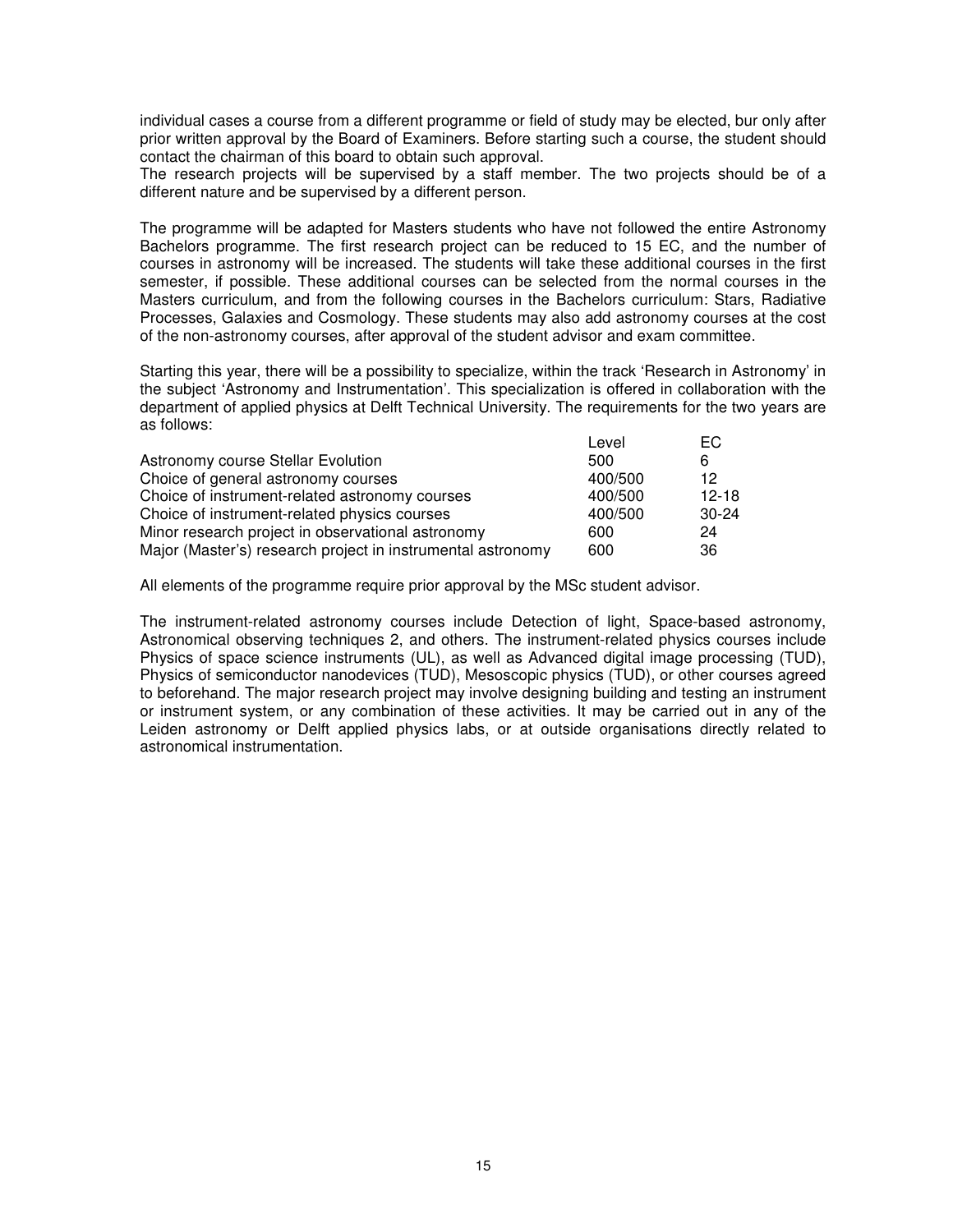individual cases a course from a different programme or field of study may be elected, bur only after prior written approval by the Board of Examiners. Before starting such a course, the student should contact the chairman of this board to obtain such approval.
The research projects will be supervised by a staff member. The two projects should be of a different nature and be supervised by a different person.

The programme will be adapted for Masters students who have not followed the entire Astronomy Bachelors programme. The first research project can be reduced to 15 EC, and the number of courses in astronomy will be increased. The students will take these additional courses in the first semester, if possible. These additional courses can be selected from the normal courses in the Masters curriculum, and from the following courses in the Bachelors curriculum: Stars, Radiative Processes, Galaxies and Cosmology. These students may also add astronomy courses at the cost of the non-astronomy courses, after approval of the student advisor and exam committee.

Starting this year, there will be a possibility to specialize, within the track 'Research in Astronomy' in the subject 'Astronomy and Instrumentation'. This specialization is offered in collaboration with the department of applied physics at Delft Technical University. The requirements for the two years are as follows:

| | Level | EC |
|---|---|---|
| Astronomy course Stellar Evolution | 500 | 6 |
| Choice of general astronomy courses | 400/500 | 12 |
| Choice of instrument-related astronomy courses | 400/500 | 12-18 |
| Choice of instrument-related physics courses | 400/500 | 30-24 |
| Minor research project in observational astronomy | 600 | 24 |
| Major (Master's) research project in instrumental astronomy | 600 | 36 |

All elements of the programme require prior approval by the MSc student advisor.

The instrument-related astronomy courses include Detection of light, Space-based astronomy, Astronomical observing techniques 2, and others. The instrument-related physics courses include Physics of space science instruments (UL), as well as Advanced digital image processing (TUD), Physics of semiconductor nanodevices (TUD), Mesoscopic physics (TUD), or other courses agreed to beforehand. The major research project may involve designing building and testing an instrument or instrument system, or any combination of these activities. It may be carried out in any of the Leiden astronomy or Delft applied physics labs, or at outside organisations directly related to astronomical instrumentation.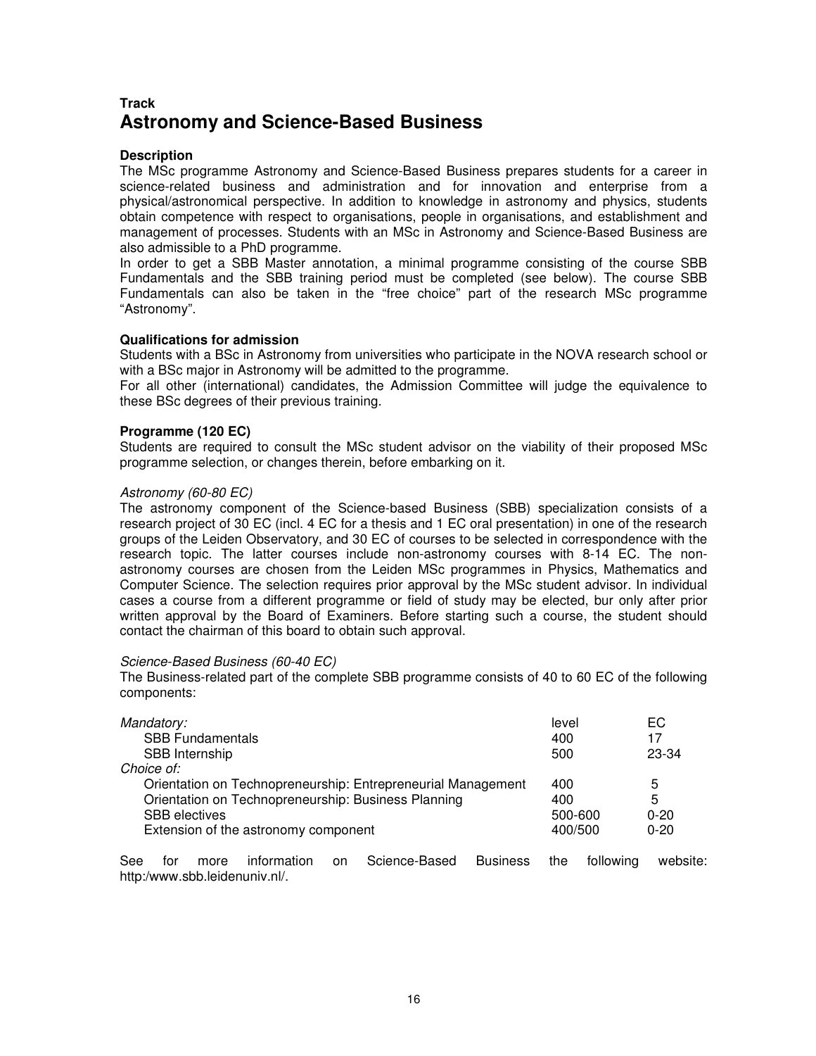**Track**

# Astronomy and Science-Based Business

### Description

The MSc programme Astronomy and Science-Based Business prepares students for a career in science-related business and administration and for innovation and enterprise from a physical/astronomical perspective. In addition to knowledge in astronomy and physics, students obtain competence with respect to organisations, people in organisations, and establishment and management of processes. Students with an MSc in Astronomy and Science-Based Business are also admissible to a PhD programme.

In order to get a SBB Master annotation, a minimal programme consisting of the course SBB Fundamentals and the SBB training period must be completed (see below). The course SBB Fundamentals can also be taken in the “free choice” part of the research MSc programme “Astronomy”.

### Qualifications for admission

Students with a BSc in Astronomy from universities who participate in the NOVA research school or with a BSc major in Astronomy will be admitted to the programme.

For all other (international) candidates, the Admission Committee will judge the equivalence to these BSc degrees of their previous training.

### Programme (120 EC)

Students are required to consult the MSc student advisor on the viability of their proposed MSc programme selection, or changes therein, before embarking on it.

*Astronomy (60-80 EC)*

The astronomy component of the Science-based Business (SBB) specialization consists of a research project of 30 EC (incl. 4 EC for a thesis and 1 EC oral presentation) in one of the research groups of the Leiden Observatory, and 30 EC of courses to be selected in correspondence with the research topic. The latter courses include non-astronomy courses with 8-14 EC. The non-astronomy courses are chosen from the Leiden MSc programmes in Physics, Mathematics and Computer Science. The selection requires prior approval by the MSc student advisor. In individual cases a course from a different programme or field of study may be elected, bur only after prior written approval by the Board of Examiners. Before starting such a course, the student should contact the chairman of this board to obtain such approval.

*Science-Based Business (60-40 EC)*

The Business-related part of the complete SBB programme consists of 40 to 60 EC of the following components:

| | level | EC |
|---|---|---|
| *Mandatory:* | | |
| SBB Fundamentals | 400 | 17 |
| SBB Internship | 500 | 23-34 |
| *Choice of:* | | |
| Orientation on Technopreneurship: Entrepreneurial Management | 400 | 5 |
| Orientation on Technopreneurship: Business Planning | 400 | 5 |
| SBB electives | 500-600 | 0-20 |
| Extension of the astronomy component | 400/500 | 0-20 |

See for more information on Science-Based Business the following website: http:/www.sbb.leidenuniv.nl/.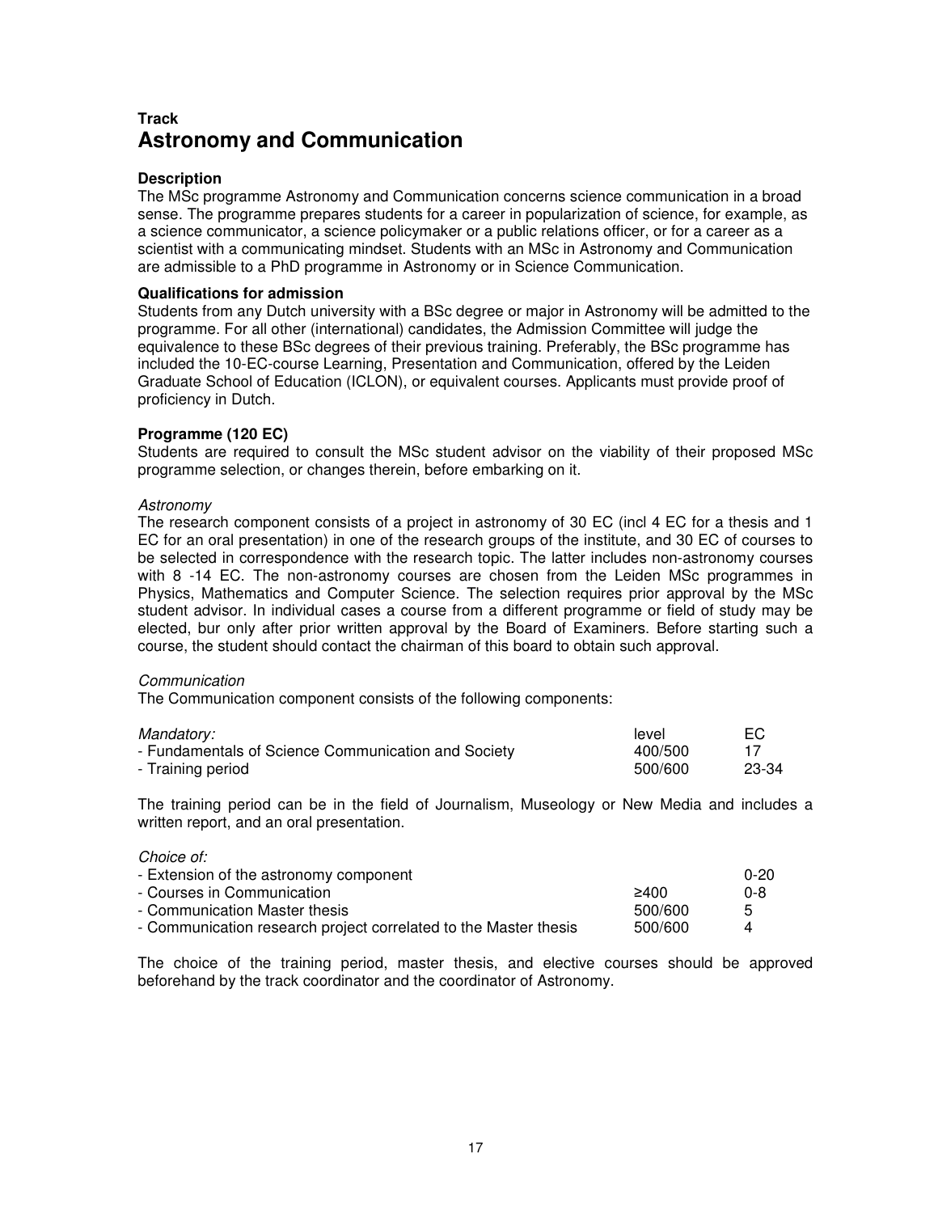**Track**

# Astronomy and Communication

**Description**

The MSc programme Astronomy and Communication concerns science communication in a broad sense. The programme prepares students for a career in popularization of science, for example, as a science communicator, a science policymaker or a public relations officer, or for a career as a scientist with a communicating mindset. Students with an MSc in Astronomy and Communication are admissible to a PhD programme in Astronomy or in Science Communication.

**Qualifications for admission**

Students from any Dutch university with a BSc degree or major in Astronomy will be admitted to the programme. For all other (international) candidates, the Admission Committee will judge the equivalence to these BSc degrees of their previous training. Preferably, the BSc programme has included the 10-EC-course Learning, Presentation and Communication, offered by the Leiden Graduate School of Education (ICLON), or equivalent courses. Applicants must provide proof of proficiency in Dutch.

**Programme (120 EC)**

Students are required to consult the MSc student advisor on the viability of their proposed MSc programme selection, or changes therein, before embarking on it.

*Astronomy*

The research component consists of a project in astronomy of 30 EC (incl 4 EC for a thesis and 1 EC for an oral presentation) in one of the research groups of the institute, and 30 EC of courses to be selected in correspondence with the research topic. The latter includes non-astronomy courses with 8 -14 EC. The non-astronomy courses are chosen from the Leiden MSc programmes in Physics, Mathematics and Computer Science. The selection requires prior approval by the MSc student advisor. In individual cases a course from a different programme or field of study may be elected, bur only after prior written approval by the Board of Examiners. Before starting such a course, the student should contact the chairman of this board to obtain such approval.

*Communication*

The Communication component consists of the following components:

| *Mandatory:* | level | EC |
|---|---|---|
| - Fundamentals of Science Communication and Society | 400/500 | 17 |
| - Training period | 500/600 | 23-34 |

The training period can be in the field of Journalism, Museology or New Media and includes a written report, and an oral presentation.

| *Choice of:* | | |
|---|---|---|
| - Extension of the astronomy component | | 0-20 |
| - Courses in Communication | ≥400 | 0-8 |
| - Communication Master thesis | 500/600 | 5 |
| - Communication research project correlated to the Master thesis | 500/600 | 4 |

The choice of the training period, master thesis, and elective courses should be approved beforehand by the track coordinator and the coordinator of Astronomy.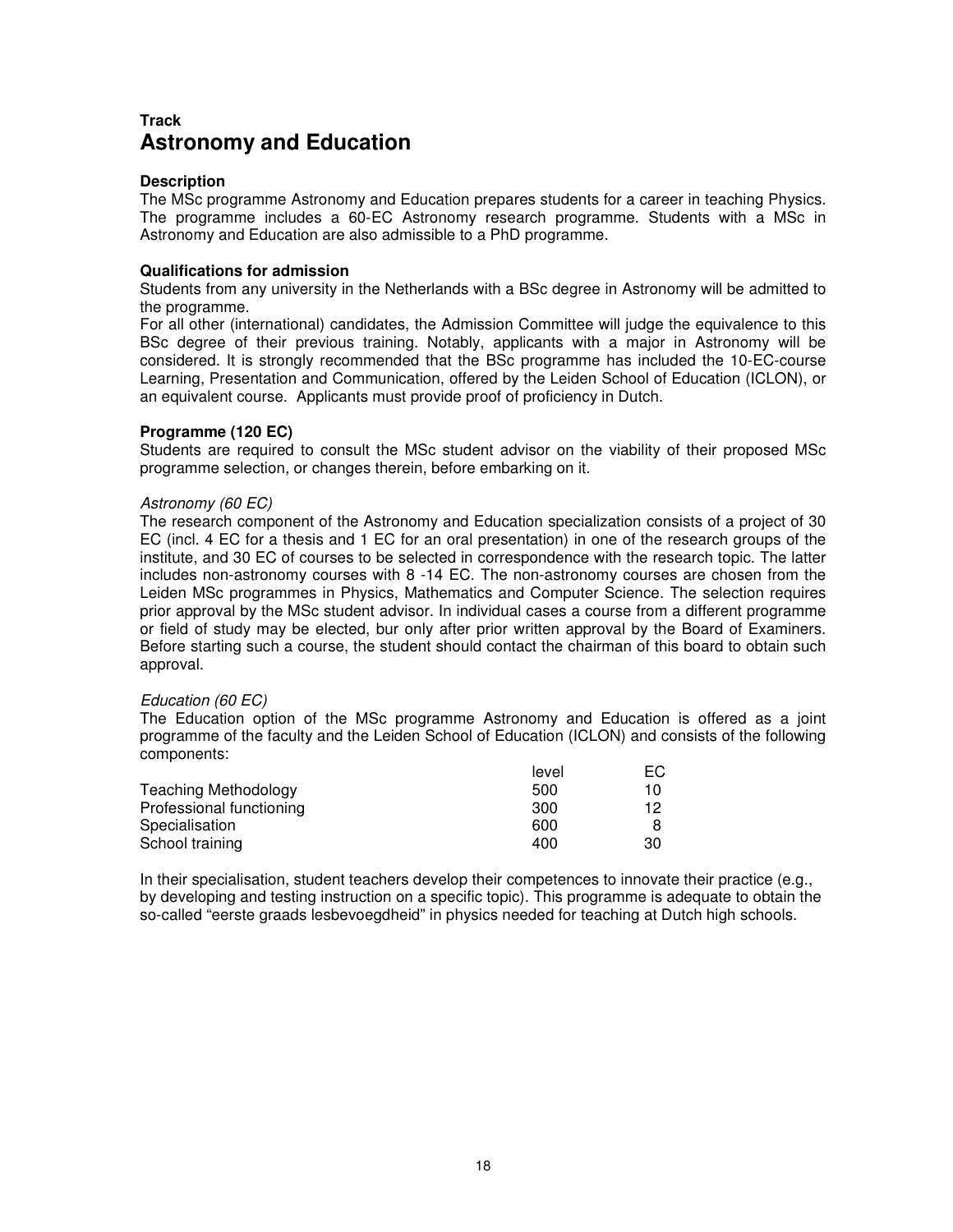**Track**

# Astronomy and Education

**Description**

The MSc programme Astronomy and Education prepares students for a career in teaching Physics. The programme includes a 60-EC Astronomy research programme. Students with a MSc in Astronomy and Education are also admissible to a PhD programme.

**Qualifications for admission**

Students from any university in the Netherlands with a BSc degree in Astronomy will be admitted to the programme.

For all other (international) candidates, the Admission Committee will judge the equivalence to this BSc degree of their previous training. Notably, applicants with a major in Astronomy will be considered. It is strongly recommended that the BSc programme has included the 10-EC-course Learning, Presentation and Communication, offered by the Leiden School of Education (ICLON), or an equivalent course. Applicants must provide proof of proficiency in Dutch.

**Programme (120 EC)**

Students are required to consult the MSc student advisor on the viability of their proposed MSc programme selection, or changes therein, before embarking on it.

*Astronomy (60 EC)*

The research component of the Astronomy and Education specialization consists of a project of 30 EC (incl. 4 EC for a thesis and 1 EC for an oral presentation) in one of the research groups of the institute, and 30 EC of courses to be selected in correspondence with the research topic. The latter includes non-astronomy courses with 8 -14 EC. The non-astronomy courses are chosen from the Leiden MSc programmes in Physics, Mathematics and Computer Science. The selection requires prior approval by the MSc student advisor. In individual cases a course from a different programme or field of study may be elected, bur only after prior written approval by the Board of Examiners. Before starting such a course, the student should contact the chairman of this board to obtain such approval.

*Education (60 EC)*

The Education option of the MSc programme Astronomy and Education is offered as a joint programme of the faculty and the Leiden School of Education (ICLON) and consists of the following components:

| | level | EC |
|---|---|---|
| Teaching Methodology | 500 | 10 |
| Professional functioning | 300 | 12 |
| Specialisation | 600 | 8 |
| School training | 400 | 30 |

In their specialisation, student teachers develop their competences to innovate their practice (e.g., by developing and testing instruction on a specific topic). This programme is adequate to obtain the so-called "eerste graads lesbevoegdheid" in physics needed for teaching at Dutch high schools.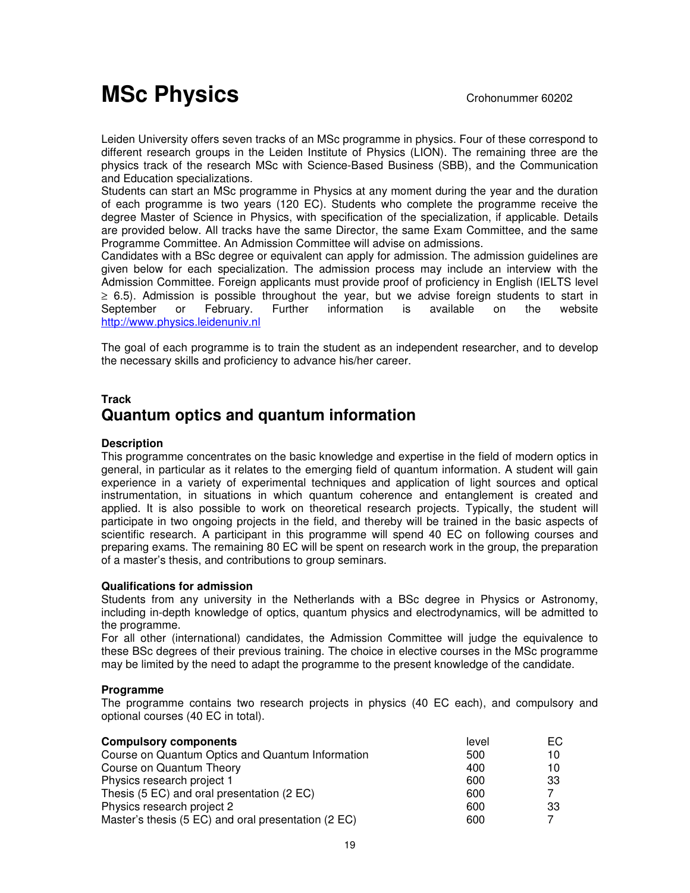# MSc Physics

Crohonummer 60202

Leiden University offers seven tracks of an MSc programme in physics. Four of these correspond to different research groups in the Leiden Institute of Physics (LION). The remaining three are the physics track of the research MSc with Science-Based Business (SBB), and the Communication and Education specializations.
Students can start an MSc programme in Physics at any moment during the year and the duration of each programme is two years (120 EC). Students who complete the programme receive the degree Master of Science in Physics, with specification of the specialization, if applicable. Details are provided below. All tracks have the same Director, the same Exam Committee, and the same Programme Committee. An Admission Committee will advise on admissions.
Candidates with a BSc degree or equivalent can apply for admission. The admission guidelines are given below for each specialization. The admission process may include an interview with the Admission Committee. Foreign applicants must provide proof of proficiency in English (IELTS level $\geq$ 6.5). Admission is possible throughout the year, but we advise foreign students to start in September or February. Further information is available on the website http://www.physics.leidenuniv.nl

The goal of each programme is to train the student as an independent researcher, and to develop the necessary skills and proficiency to advance his/her career.

**Track**
## Quantum optics and quantum information

**Description**
This programme concentrates on the basic knowledge and expertise in the field of modern optics in general, in particular as it relates to the emerging field of quantum information. A student will gain experience in a variety of experimental techniques and application of light sources and optical instrumentation, in situations in which quantum coherence and entanglement is created and applied. It is also possible to work on theoretical research projects. Typically, the student will participate in two ongoing projects in the field, and thereby will be trained in the basic aspects of scientific research. A participant in this programme will spend 40 EC on following courses and preparing exams. The remaining 80 EC will be spent on research work in the group, the preparation of a master's thesis, and contributions to group seminars.

**Qualifications for admission**
Students from any university in the Netherlands with a BSc degree in Physics or Astronomy, including in-depth knowledge of optics, quantum physics and electrodynamics, will be admitted to the programme.
For all other (international) candidates, the Admission Committee will judge the equivalence to these BSc degrees of their previous training. The choice in elective courses in the MSc programme may be limited by the need to adapt the programme to the present knowledge of the candidate.

**Programme**
The programme contains two research projects in physics (40 EC each), and compulsory and optional courses (40 EC in total).

| **Compulsory components** | level | EC |
|---|---|---|
| Course on Quantum Optics and Quantum Information | 500 | 10 |
| Course on Quantum Theory | 400 | 10 |
| Physics research project 1 | 600 | 33 |
| Thesis (5 EC) and oral presentation (2 EC) | 600 | 7 |
| Physics research project 2 | 600 | 33 |
| Master's thesis (5 EC) and oral presentation (2 EC) | 600 | 7 |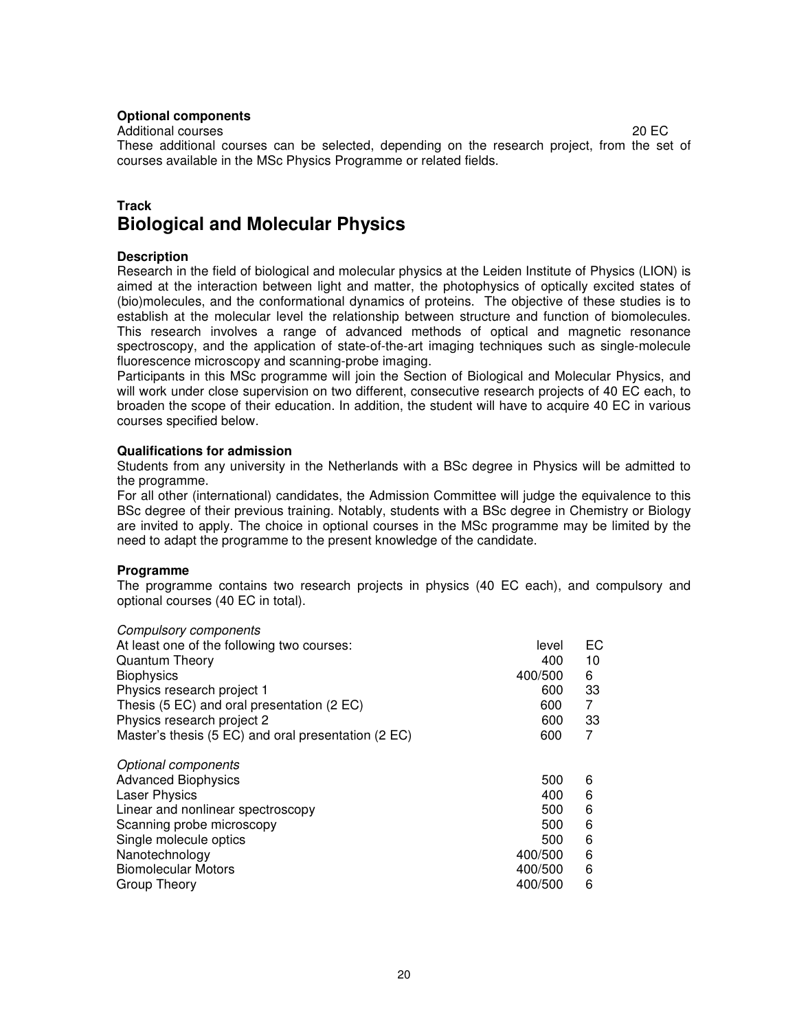**Optional components**

Additional courses 20 EC

These additional courses can be selected, depending on the research project, from the set of courses available in the MSc Physics Programme or related fields.

**Track**

# Biological and Molecular Physics

**Description**

Research in the field of biological and molecular physics at the Leiden Institute of Physics (LION) is aimed at the interaction between light and matter, the photophysics of optically excited states of (bio)molecules, and the conformational dynamics of proteins. The objective of these studies is to establish at the molecular level the relationship between structure and function of biomolecules. This research involves a range of advanced methods of optical and magnetic resonance spectroscopy, and the application of state-of-the-art imaging techniques such as single-molecule fluorescence microscopy and scanning-probe imaging.

Participants in this MSc programme will join the Section of Biological and Molecular Physics, and will work under close supervision on two different, consecutive research projects of 40 EC each, to broaden the scope of their education. In addition, the student will have to acquire 40 EC in various courses specified below.

**Qualifications for admission**

Students from any university in the Netherlands with a BSc degree in Physics will be admitted to the programme.

For all other (international) candidates, the Admission Committee will judge the equivalence to this BSc degree of their previous training. Notably, students with a BSc degree in Chemistry or Biology are invited to apply. The choice in optional courses in the MSc programme may be limited by the need to adapt the programme to the present knowledge of the candidate.

**Programme**

The programme contains two research projects in physics (40 EC each), and compulsory and optional courses (40 EC in total).

| *Compulsory components* | | |
| --- | --- | --- |
| At least one of the following two courses: | level | EC |
| Quantum Theory | 400 | 10 |
| Biophysics | 400/500 | 6 |
| Physics research project 1 | 600 | 33 |
| Thesis (5 EC) and oral presentation (2 EC) | 600 | 7 |
| Physics research project 2 | 600 | 33 |
| Master's thesis (5 EC) and oral presentation (2 EC) | 600 | 7 |
| | | |
| *Optional components* | | |
| Advanced Biophysics | 500 | 6 |
| Laser Physics | 400 | 6 |
| Linear and nonlinear spectroscopy | 500 | 6 |
| Scanning probe microscopy | 500 | 6 |
| Single molecule optics | 500 | 6 |
| Nanotechnology | 400/500 | 6 |
| Biomolecular Motors | 400/500 | 6 |
| Group Theory | 400/500 | 6 |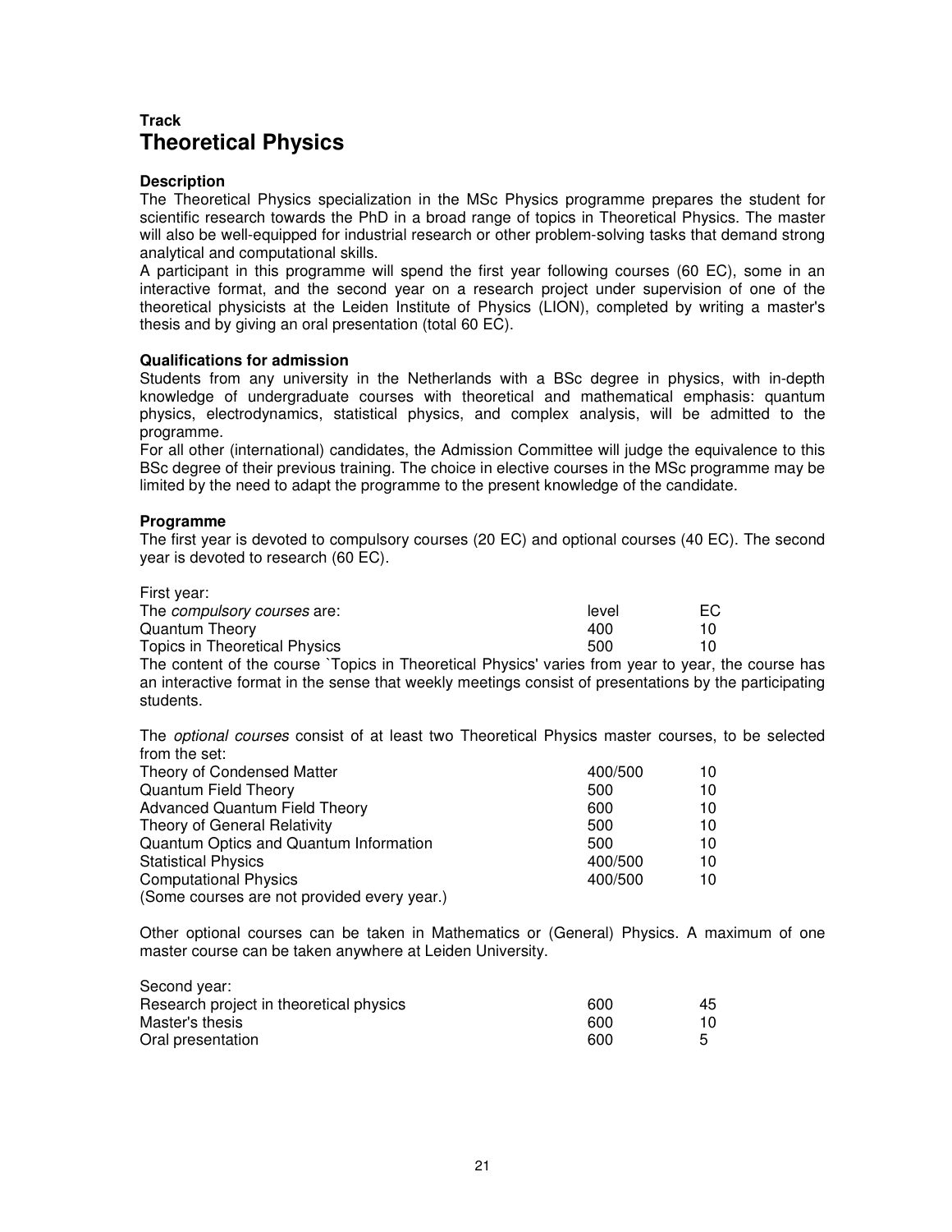**Track**
# Theoretical Physics

### Description

The Theoretical Physics specialization in the MSc Physics programme prepares the student for scientific research towards the PhD in a broad range of topics in Theoretical Physics. The master will also be well-equipped for industrial research or other problem-solving tasks that demand strong analytical and computational skills.
A participant in this programme will spend the first year following courses (60 EC), some in an interactive format, and the second year on a research project under supervision of one of the theoretical physicists at the Leiden Institute of Physics (LION), completed by writing a master's thesis and by giving an oral presentation (total 60 EC).

### Qualifications for admission

Students from any university in the Netherlands with a BSc degree in physics, with in-depth knowledge of undergraduate courses with theoretical and mathematical emphasis: quantum physics, electrodynamics, statistical physics, and complex analysis, will be admitted to the programme.
For all other (international) candidates, the Admission Committee will judge the equivalence to this BSc degree of their previous training. The choice in elective courses in the MSc programme may be limited by the need to adapt the programme to the present knowledge of the candidate.

### Programme

The first year is devoted to compulsory courses (20 EC) and optional courses (40 EC). The second year is devoted to research (60 EC).

First year:

| The *compulsory courses* are: | level | EC |
|---|---|---|
| Quantum Theory | 400 | 10 |
| Topics in Theoretical Physics | 500 | 10 |

The content of the course `Topics in Theoretical Physics' varies from year to year, the course has an interactive format in the sense that weekly meetings consist of presentations by the participating students.

The *optional courses* consist of at least two Theoretical Physics master courses, to be selected from the set:

| Course | level | EC |
|---|---|---|
| Theory of Condensed Matter | 400/500 | 10 |
| Quantum Field Theory | 500 | 10 |
| Advanced Quantum Field Theory | 600 | 10 |
| Theory of General Relativity | 500 | 10 |
| Quantum Optics and Quantum Information | 500 | 10 |
| Statistical Physics | 400/500 | 10 |
| Computational Physics | 400/500 | 10 |

(Some courses are not provided every year.)

Other optional courses can be taken in Mathematics or (General) Physics. A maximum of one master course can be taken anywhere at Leiden University.

Second year:

| Course | level | EC |
|---|---|---|
| Research project in theoretical physics | 600 | 45 |
| Master's thesis | 600 | 10 |
| Oral presentation | 600 | 5 |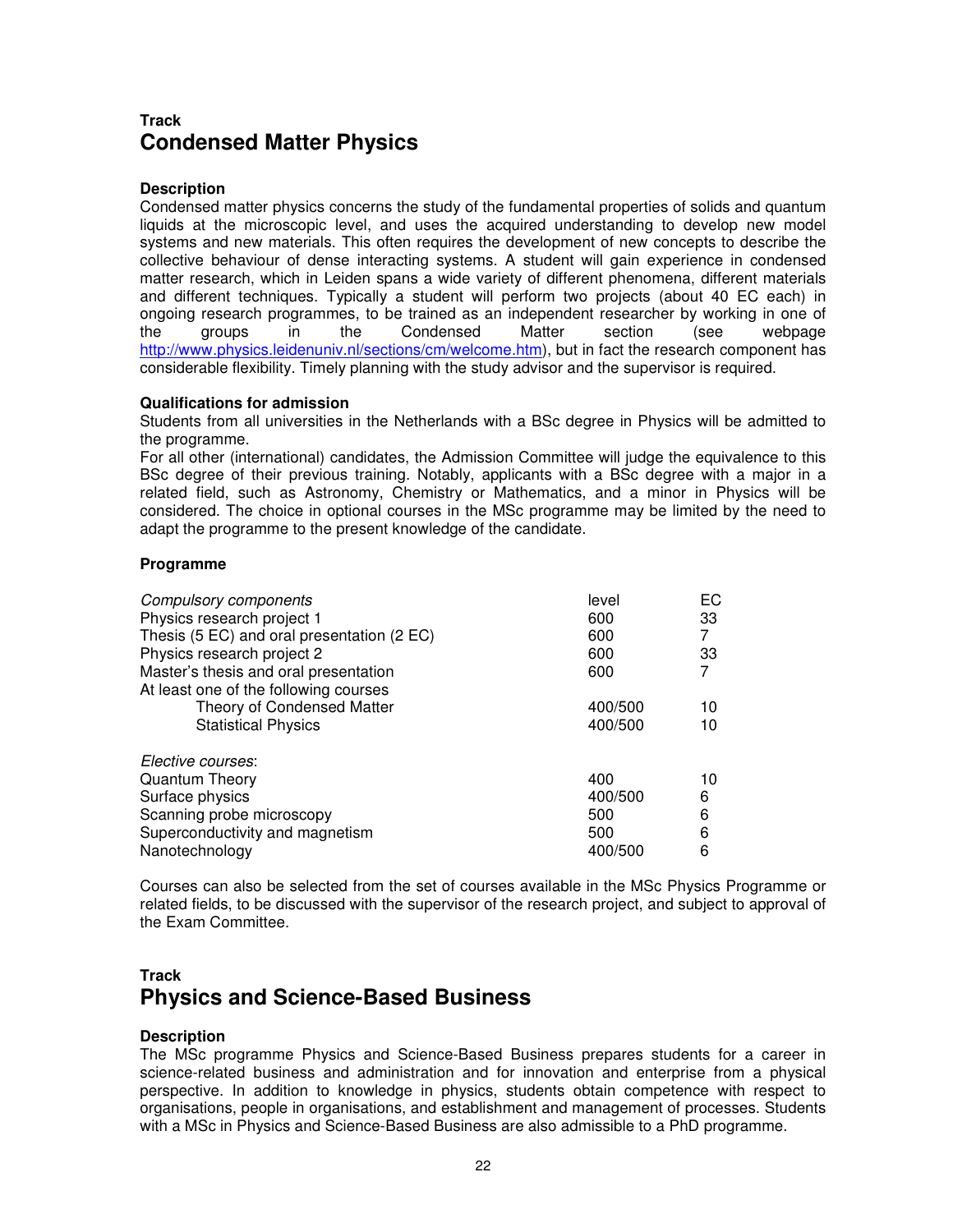**Track**

## Condensed Matter Physics

### Description

Condensed matter physics concerns the study of the fundamental properties of solids and quantum liquids at the microscopic level, and uses the acquired understanding to develop new model systems and new materials. This often requires the development of new concepts to describe the collective behaviour of dense interacting systems. A student will gain experience in condensed matter research, which in Leiden spans a wide variety of different phenomena, different materials and different techniques. Typically a student will perform two projects (about 40 EC each) in ongoing research programmes, to be trained as an independent researcher by working in one of the groups in the Condensed Matter section (see webpage http://www.physics.leidenuniv.nl/sections/cm/welcome.htm), but in fact the research component has considerable flexibility. Timely planning with the study advisor and the supervisor is required.

### Qualifications for admission

Students from all universities in the Netherlands with a BSc degree in Physics will be admitted to the programme.
For all other (international) candidates, the Admission Committee will judge the equivalence to this BSc degree of their previous training. Notably, applicants with a BSc degree with a major in a related field, such as Astronomy, Chemistry or Mathematics, and a minor in Physics will be considered. The choice in optional courses in the MSc programme may be limited by the need to adapt the programme to the present knowledge of the candidate.

### Programme

| *Compulsory components* | level | EC |
|---|---|---|
| Physics research project 1 | 600 | 33 |
| Thesis (5 EC) and oral presentation (2 EC) | 600 | 7 |
| Physics research project 2 | 600 | 33 |
| Master's thesis and oral presentation | 600 | 7 |
| At least one of the following courses | | |
| Theory of Condensed Matter | 400/500 | 10 |
| Statistical Physics | 400/500 | 10 |
| | | |
| *Elective courses*: | | |
| Quantum Theory | 400 | 10 |
| Surface physics | 400/500 | 6 |
| Scanning probe microscopy | 500 | 6 |
| Superconductivity and magnetism | 500 | 6 |
| Nanotechnology | 400/500 | 6 |

Courses can also be selected from the set of courses available in the MSc Physics Programme or related fields, to be discussed with the supervisor of the research project, and subject to approval of the Exam Committee.

**Track**

## Physics and Science-Based Business

### Description

The MSc programme Physics and Science-Based Business prepares students for a career in science-related business and administration and for innovation and enterprise from a physical perspective. In addition to knowledge in physics, students obtain competence with respect to organisations, people in organisations, and establishment and management of processes. Students with a MSc in Physics and Science-Based Business are also admissible to a PhD programme.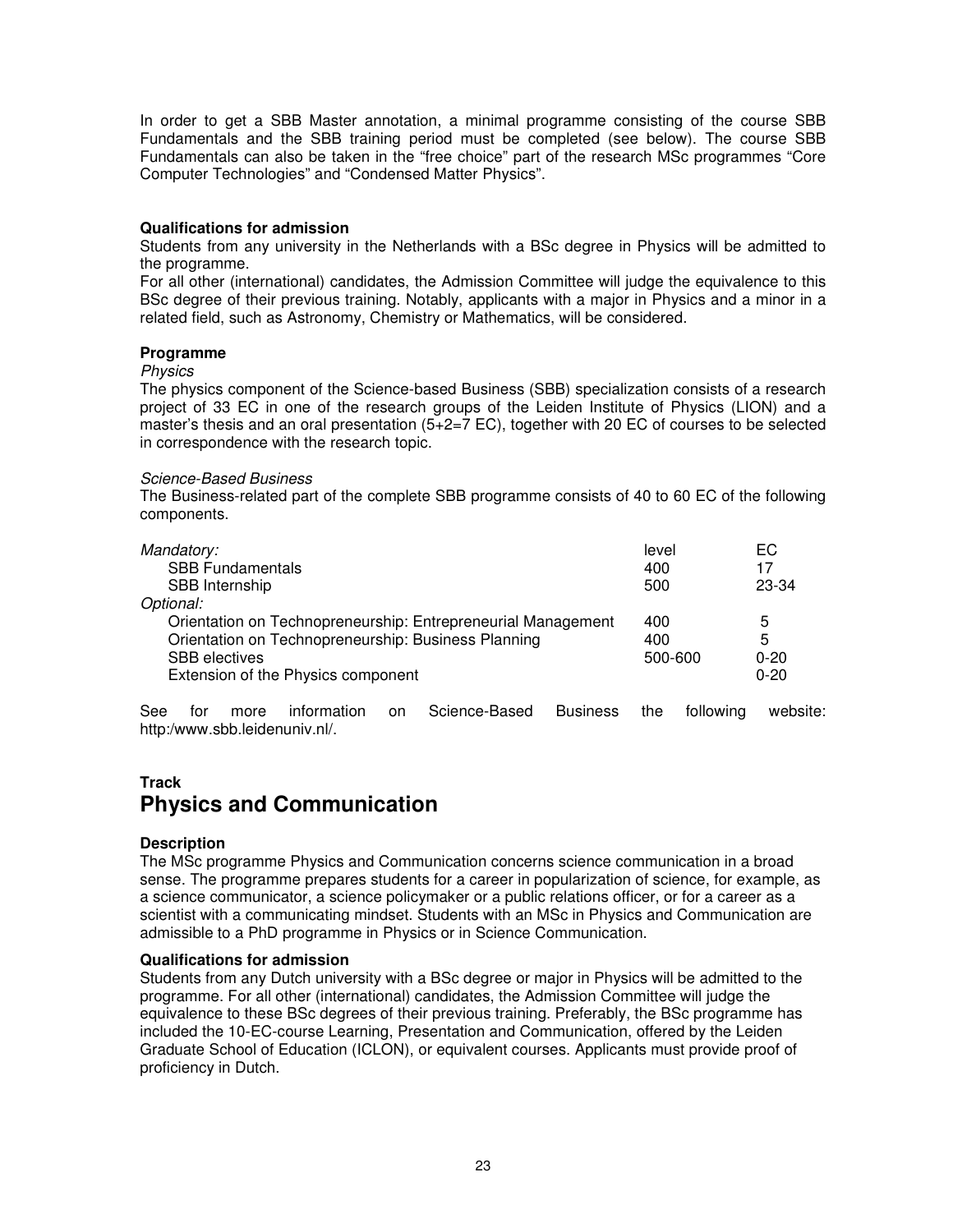In order to get a SBB Master annotation, a minimal programme consisting of the course SBB Fundamentals and the SBB training period must be completed (see below). The course SBB Fundamentals can also be taken in the "free choice" part of the research MSc programmes "Core Computer Technologies" and "Condensed Matter Physics".

**Qualifications for admission**

Students from any university in the Netherlands with a BSc degree in Physics will be admitted to the programme.

For all other (international) candidates, the Admission Committee will judge the equivalence to this BSc degree of their previous training. Notably, applicants with a major in Physics and a minor in a related field, such as Astronomy, Chemistry or Mathematics, will be considered.

**Programme**

*Physics*

The physics component of the Science-based Business (SBB) specialization consists of a research project of 33 EC in one of the research groups of the Leiden Institute of Physics (LION) and a master's thesis and an oral presentation (5+2=7 EC), together with 20 EC of courses to be selected in correspondence with the research topic.

*Science-Based Business*

The Business-related part of the complete SBB programme consists of 40 to 60 EC of the following components.

| | level | EC |
|---|---|---|
| *Mandatory:* | | |
| SBB Fundamentals | 400 | 17 |
| SBB Internship | 500 | 23-34 |
| *Optional:* | | |
| Orientation on Technopreneurship: Entrepreneurial Management | 400 | 5 |
| Orientation on Technopreneurship: Business Planning | 400 | 5 |
| SBB electives | 500-600 | 0-20 |
| Extension of the Physics component | | 0-20 |

See for more information on Science-Based Business the following website: http:/www.sbb.leidenuniv.nl/.

**Track**

## Physics and Communication

**Description**

The MSc programme Physics and Communication concerns science communication in a broad sense. The programme prepares students for a career in popularization of science, for example, as a science communicator, a science policymaker or a public relations officer, or for a career as a scientist with a communicating mindset. Students with an MSc in Physics and Communication are admissible to a PhD programme in Physics or in Science Communication.

**Qualifications for admission**

Students from any Dutch university with a BSc degree or major in Physics will be admitted to the programme. For all other (international) candidates, the Admission Committee will judge the equivalence to these BSc degrees of their previous training. Preferably, the BSc programme has included the 10-EC-course Learning, Presentation and Communication, offered by the Leiden Graduate School of Education (ICLON), or equivalent courses. Applicants must provide proof of proficiency in Dutch.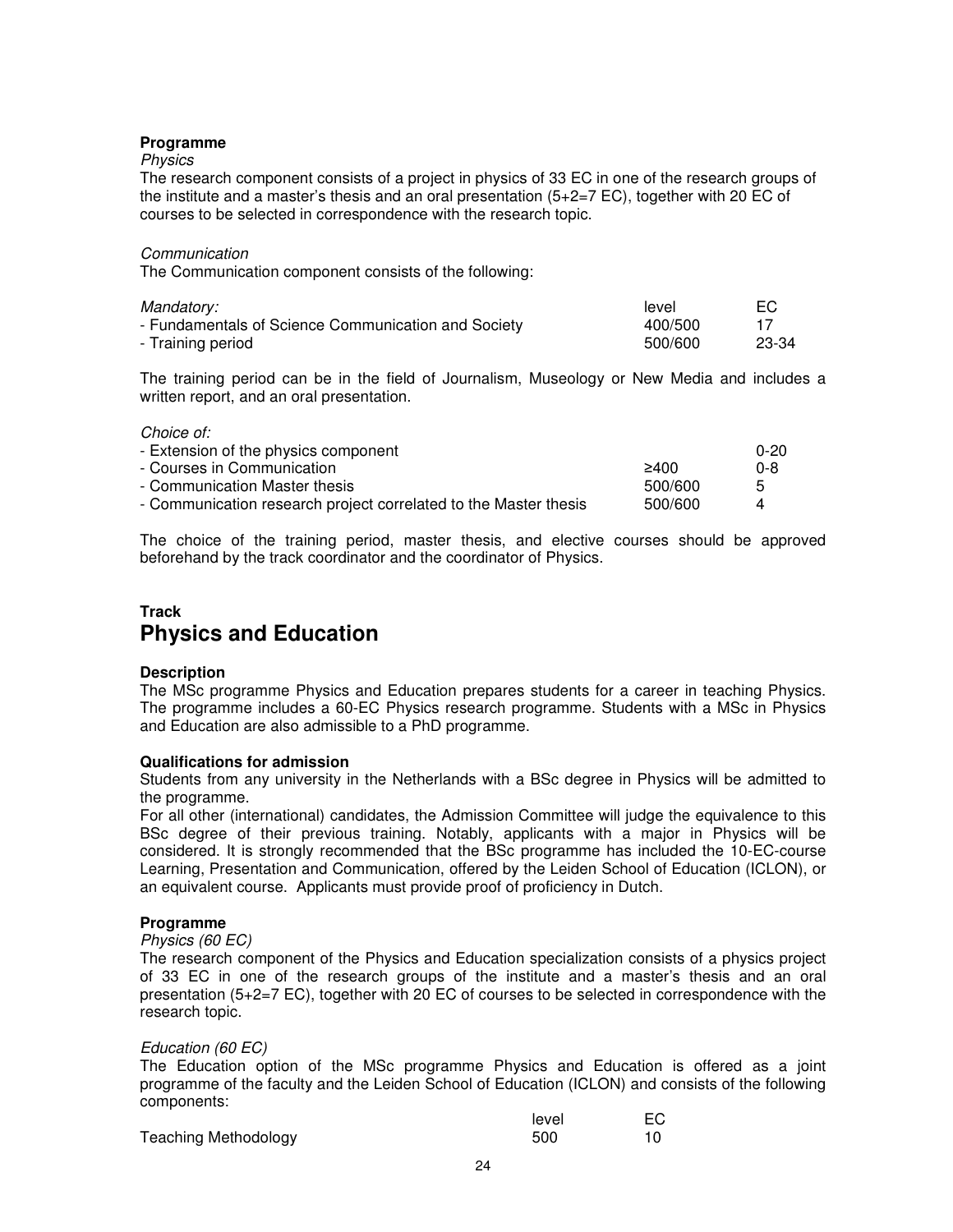**Programme**

*Physics*

The research component consists of a project in physics of 33 EC in one of the research groups of the institute and a master's thesis and an oral presentation (5+2=7 EC), together with 20 EC of courses to be selected in correspondence with the research topic.

*Communication*

The Communication component consists of the following:

| *Mandatory:* | level | EC |
|---|---|---|
| - Fundamentals of Science Communication and Society | 400/500 | 17 |
| - Training period | 500/600 | 23-34 |

The training period can be in the field of Journalism, Museology or New Media and includes a written report, and an oral presentation.

| *Choice of:* | | |
|---|---|---|
| - Extension of the physics component | | 0-20 |
| - Courses in Communication | ≥400 | 0-8 |
| - Communication Master thesis | 500/600 | 5 |
| - Communication research project correlated to the Master thesis | 500/600 | 4 |

The choice of the training period, master thesis, and elective courses should be approved beforehand by the track coordinator and the coordinator of Physics.

**Track**

## Physics and Education

**Description**

The MSc programme Physics and Education prepares students for a career in teaching Physics. The programme includes a 60-EC Physics research programme. Students with a MSc in Physics and Education are also admissible to a PhD programme.

**Qualifications for admission**

Students from any university in the Netherlands with a BSc degree in Physics will be admitted to the programme.

For all other (international) candidates, the Admission Committee will judge the equivalence to this BSc degree of their previous training. Notably, applicants with a major in Physics will be considered. It is strongly recommended that the BSc programme has included the 10-EC-course Learning, Presentation and Communication, offered by the Leiden School of Education (ICLON), or an equivalent course. Applicants must provide proof of proficiency in Dutch.

**Programme**

*Physics (60 EC)*

The research component of the Physics and Education specialization consists of a physics project of 33 EC in one of the research groups of the institute and a master's thesis and an oral presentation (5+2=7 EC), together with 20 EC of courses to be selected in correspondence with the research topic.

*Education (60 EC)*

The Education option of the MSc programme Physics and Education is offered as a joint programme of the faculty and the Leiden School of Education (ICLON) and consists of the following components:

| | level | EC |
|---|---|---|
| Teaching Methodology | 500 | 10 |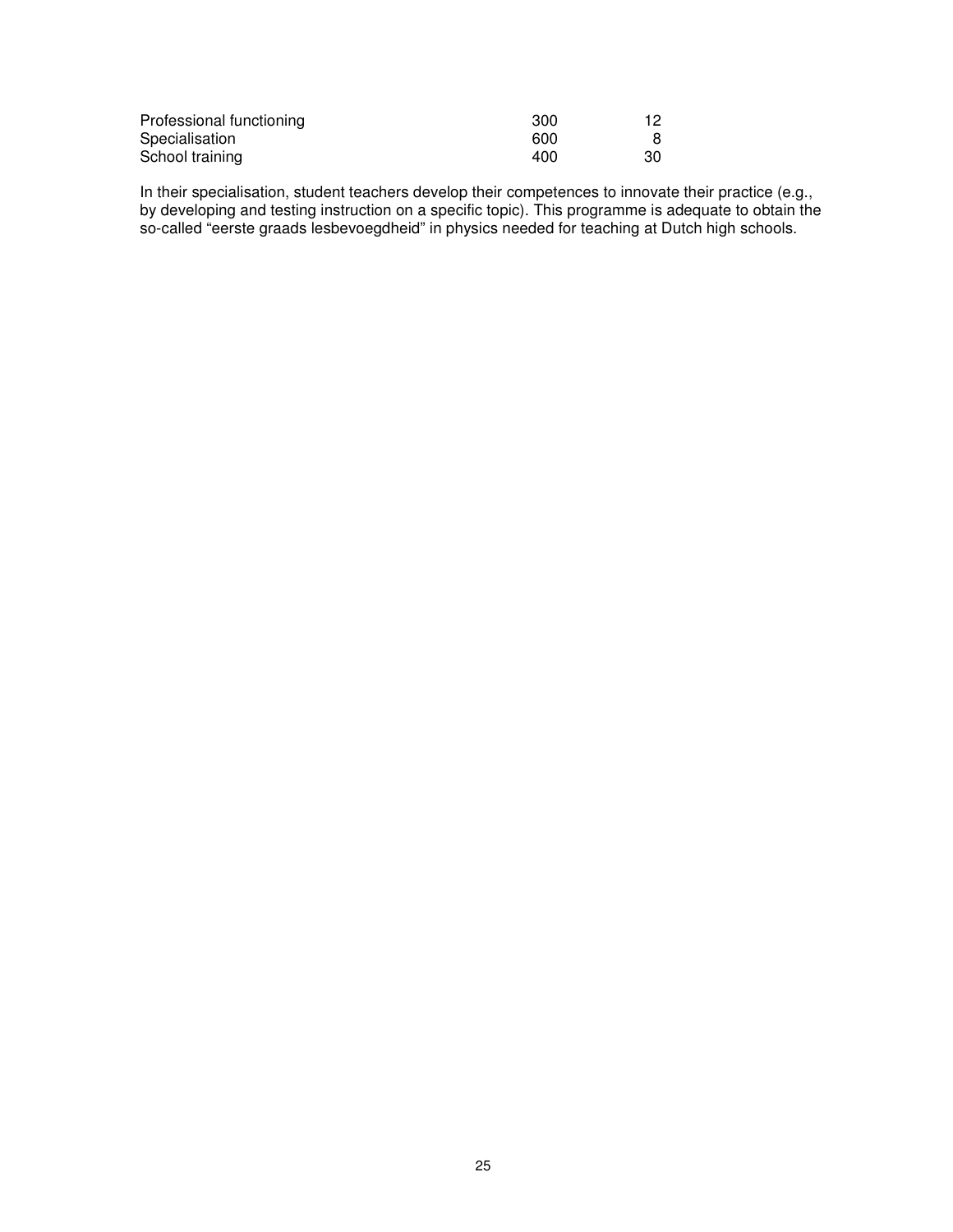| | | |
|---|---|---|
| Professional functioning | 300 | 12 |
| Specialisation | 600 | 8 |
| School training | 400 | 30 |

In their specialisation, student teachers develop their competences to innovate their practice (e.g., by developing and testing instruction on a specific topic). This programme is adequate to obtain the so-called "eerste graads lesbevoegdheid" in physics needed for teaching at Dutch high schools.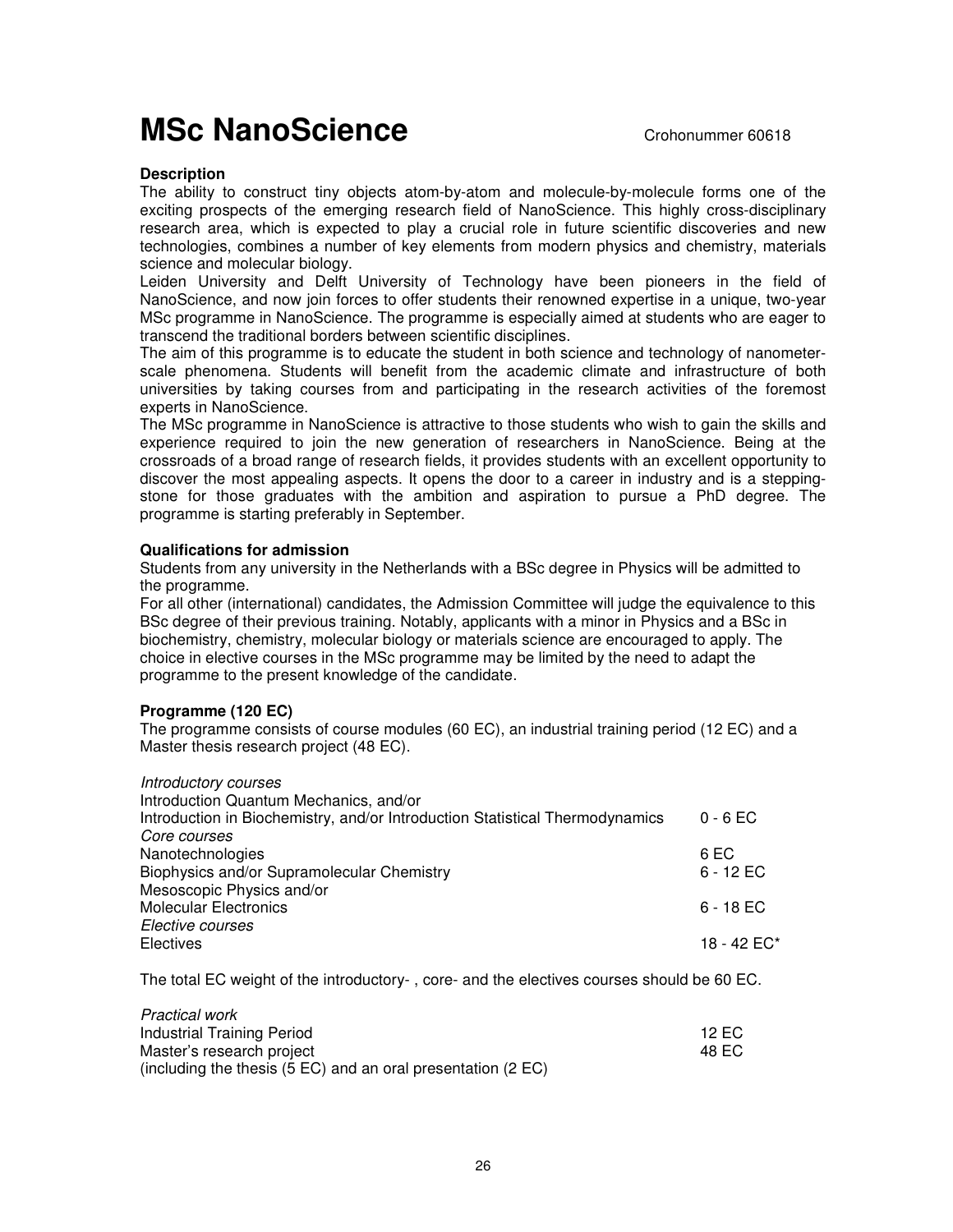# MSc NanoScience

Crohonummer 60618

**Description**

The ability to construct tiny objects atom-by-atom and molecule-by-molecule forms one of the exciting prospects of the emerging research field of NanoScience. This highly cross-disciplinary research area, which is expected to play a crucial role in future scientific discoveries and new technologies, combines a number of key elements from modern physics and chemistry, materials science and molecular biology.

Leiden University and Delft University of Technology have been pioneers in the field of NanoScience, and now join forces to offer students their renowned expertise in a unique, two-year MSc programme in NanoScience. The programme is especially aimed at students who are eager to transcend the traditional borders between scientific disciplines.

The aim of this programme is to educate the student in both science and technology of nanometer-scale phenomena. Students will benefit from the academic climate and infrastructure of both universities by taking courses from and participating in the research activities of the foremost experts in NanoScience.

The MSc programme in NanoScience is attractive to those students who wish to gain the skills and experience required to join the new generation of researchers in NanoScience. Being at the crossroads of a broad range of research fields, it provides students with an excellent opportunity to discover the most appealing aspects. It opens the door to a career in industry and is a stepping-stone for those graduates with the ambition and aspiration to pursue a PhD degree. The programme is starting preferably in September.

**Qualifications for admission**

Students from any university in the Netherlands with a BSc degree in Physics will be admitted to the programme.

For all other (international) candidates, the Admission Committee will judge the equivalence to this BSc degree of their previous training. Notably, applicants with a minor in Physics and a BSc in biochemistry, chemistry, molecular biology or materials science are encouraged to apply. The choice in elective courses in the MSc programme may be limited by the need to adapt the programme to the present knowledge of the candidate.

**Programme (120 EC)**

The programme consists of course modules (60 EC), an industrial training period (12 EC) and a Master thesis research project (48 EC).

| | |
|---|---|
| *Introductory courses* | |
| Introduction Quantum Mechanics, and/or<br>Introduction in Biochemistry, and/or Introduction Statistical Thermodynamics | 0 - 6 EC |
| *Core courses* | |
| Nanotechnologies | 6 EC |
| Biophysics and/or Supramolecular Chemistry | 6 - 12 EC |
| Mesoscopic Physics and/or<br>Molecular Electronics | 6 - 18 EC |
| *Elective courses* | |
| Electives | 18 - 42 EC* |

The total EC weight of the introductory- , core- and the electives courses should be 60 EC.

| | |
|---|---|
| *Practical work* | |
| Industrial Training Period | 12 EC |
| Master's research project<br>(including the thesis (5 EC) and an oral presentation (2 EC) | 48 EC |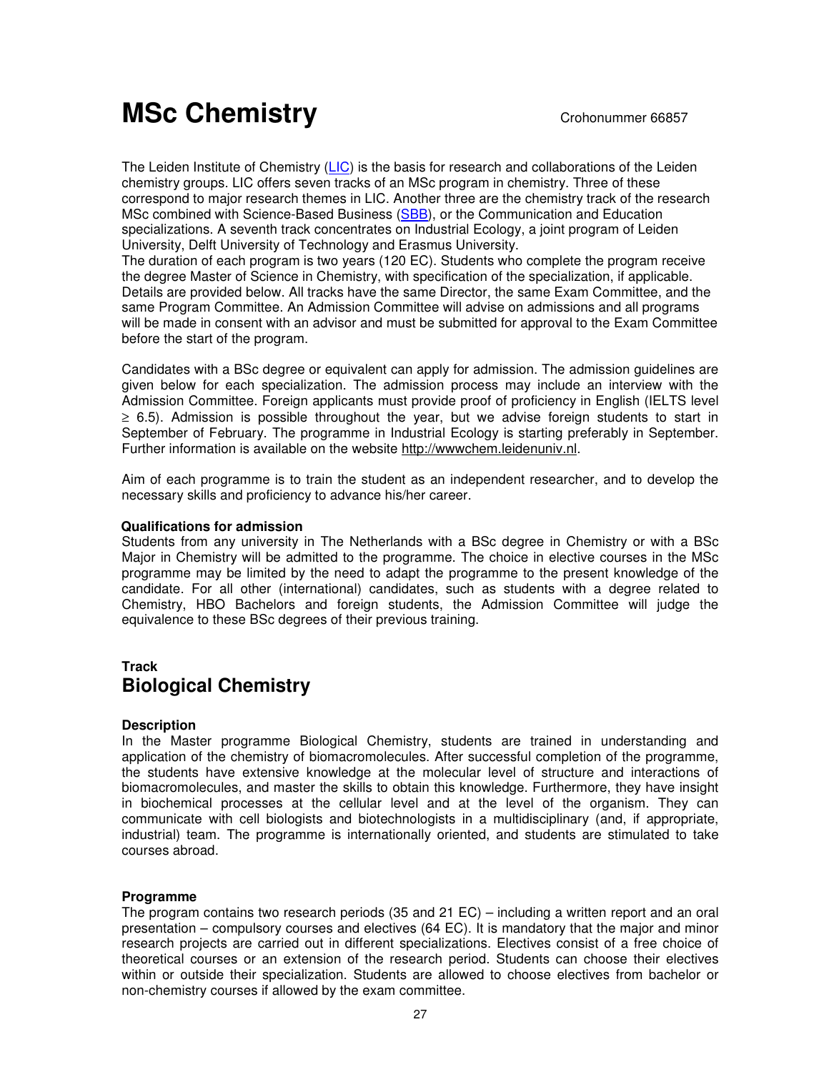# MSc Chemistry

Crohonummer 66857

The Leiden Institute of Chemistry (LIC) is the basis for research and collaborations of the Leiden chemistry groups. LIC offers seven tracks of an MSc program in chemistry. Three of these correspond to major research themes in LIC. Another three are the chemistry track of the research MSc combined with Science-Based Business (SBB), or the Communication and Education specializations. A seventh track concentrates on Industrial Ecology, a joint program of Leiden University, Delft University of Technology and Erasmus University.
The duration of each program is two years (120 EC). Students who complete the program receive the degree Master of Science in Chemistry, with specification of the specialization, if applicable. Details are provided below. All tracks have the same Director, the same Exam Committee, and the same Program Committee. An Admission Committee will advise on admissions and all programs will be made in consent with an advisor and must be submitted for approval to the Exam Committee before the start of the program.

Candidates with a BSc degree or equivalent can apply for admission. The admission guidelines are given below for each specialization. The admission process may include an interview with the Admission Committee. Foreign applicants must provide proof of proficiency in English (IELTS level ≥ 6.5). Admission is possible throughout the year, but we advise foreign students to start in September of February. The programme in Industrial Ecology is starting preferably in September. Further information is available on the website http://wwwchem.leidenuniv.nl.

Aim of each programme is to train the student as an independent researcher, and to develop the necessary skills and proficiency to advance his/her career.

#### Qualifications for admission

Students from any university in The Netherlands with a BSc degree in Chemistry or with a BSc Major in Chemistry will be admitted to the programme. The choice in elective courses in the MSc programme may be limited by the need to adapt the programme to the present knowledge of the candidate. For all other (international) candidates, such as students with a degree related to Chemistry, HBO Bachelors and foreign students, the Admission Committee will judge the equivalence to these BSc degrees of their previous training.

### Track
## Biological Chemistry

#### Description

In the Master programme Biological Chemistry, students are trained in understanding and application of the chemistry of biomacromolecules. After successful completion of the programme, the students have extensive knowledge at the molecular level of structure and interactions of biomacromolecules, and master the skills to obtain this knowledge. Furthermore, they have insight in biochemical processes at the cellular level and at the level of the organism. They can communicate with cell biologists and biotechnologists in a multidisciplinary (and, if appropriate, industrial) team. The programme is internationally oriented, and students are stimulated to take courses abroad.

#### Programme

The program contains two research periods (35 and 21 EC) – including a written report and an oral presentation – compulsory courses and electives (64 EC). It is mandatory that the major and minor research projects are carried out in different specializations. Electives consist of a free choice of theoretical courses or an extension of the research period. Students can choose their electives within or outside their specialization. Students are allowed to choose electives from bachelor or non-chemistry courses if allowed by the exam committee.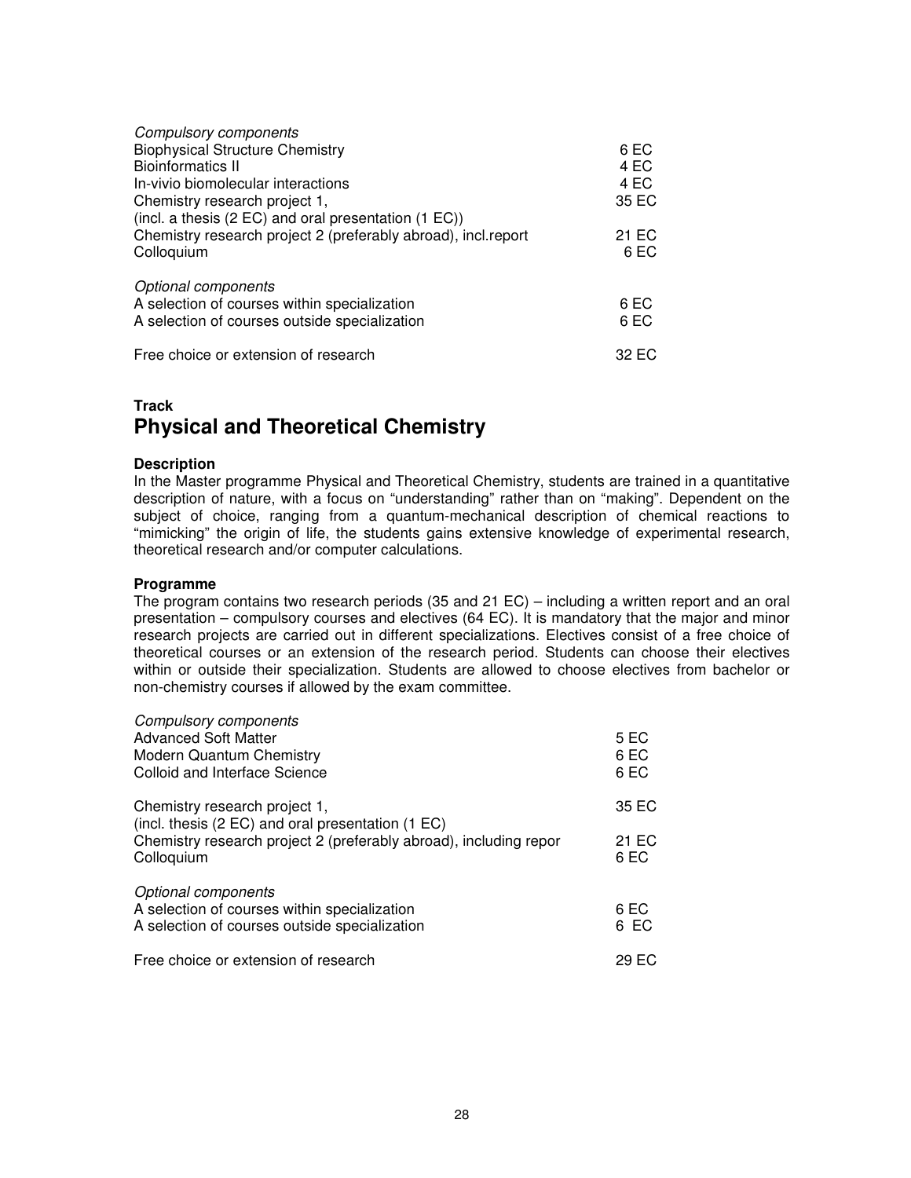*Compulsory components*

| | |
|---|---|
| Biophysical Structure Chemistry | 6 EC |
| Bioinformatics II | 4 EC |
| In-vivio biomolecular interactions | 4 EC |
| Chemistry research project 1, (incl. a thesis (2 EC) and oral presentation (1 EC)) | 35 EC |
| Chemistry research project 2 (preferably abroad), incl.report | 21 EC |
| Colloquium | 6 EC |

*Optional components*

| | |
|---|---|
| A selection of courses within specialization | 6 EC |
| A selection of courses outside specialization | 6 EC |
| Free choice or extension of research | 32 EC |

**Track**

## Physical and Theoretical Chemistry

**Description**

In the Master programme Physical and Theoretical Chemistry, students are trained in a quantitative description of nature, with a focus on "understanding" rather than on "making". Dependent on the subject of choice, ranging from a quantum-mechanical description of chemical reactions to "mimicking" the origin of life, the students gains extensive knowledge of experimental research, theoretical research and/or computer calculations.

**Programme**

The program contains two research periods (35 and 21 EC) – including a written report and an oral presentation – compulsory courses and electives (64 EC). It is mandatory that the major and minor research projects are carried out in different specializations. Electives consist of a free choice of theoretical courses or an extension of the research period. Students can choose their electives within or outside their specialization. Students are allowed to choose electives from bachelor or non-chemistry courses if allowed by the exam committee.

*Compulsory components*

| | |
|---|---|
| Advanced Soft Matter | 5 EC |
| Modern Quantum Chemistry | 6 EC |
| Colloid and Interface Science | 6 EC |
| Chemistry research project 1, (incl. thesis (2 EC) and oral presentation (1 EC) | 35 EC |
| Chemistry research project 2 (preferably abroad), including repor | 21 EC |
| Colloquium | 6 EC |

*Optional components*

| | |
|---|---|
| A selection of courses within specialization | 6 EC |
| A selection of courses outside specialization | 6 EC |
| Free choice or extension of research | 29 EC |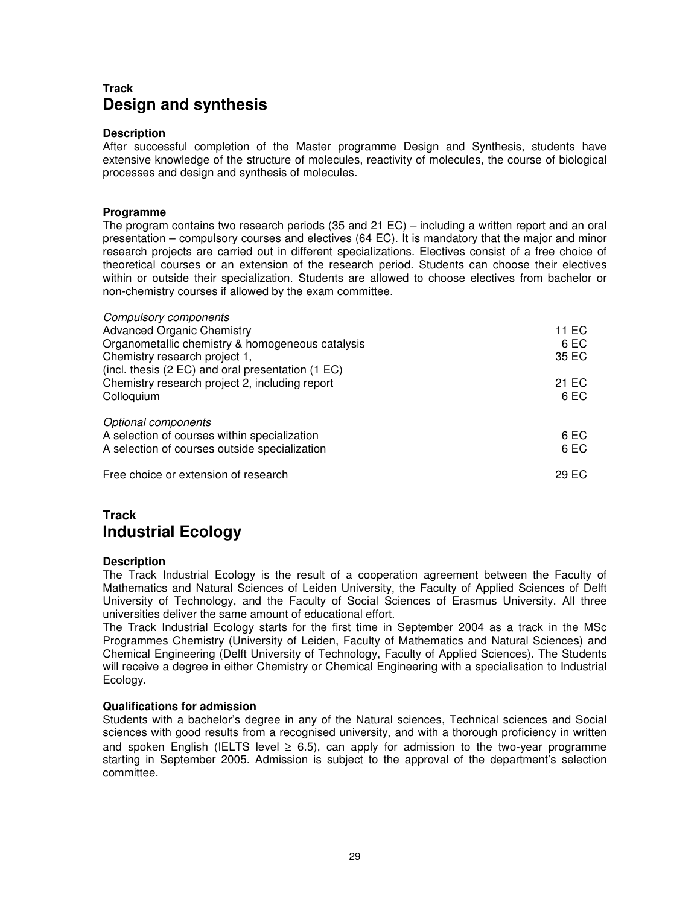**Track**

# Design and synthesis

**Description**

After successful completion of the Master programme Design and Synthesis, students have extensive knowledge of the structure of molecules, reactivity of molecules, the course of biological processes and design and synthesis of molecules.

**Programme**

The program contains two research periods (35 and 21 EC) – including a written report and an oral presentation – compulsory courses and electives (64 EC). It is mandatory that the major and minor research projects are carried out in different specializations. Electives consist of a free choice of theoretical courses or an extension of the research period. Students can choose their electives within or outside their specialization. Students are allowed to choose electives from bachelor or non-chemistry courses if allowed by the exam committee.

| *Compulsory components* | |
|---|---|
| Advanced Organic Chemistry | 11 EC |
| Organometallic chemistry & homogeneous catalysis | 6 EC |
| Chemistry research project 1, (incl. thesis (2 EC) and oral presentation (1 EC) | 35 EC |
| Chemistry research project 2, including report | 21 EC |
| Colloquium | 6 EC |
| *Optional components* | |
| A selection of courses within specialization | 6 EC |
| A selection of courses outside specialization | 6 EC |
| Free choice or extension of research | 29 EC |

**Track**

# Industrial Ecology

**Description**

The Track Industrial Ecology is the result of a cooperation agreement between the Faculty of Mathematics and Natural Sciences of Leiden University, the Faculty of Applied Sciences of Delft University of Technology, and the Faculty of Social Sciences of Erasmus University. All three universities deliver the same amount of educational effort.

The Track Industrial Ecology starts for the first time in September 2004 as a track in the MSc Programmes Chemistry (University of Leiden, Faculty of Mathematics and Natural Sciences) and Chemical Engineering (Delft University of Technology, Faculty of Applied Sciences). The Students will receive a degree in either Chemistry or Chemical Engineering with a specialisation to Industrial Ecology.

**Qualifications for admission**

Students with a bachelor's degree in any of the Natural sciences, Technical sciences and Social sciences with good results from a recognised university, and with a thorough proficiency in written and spoken English (IELTS level $\geq$ 6.5), can apply for admission to the two-year programme starting in September 2005. Admission is subject to the approval of the department's selection committee.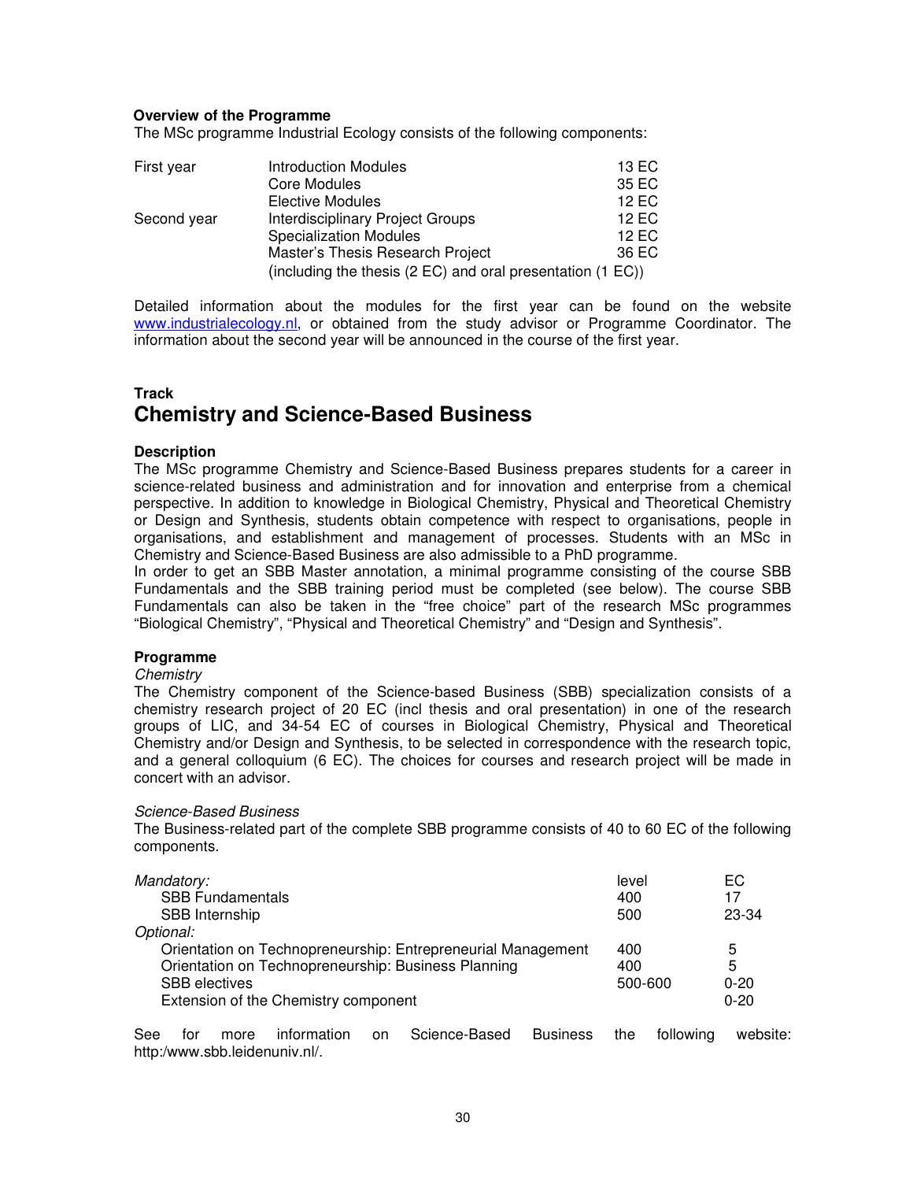**Overview of the Programme**

The MSc programme Industrial Ecology consists of the following components:

| | | |
|---|---|---|
| First year | Introduction Modules | 13 EC |
| | Core Modules | 35 EC |
| | Elective Modules | 12 EC |
| Second year | Interdisciplinary Project Groups | 12 EC |
| | Specialization Modules | 12 EC |
| | Master's Thesis Research Project | 36 EC |
| | (including the thesis (2 EC) and oral presentation (1 EC)) | |

Detailed information about the modules for the first year can be found on the website www.industrialecology.nl, or obtained from the study advisor or Programme Coordinator. The information about the second year will be announced in the course of the first year.

### Track

## Chemistry and Science-Based Business

**Description**

The MSc programme Chemistry and Science-Based Business prepares students for a career in science-related business and administration and for innovation and enterprise from a chemical perspective. In addition to knowledge in Biological Chemistry, Physical and Theoretical Chemistry or Design and Synthesis, students obtain competence with respect to organisations, people in organisations, and establishment and management of processes. Students with an MSc in Chemistry and Science-Based Business are also admissible to a PhD programme.

In order to get an SBB Master annotation, a minimal programme consisting of the course SBB Fundamentals and the SBB training period must be completed (see below). The course SBB Fundamentals can also be taken in the "free choice" part of the research MSc programmes "Biological Chemistry", "Physical and Theoretical Chemistry" and "Design and Synthesis".

**Programme**

*Chemistry*

The Chemistry component of the Science-based Business (SBB) specialization consists of a chemistry research project of 20 EC (incl thesis and oral presentation) in one of the research groups of LIC, and 34-54 EC of courses in Biological Chemistry, Physical and Theoretical Chemistry and/or Design and Synthesis, to be selected in correspondence with the research topic, and a general colloquium (6 EC). The choices for courses and research project will be made in concert with an advisor.

*Science-Based Business*

The Business-related part of the complete SBB programme consists of 40 to 60 EC of the following components.

| *Mandatory:* | level | EC |
|---|---|---|
| SBB Fundamentals | 400 | 17 |
| SBB Internship | 500 | 23-34 |
| *Optional:* | | |
| Orientation on Technopreneurship: Entrepreneurial Management | 400 | 5 |
| Orientation on Technopreneurship: Business Planning | 400 | 5 |
| SBB electives | 500-600 | 0-20 |
| Extension of the Chemistry component | | 0-20 |

See for more information on Science-Based Business the following website: http:/www.sbb.leidenuniv.nl/.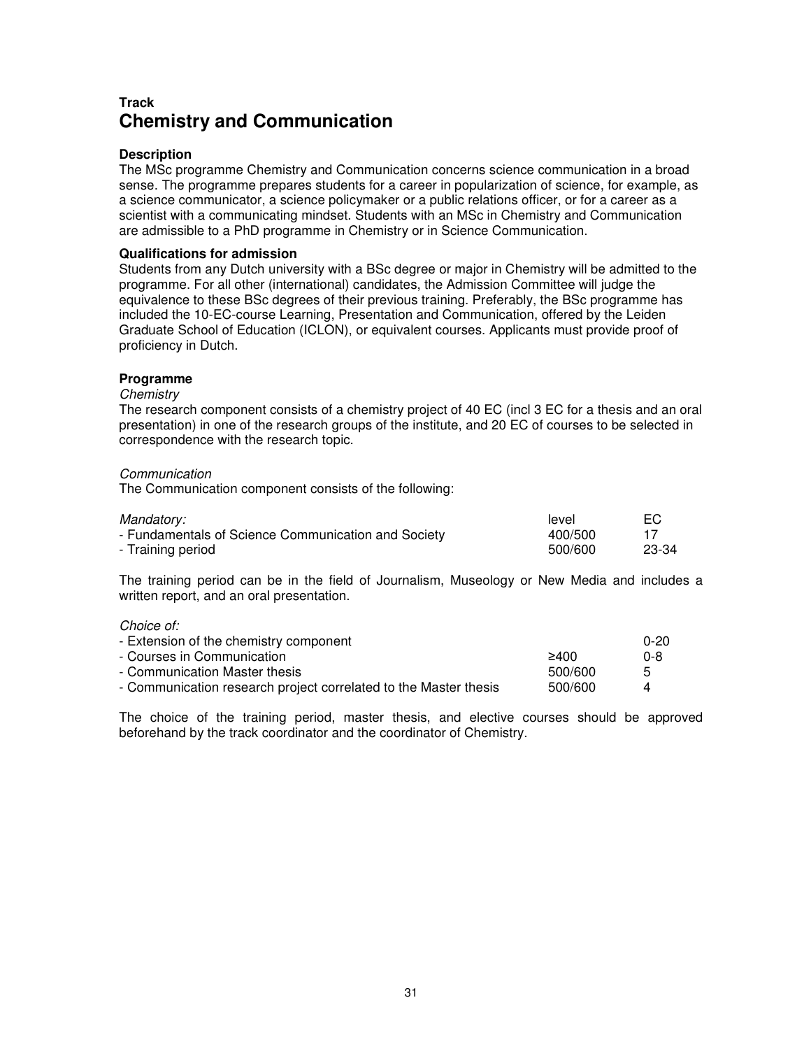**Track**

# Chemistry and Communication

### Description

The MSc programme Chemistry and Communication concerns science communication in a broad sense. The programme prepares students for a career in popularization of science, for example, as a science communicator, a science policymaker or a public relations officer, or for a career as a scientist with a communicating mindset. Students with an MSc in Chemistry and Communication are admissible to a PhD programme in Chemistry or in Science Communication.

### Qualifications for admission

Students from any Dutch university with a BSc degree or major in Chemistry will be admitted to the programme. For all other (international) candidates, the Admission Committee will judge the equivalence to these BSc degrees of their previous training. Preferably, the BSc programme has included the 10-EC-course Learning, Presentation and Communication, offered by the Leiden Graduate School of Education (ICLON), or equivalent courses. Applicants must provide proof of proficiency in Dutch.

### Programme

*Chemistry*

The research component consists of a chemistry project of 40 EC (incl 3 EC for a thesis and an oral presentation) in one of the research groups of the institute, and 20 EC of courses to be selected in correspondence with the research topic.

*Communication*

The Communication component consists of the following:

| *Mandatory:* | level | EC |
| --- | --- | --- |
| - Fundamentals of Science Communication and Society | 400/500 | 17 |
| - Training period | 500/600 | 23-34 |

The training period can be in the field of Journalism, Museology or New Media and includes a written report, and an oral presentation.

| *Choice of:* | | |
| --- | --- | --- |
| - Extension of the chemistry component | | 0-20 |
| - Courses in Communication | ≥400 | 0-8 |
| - Communication Master thesis | 500/600 | 5 |
| - Communication research project correlated to the Master thesis | 500/600 | 4 |

The choice of the training period, master thesis, and elective courses should be approved beforehand by the track coordinator and the coordinator of Chemistry.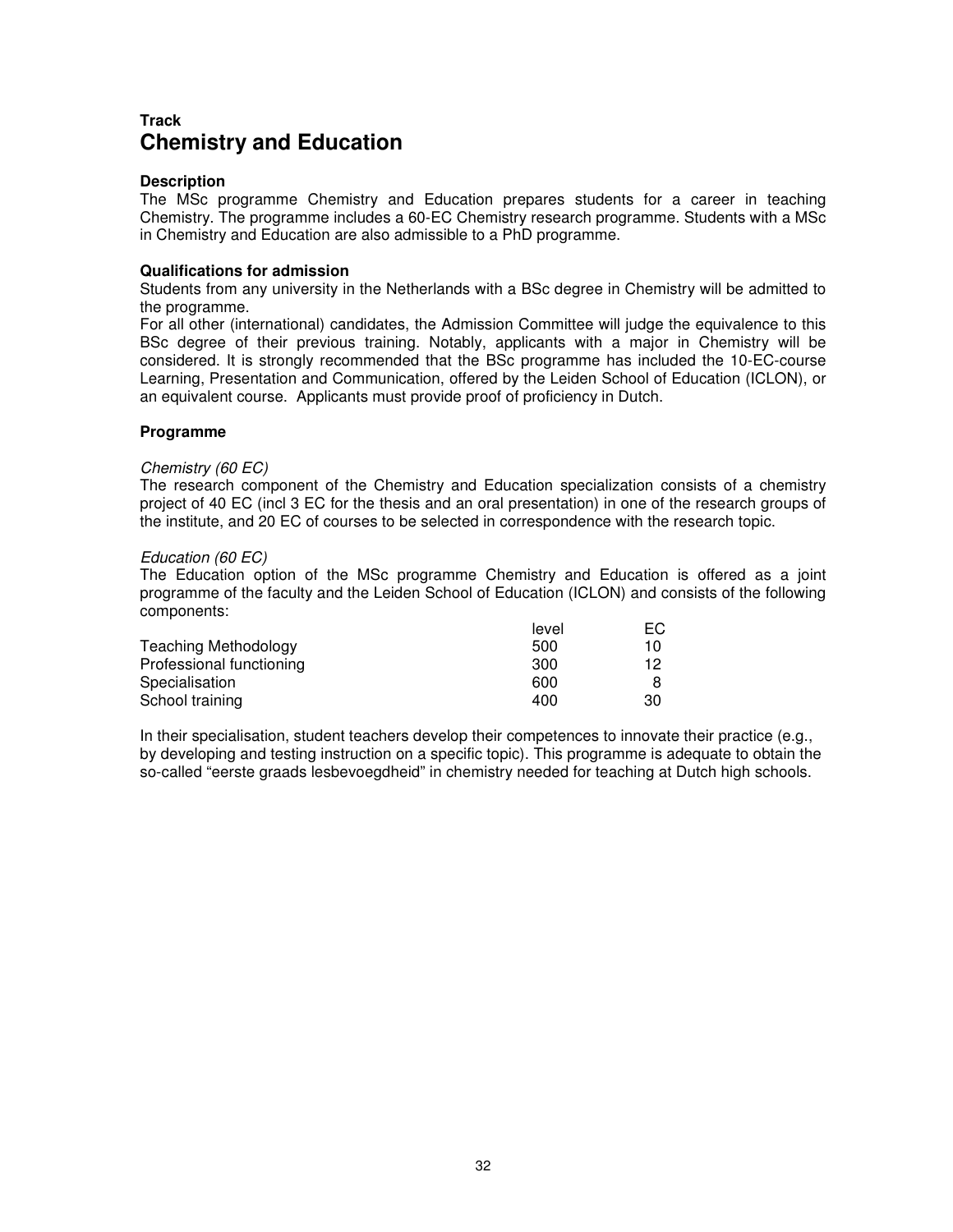**Track**
# Chemistry and Education

### Description

The MSc programme Chemistry and Education prepares students for a career in teaching Chemistry. The programme includes a 60-EC Chemistry research programme. Students with a MSc in Chemistry and Education are also admissible to a PhD programme.

### Qualifications for admission

Students from any university in the Netherlands with a BSc degree in Chemistry will be admitted to the programme.
For all other (international) candidates, the Admission Committee will judge the equivalence to this BSc degree of their previous training. Notably, applicants with a major in Chemistry will be considered. It is strongly recommended that the BSc programme has included the 10-EC-course Learning, Presentation and Communication, offered by the Leiden School of Education (ICLON), or an equivalent course. Applicants must provide proof of proficiency in Dutch.

### Programme

*Chemistry (60 EC)*
The research component of the Chemistry and Education specialization consists of a chemistry project of 40 EC (incl 3 EC for the thesis and an oral presentation) in one of the research groups of the institute, and 20 EC of courses to be selected in correspondence with the research topic.

*Education (60 EC)*
The Education option of the MSc programme Chemistry and Education is offered as a joint programme of the faculty and the Leiden School of Education (ICLON) and consists of the following components:

| | level | EC |
|---|---|---|
| Teaching Methodology | 500 | 10 |
| Professional functioning | 300 | 12 |
| Specialisation | 600 | 8 |
| School training | 400 | 30 |

In their specialisation, student teachers develop their competences to innovate their practice (e.g., by developing and testing instruction on a specific topic). This programme is adequate to obtain the so-called “eerste graads lesbevoegdheid” in chemistry needed for teaching at Dutch high schools.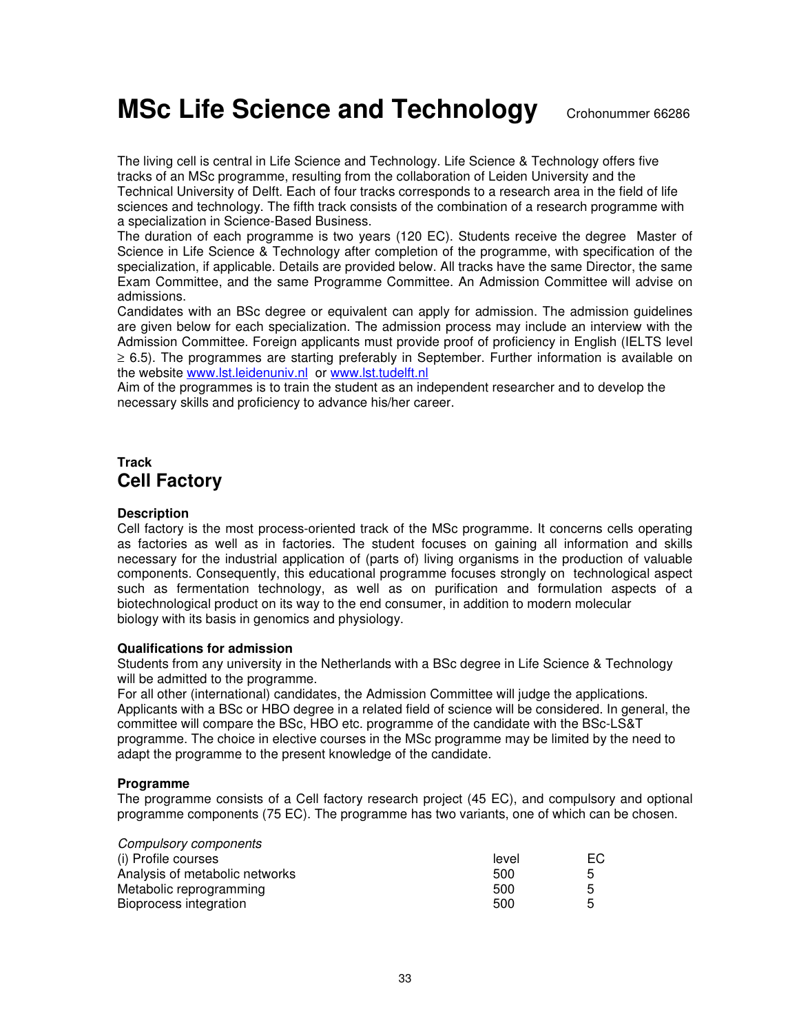# MSc Life Science and Technology

Crohonummer 66286

The living cell is central in Life Science and Technology. Life Science & Technology offers five tracks of an MSc programme, resulting from the collaboration of Leiden University and the Technical University of Delft. Each of four tracks corresponds to a research area in the field of life sciences and technology. The fifth track consists of the combination of a research programme with a specialization in Science-Based Business.
The duration of each programme is two years (120 EC). Students receive the degree Master of Science in Life Science & Technology after completion of the programme, with specification of the specialization, if applicable. Details are provided below. All tracks have the same Director, the same Exam Committee, and the same Programme Committee. An Admission Committee will advise on admissions.
Candidates with an BSc degree or equivalent can apply for admission. The admission guidelines are given below for each specialization. The admission process may include an interview with the Admission Committee. Foreign applicants must provide proof of proficiency in English (IELTS level ≥ 6.5). The programmes are starting preferably in September. Further information is available on the website [www.lst.leidenuniv.nl](http://www.lst.leidenuniv.nl) or [www.lst.tudelft.nl](http://www.lst.tudelft.nl)
Aim of the programmes is to train the student as an independent researcher and to develop the necessary skills and proficiency to advance his/her career.

**Track**

## Cell Factory

### Description

Cell factory is the most process-oriented track of the MSc programme. It concerns cells operating as factories as well as in factories. The student focuses on gaining all information and skills necessary for the industrial application of (parts of) living organisms in the production of valuable components. Consequently, this educational programme focuses strongly on technological aspect such as fermentation technology, as well as on purification and formulation aspects of a biotechnological product on its way to the end consumer, in addition to modern molecular biology with its basis in genomics and physiology.

### Qualifications for admission

Students from any university in the Netherlands with a BSc degree in Life Science & Technology will be admitted to the programme.
For all other (international) candidates, the Admission Committee will judge the applications. Applicants with a BSc or HBO degree in a related field of science will be considered. In general, the committee will compare the BSc, HBO etc. programme of the candidate with the BSc-LS&T programme. The choice in elective courses in the MSc programme may be limited by the need to adapt the programme to the present knowledge of the candidate.

### Programme

The programme consists of a Cell factory research project (45 EC), and compulsory and optional programme components (75 EC). The programme has two variants, one of which can be chosen.

*Compulsory components*

| (i) Profile courses | level | EC |
|---|---|---|
| Analysis of metabolic networks | 500 | 5 |
| Metabolic reprogramming | 500 | 5 |
| Bioprocess integration | 500 | 5 |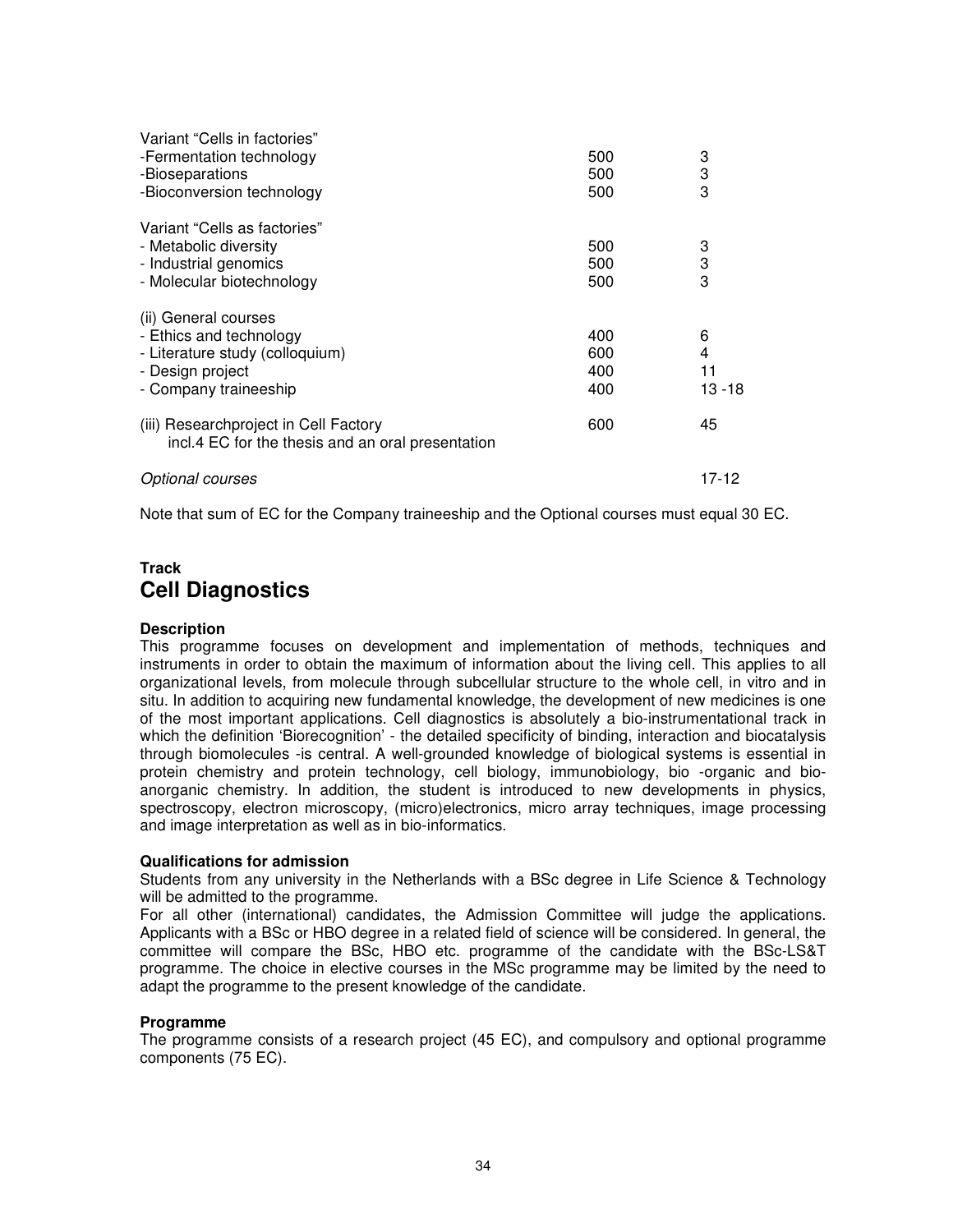| | | |
|---|---|---|
| Variant “Cells in factories” | | |
| -Fermentation technology | 500 | 3 |
| -Bioseparations | 500 | 3 |
| -Bioconversion technology | 500 | 3 |
| Variant “Cells as factories” | | |
| - Metabolic diversity | 500 | 3 |
| - Industrial genomics | 500 | 3 |
| - Molecular biotechnology | 500 | 3 |
| (ii) General courses | | |
| - Ethics and technology | 400 | 6 |
| - Literature study (colloquium) | 600 | 4 |
| - Design project | 400 | 11 |
| - Company traineeship | 400 | 13 -18 |
| (iii) Researchproject in Cell Factory incl.4 EC for the thesis and an oral presentation | 600 | 45 |
| *Optional courses* | | 17-12 |

Note that sum of EC for the Company traineeship and the Optional courses must equal 30 EC.

### Track
## Cell Diagnostics

**Description**
This programme focuses on development and implementation of methods, techniques and instruments in order to obtain the maximum of information about the living cell. This applies to all organizational levels, from molecule through subcellular structure to the whole cell, in vitro and in situ. In addition to acquiring new fundamental knowledge, the development of new medicines is one of the most important applications. Cell diagnostics is absolutely a bio-instrumentational track in which the definition ‘Biorecognition’ - the detailed specificity of binding, interaction and biocatalysis through biomolecules -is central. A well-grounded knowledge of biological systems is essential in protein chemistry and protein technology, cell biology, immunobiology, bio -organic and bio-anorganic chemistry. In addition, the student is introduced to new developments in physics, spectroscopy, electron microscopy, (micro)electronics, micro array techniques, image processing and image interpretation as well as in bio-informatics.

**Qualifications for admission**
Students from any university in the Netherlands with a BSc degree in Life Science & Technology will be admitted to the programme.
For all other (international) candidates, the Admission Committee will judge the applications. Applicants with a BSc or HBO degree in a related field of science will be considered. In general, the committee will compare the BSc, HBO etc. programme of the candidate with the BSc-LS&T programme. The choice in elective courses in the MSc programme may be limited by the need to adapt the programme to the present knowledge of the candidate.

**Programme**
The programme consists of a research project (45 EC), and compulsory and optional programme components (75 EC).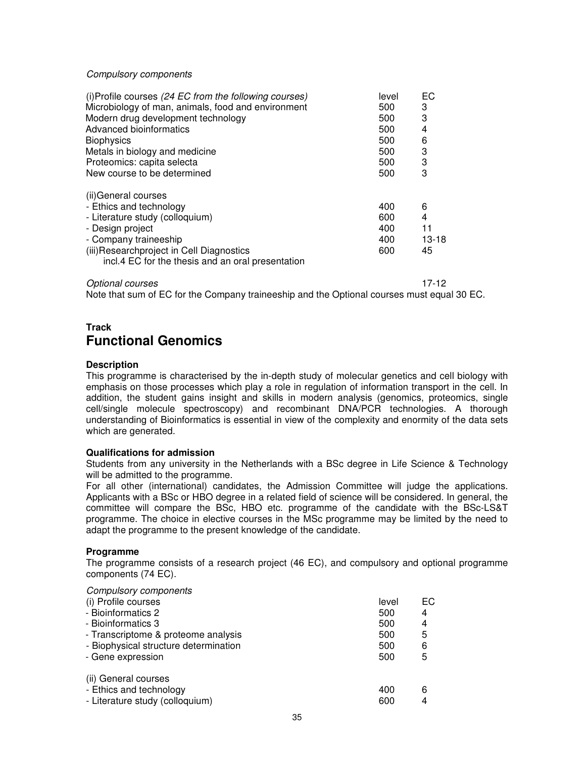*Compulsory components*

| (i)Profile courses *(24 EC from the following courses)* | level | EC |
|---|---|---|
| Microbiology of man, animals, food and environment | 500 | 3 |
| Modern drug development technology | 500 | 3 |
| Advanced bioinformatics | 500 | 4 |
| Biophysics | 500 | 6 |
| Metals in biology and medicine | 500 | 3 |
| Proteomics: capita selecta | 500 | 3 |
| New course to be determined | 500 | 3 |
| | | |
| (ii)General courses | | |
| - Ethics and technology | 400 | 6 |
| - Literature study (colloquium) | 600 | 4 |
| - Design project | 400 | 11 |
| - Company traineeship | 400 | 13-18 |
| (iii)Researchproject in Cell Diagnostics incl.4 EC for the thesis and an oral presentation | 600 | 45 |
| | | |
| *Optional courses* | | 17-12 |

Note that sum of EC for the Company traineeship and the Optional courses must equal 30 EC.

**Track**

## Functional Genomics

**Description**

This programme is characterised by the in-depth study of molecular genetics and cell biology with emphasis on those processes which play a role in regulation of information transport in the cell. In addition, the student gains insight and skills in modern analysis (genomics, proteomics, single cell/single molecule spectroscopy) and recombinant DNA/PCR technologies. A thorough understanding of Bioinformatics is essential in view of the complexity and enormity of the data sets which are generated.

**Qualifications for admission**

Students from any university in the Netherlands with a BSc degree in Life Science & Technology will be admitted to the programme.

For all other (international) candidates, the Admission Committee will judge the applications. Applicants with a BSc or HBO degree in a related field of science will be considered. In general, the committee will compare the BSc, HBO etc. programme of the candidate with the BSc-LS&T programme. The choice in elective courses in the MSc programme may be limited by the need to adapt the programme to the present knowledge of the candidate.

**Programme**

The programme consists of a research project (46 EC), and compulsory and optional programme components (74 EC).

*Compulsory components*

| (i) Profile courses | level | EC |
|---|---|---|
| - Bioinformatics 2 | 500 | 4 |
| - Bioinformatics 3 | 500 | 4 |
| - Transcriptome & proteome analysis | 500 | 5 |
| - Biophysical structure determination | 500 | 6 |
| - Gene expression | 500 | 5 |
| | | |
| (ii) General courses | | |
| - Ethics and technology | 400 | 6 |
| - Literature study (colloquium) | 600 | 4 |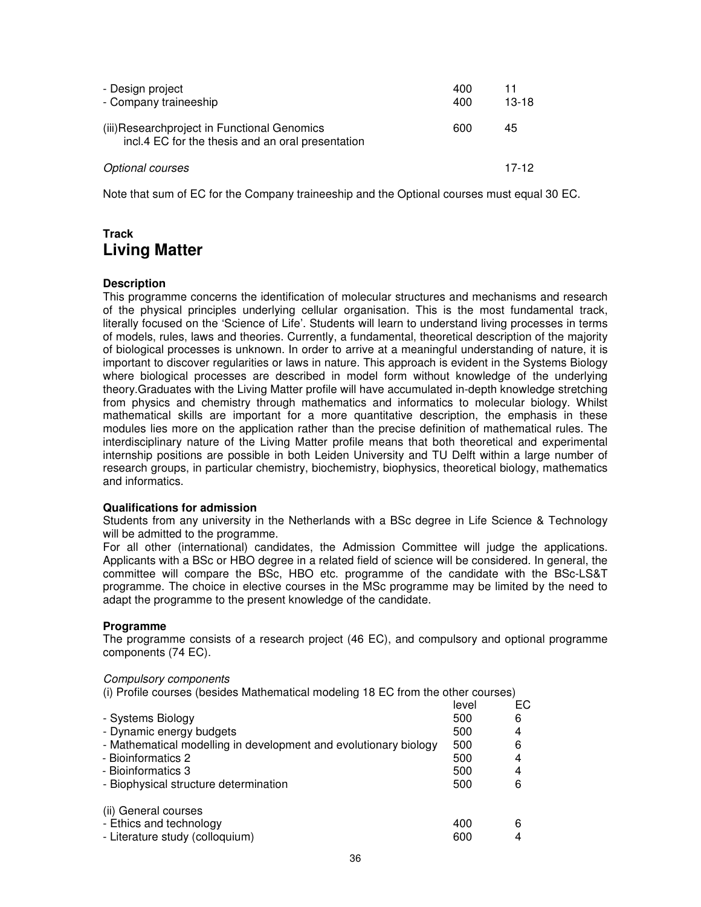| | | |
|---|---|---|
| - Design project | 400 | 11 |
| - Company traineeship | 400 | 13-18 |
| (iii)Researchproject in Functional Genomics<br>incl.4 EC for the thesis and an oral presentation | 600 | 45 |
| *Optional courses* | | 17-12 |

Note that sum of EC for the Company traineeship and the Optional courses must equal 30 EC.

### Track
## Living Matter

**Description**

This programme concerns the identification of molecular structures and mechanisms and research of the physical principles underlying cellular organisation. This is the most fundamental track, literally focused on the 'Science of Life'. Students will learn to understand living processes in terms of models, rules, laws and theories. Currently, a fundamental, theoretical description of the majority of biological processes is unknown. In order to arrive at a meaningful understanding of nature, it is important to discover regularities or laws in nature. This approach is evident in the Systems Biology where biological processes are described in model form without knowledge of the underlying theory.Graduates with the Living Matter profile will have accumulated in-depth knowledge stretching from physics and chemistry through mathematics and informatics to molecular biology. Whilst mathematical skills are important for a more quantitative description, the emphasis in these modules lies more on the application rather than the precise definition of mathematical rules. The interdisciplinary nature of the Living Matter profile means that both theoretical and experimental internship positions are possible in both Leiden University and TU Delft within a large number of research groups, in particular chemistry, biochemistry, biophysics, theoretical biology, mathematics and informatics.

**Qualifications for admission**

Students from any university in the Netherlands with a BSc degree in Life Science & Technology will be admitted to the programme.

For all other (international) candidates, the Admission Committee will judge the applications. Applicants with a BSc or HBO degree in a related field of science will be considered. In general, the committee will compare the BSc, HBO etc. programme of the candidate with the BSc-LS&T programme. The choice in elective courses in the MSc programme may be limited by the need to adapt the programme to the present knowledge of the candidate.

**Programme**

The programme consists of a research project (46 EC), and compulsory and optional programme components (74 EC).

*Compulsory components*

(i) Profile courses (besides Mathematical modeling 18 EC from the other courses)

| | level | EC |
|---|---|---|
| - Systems Biology | 500 | 6 |
| - Dynamic energy budgets | 500 | 4 |
| - Mathematical modelling in development and evolutionary biology | 500 | 6 |
| - Bioinformatics 2 | 500 | 4 |
| - Bioinformatics 3 | 500 | 4 |
| - Biophysical structure determination | 500 | 6 |
| (ii) General courses | | |
| - Ethics and technology | 400 | 6 |
| - Literature study (colloquium) | 600 | 4 |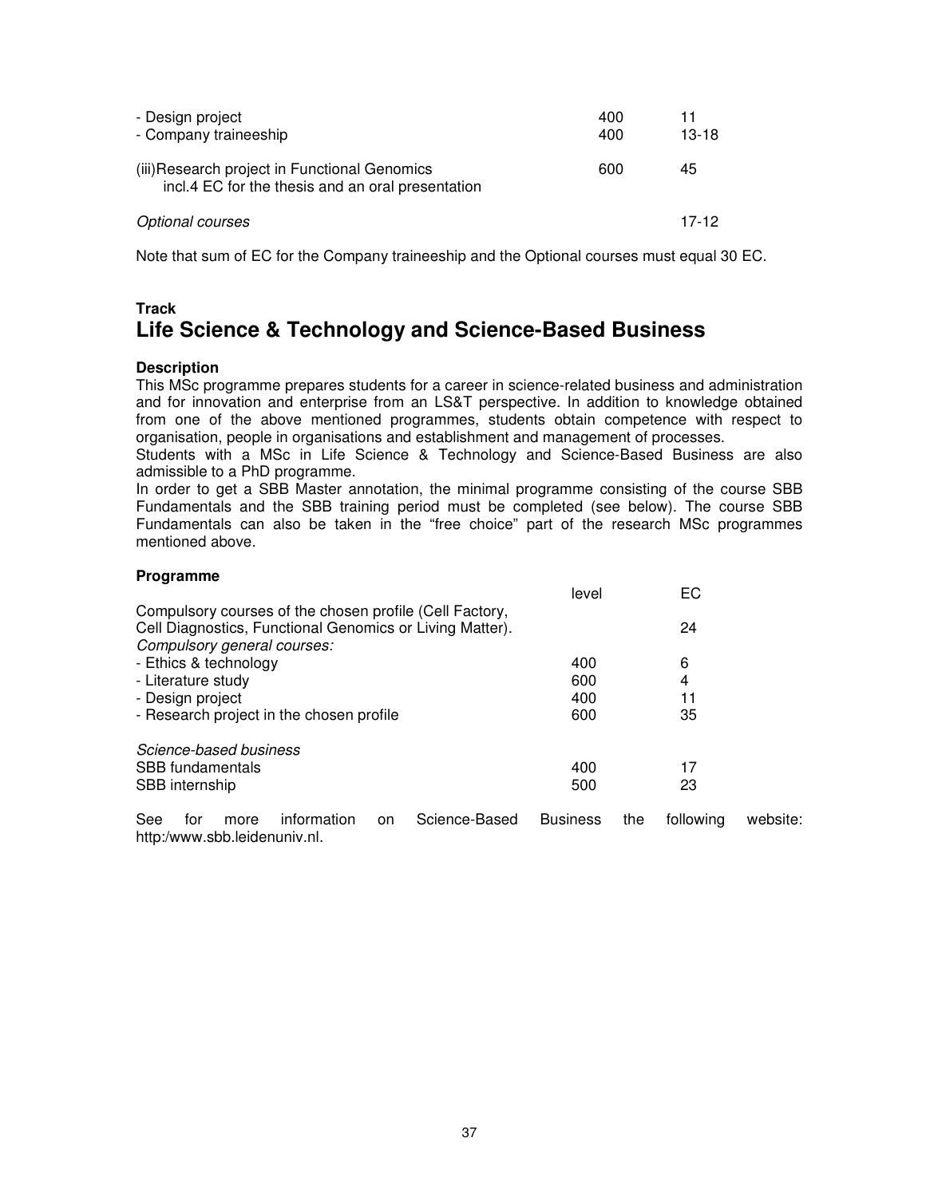| | | |
|---|---|---|
| - Design project | 400 | 11 |
| - Company traineeship | 400 | 13-18 |
| (iii)Research project in Functional Genomics<br>incl.4 EC for the thesis and an oral presentation | 600 | 45 |
| *Optional courses* | | 17-12 |

Note that sum of EC for the Company traineeship and the Optional courses must equal 30 EC.

**Track**

## Life Science & Technology and Science-Based Business

**Description**

This MSc programme prepares students for a career in science-related business and administration and for innovation and enterprise from an LS&T perspective. In addition to knowledge obtained from one of the above mentioned programmes, students obtain competence with respect to organisation, people in organisations and establishment and management of processes.

Students with a MSc in Life Science & Technology and Science-Based Business are also admissible to a PhD programme.

In order to get a SBB Master annotation, the minimal programme consisting of the course SBB Fundamentals and the SBB training period must be completed (see below). The course SBB Fundamentals can also be taken in the "free choice" part of the research MSc programmes mentioned above.

**Programme**

| | level | EC |
|---|---|---|
| Compulsory courses of the chosen profile (Cell Factory, Cell Diagnostics, Functional Genomics or Living Matter). | | 24 |
| *Compulsory general courses:* | | |
| - Ethics & technology | 400 | 6 |
| - Literature study | 600 | 4 |
| - Design project | 400 | 11 |
| - Research project in the chosen profile | 600 | 35 |
| *Science-based business* | | |
| SBB fundamentals | 400 | 17 |
| SBB internship | 500 | 23 |

See for more information on Science-Based Business the following website: http:/www.sbb.leidenuniv.nl.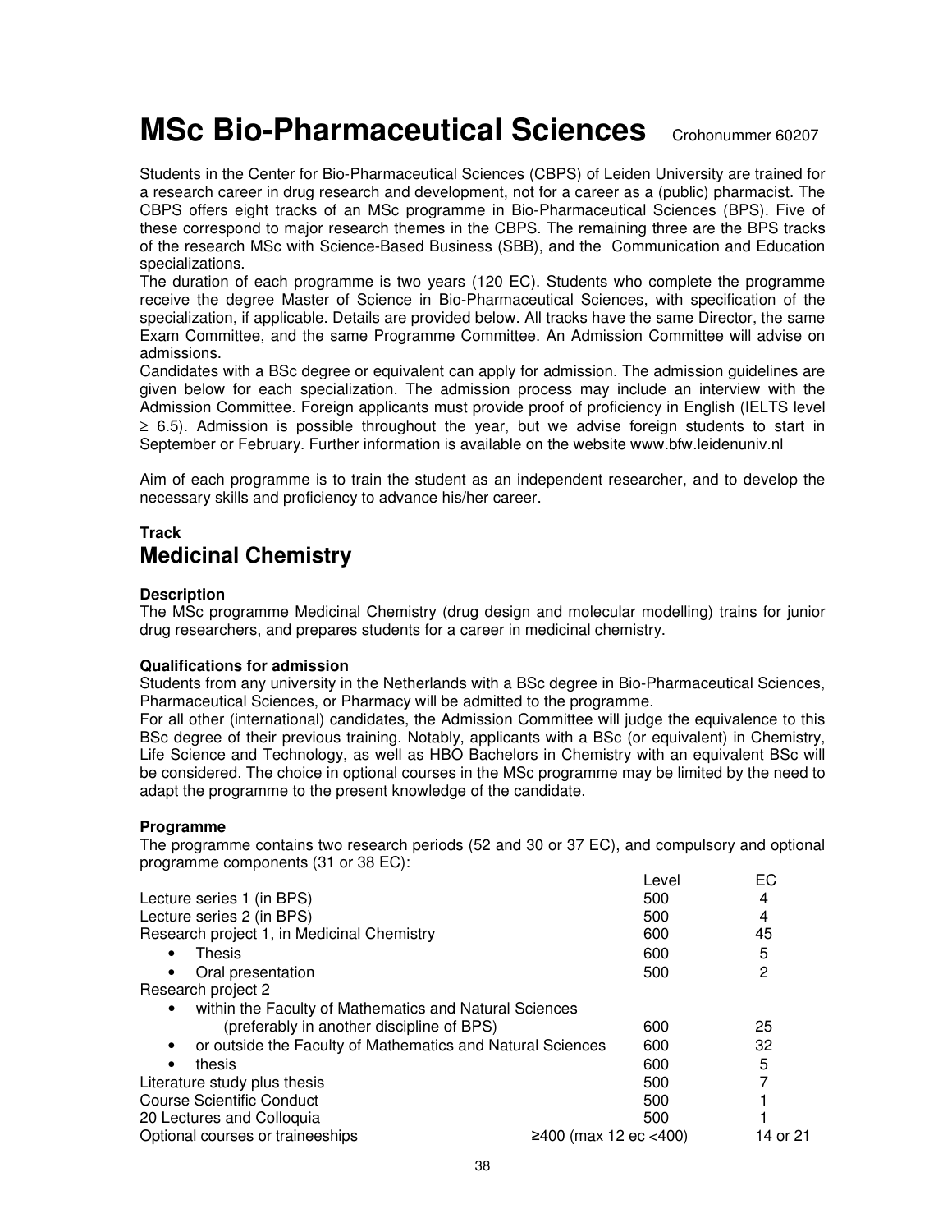# MSc Bio-Pharmaceutical Sciences

Crohonummer 60207

Students in the Center for Bio-Pharmaceutical Sciences (CBPS) of Leiden University are trained for a research career in drug research and development, not for a career as a (public) pharmacist. The CBPS offers eight tracks of an MSc programme in Bio-Pharmaceutical Sciences (BPS). Five of these correspond to major research themes in the CBPS. The remaining three are the BPS tracks of the research MSc with Science-Based Business (SBB), and the Communication and Education specializations.

The duration of each programme is two years (120 EC). Students who complete the programme receive the degree Master of Science in Bio-Pharmaceutical Sciences, with specification of the specialization, if applicable. Details are provided below. All tracks have the same Director, the same Exam Committee, and the same Programme Committee. An Admission Committee will advise on admissions.

Candidates with a BSc degree or equivalent can apply for admission. The admission guidelines are given below for each specialization. The admission process may include an interview with the Admission Committee. Foreign applicants must provide proof of proficiency in English (IELTS level $\geq$ 6.5). Admission is possible throughout the year, but we advise foreign students to start in September or February. Further information is available on the website www.bfw.leidenuniv.nl

Aim of each programme is to train the student as an independent researcher, and to develop the necessary skills and proficiency to advance his/her career.

**Track**

## Medicinal Chemistry

**Description**

The MSc programme Medicinal Chemistry (drug design and molecular modelling) trains for junior drug researchers, and prepares students for a career in medicinal chemistry.

**Qualifications for admission**

Students from any university in the Netherlands with a BSc degree in Bio-Pharmaceutical Sciences, Pharmaceutical Sciences, or Pharmacy will be admitted to the programme.

For all other (international) candidates, the Admission Committee will judge the equivalence to this BSc degree of their previous training. Notably, applicants with a BSc (or equivalent) in Chemistry, Life Science and Technology, as well as HBO Bachelors in Chemistry with an equivalent BSc will be considered. The choice in optional courses in the MSc programme may be limited by the need to adapt the programme to the present knowledge of the candidate.

**Programme**

The programme contains two research periods (52 and 30 or 37 EC), and compulsory and optional programme components (31 or 38 EC):

| | Level | EC |
|---|---|---|
| Lecture series 1 (in BPS) | 500 | 4 |
| Lecture series 2 (in BPS) | 500 | 4 |
| Research project 1, in Medicinal Chemistry | 600 | 45 |
| • Thesis | 600 | 5 |
| • Oral presentation | 500 | 2 |
| Research project 2 | | |
| • within the Faculty of Mathematics and Natural Sciences (preferably in another discipline of BPS) | 600 | 25 |
| • or outside the Faculty of Mathematics and Natural Sciences | 600 | 32 |
| • thesis | 600 | 5 |
| Literature study plus thesis | 500 | 7 |
| Course Scientific Conduct | 500 | 1 |
| 20 Lectures and Colloquia | 500 | 1 |
| Optional courses or traineeships | ≥400 (max 12 ec <400) | 14 or 21 |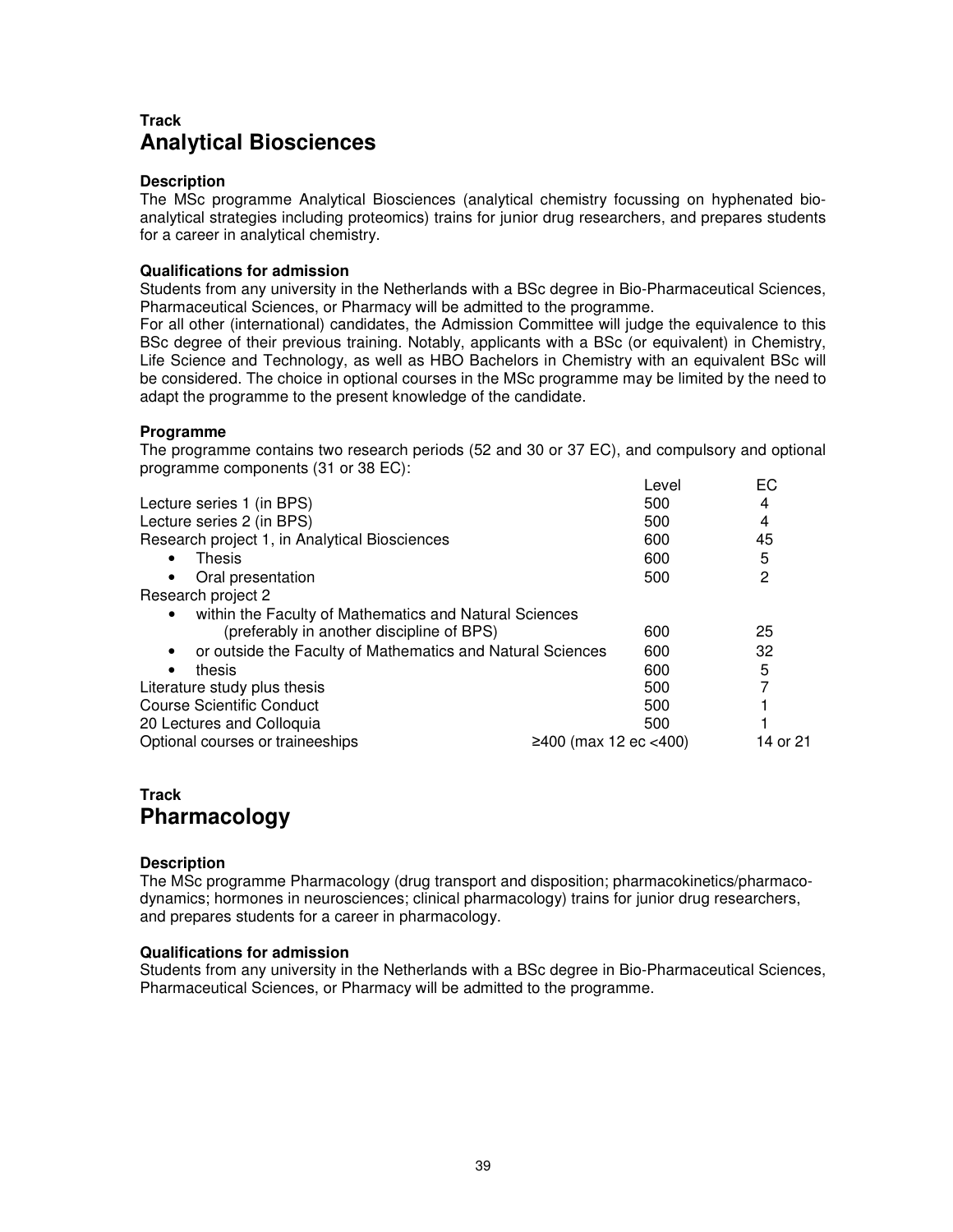**Track**

## Analytical Biosciences

**Description**

The MSc programme Analytical Biosciences (analytical chemistry focussing on hyphenated bio-analytical strategies including proteomics) trains for junior drug researchers, and prepares students for a career in analytical chemistry.

**Qualifications for admission**

Students from any university in the Netherlands with a BSc degree in Bio-Pharmaceutical Sciences, Pharmaceutical Sciences, or Pharmacy will be admitted to the programme.

For all other (international) candidates, the Admission Committee will judge the equivalence to this BSc degree of their previous training. Notably, applicants with a BSc (or equivalent) in Chemistry, Life Science and Technology, as well as HBO Bachelors in Chemistry with an equivalent BSc will be considered. The choice in optional courses in the MSc programme may be limited by the need to adapt the programme to the present knowledge of the candidate.

**Programme**

The programme contains two research periods (52 and 30 or 37 EC), and compulsory and optional programme components (31 or 38 EC):

| | Level | EC |
|---|---|---|
| Lecture series 1 (in BPS) | 500 | 4 |
| Lecture series 2 (in BPS) | 500 | 4 |
| Research project 1, in Analytical Biosciences | 600 | 45 |
| • Thesis | 600 | 5 |
| • Oral presentation | 500 | 2 |
| Research project 2 | | |
| • within the Faculty of Mathematics and Natural Sciences (preferably in another discipline of BPS) | 600 | 25 |
| • or outside the Faculty of Mathematics and Natural Sciences | 600 | 32 |
| • thesis | 600 | 5 |
| Literature study plus thesis | 500 | 7 |
| Course Scientific Conduct | 500 | 1 |
| 20 Lectures and Colloquia | 500 | 1 |
| Optional courses or traineeships | ≥400 (max 12 ec <400) | 14 or 21 |

**Track**

## Pharmacology

**Description**

The MSc programme Pharmacology (drug transport and disposition; pharmacokinetics/pharmaco-dynamics; hormones in neurosciences; clinical pharmacology) trains for junior drug researchers, and prepares students for a career in pharmacology.

**Qualifications for admission**

Students from any university in the Netherlands with a BSc degree in Bio-Pharmaceutical Sciences, Pharmaceutical Sciences, or Pharmacy will be admitted to the programme.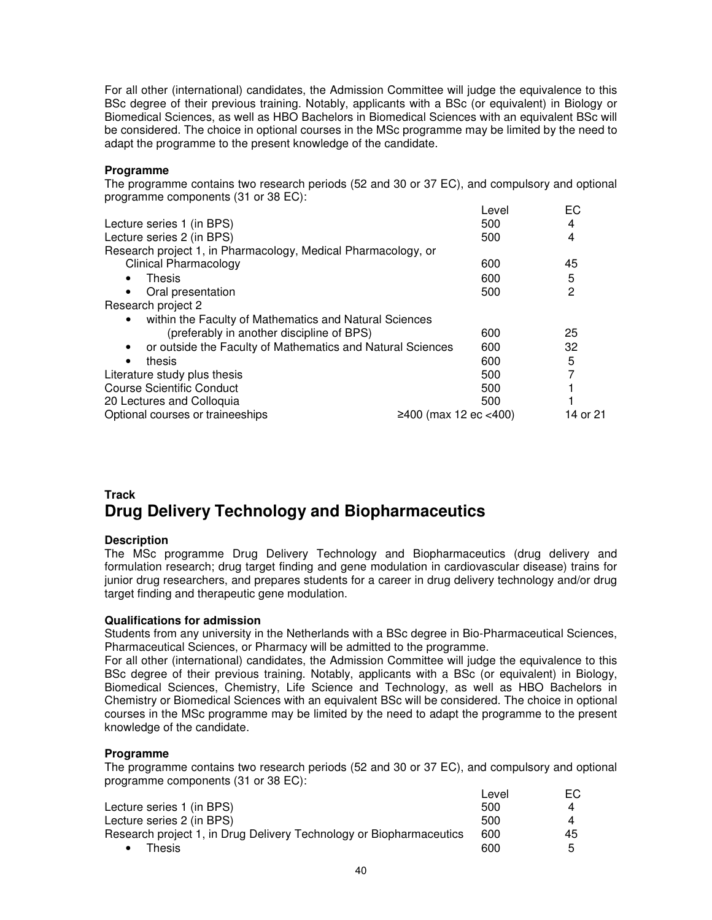For all other (international) candidates, the Admission Committee will judge the equivalence to this BSc degree of their previous training. Notably, applicants with a BSc (or equivalent) in Biology or Biomedical Sciences, as well as HBO Bachelors in Biomedical Sciences with an equivalent BSc will be considered. The choice in optional courses in the MSc programme may be limited by the need to adapt the programme to the present knowledge of the candidate.

**Programme**

The programme contains two research periods (52 and 30 or 37 EC), and compulsory and optional programme components (31 or 38 EC):

| | Level | EC |
|---|---|---|
| Lecture series 1 (in BPS) | 500 | 4 |
| Lecture series 2 (in BPS) | 500 | 4 |
| Research project 1, in Pharmacology, Medical Pharmacology, or Clinical Pharmacology | 600 | 45 |
| • Thesis | 600 | 5 |
| • Oral presentation | 500 | 2 |
| Research project 2 | | |
| • within the Faculty of Mathematics and Natural Sciences (preferably in another discipline of BPS) | 600 | 25 |
| • or outside the Faculty of Mathematics and Natural Sciences | 600 | 32 |
| • thesis | 600 | 5 |
| Literature study plus thesis | 500 | 7 |
| Course Scientific Conduct | 500 | 1 |
| 20 Lectures and Colloquia | 500 | 1 |
| Optional courses or traineeships | ≥400 (max 12 ec <400) | 14 or 21 |

**Track**

## Drug Delivery Technology and Biopharmaceutics

**Description**

The MSc programme Drug Delivery Technology and Biopharmaceutics (drug delivery and formulation research; drug target finding and gene modulation in cardiovascular disease) trains for junior drug researchers, and prepares students for a career in drug delivery technology and/or drug target finding and therapeutic gene modulation.

**Qualifications for admission**

Students from any university in the Netherlands with a BSc degree in Bio-Pharmaceutical Sciences, Pharmaceutical Sciences, or Pharmacy will be admitted to the programme.

For all other (international) candidates, the Admission Committee will judge the equivalence to this BSc degree of their previous training. Notably, applicants with a BSc (or equivalent) in Biology, Biomedical Sciences, Chemistry, Life Science and Technology, as well as HBO Bachelors in Chemistry or Biomedical Sciences with an equivalent BSc will be considered. The choice in optional courses in the MSc programme may be limited by the need to adapt the programme to the present knowledge of the candidate.

**Programme**

The programme contains two research periods (52 and 30 or 37 EC), and compulsory and optional programme components (31 or 38 EC):

| | Level | EC |
|---|---|---|
| Lecture series 1 (in BPS) | 500 | 4 |
| Lecture series 2 (in BPS) | 500 | 4 |
| Research project 1, in Drug Delivery Technology or Biopharmaceutics | 600 | 45 |
| • Thesis | 600 | 5 |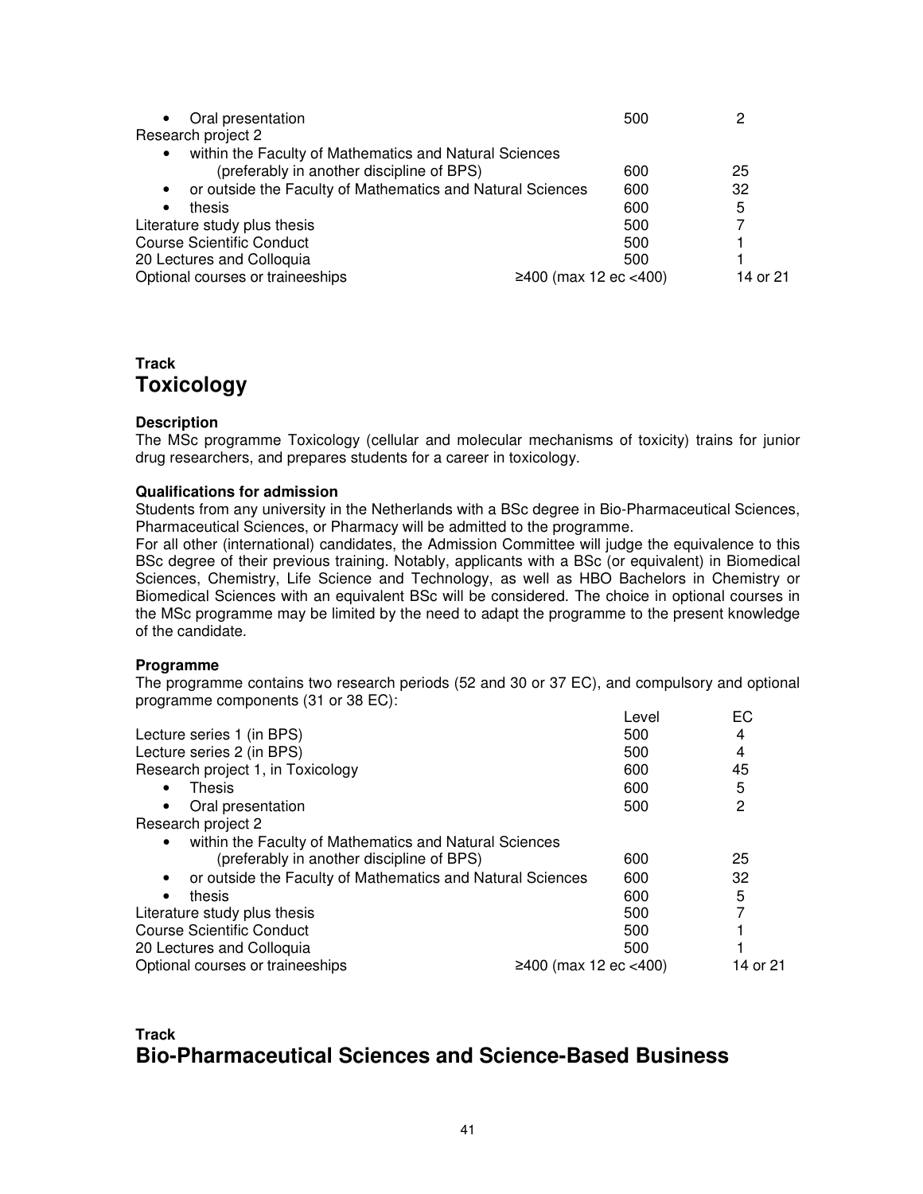| | Level | EC |
|---|---|---|
| • Oral presentation | 500 | 2 |
| Research project 2 | | |
| • within the Faculty of Mathematics and Natural Sciences (preferably in another discipline of BPS) | 600 | 25 |
| • or outside the Faculty of Mathematics and Natural Sciences | 600 | 32 |
| • thesis | 600 | 5 |
| Literature study plus thesis | 500 | 7 |
| Course Scientific Conduct | 500 | 1 |
| 20 Lectures and Colloquia | 500 | 1 |
| Optional courses or traineeships | ≥400 (max 12 ec <400) | 14 or 21 |

**Track**
## Toxicology

**Description**
The MSc programme Toxicology (cellular and molecular mechanisms of toxicity) trains for junior drug researchers, and prepares students for a career in toxicology.

**Qualifications for admission**
Students from any university in the Netherlands with a BSc degree in Bio-Pharmaceutical Sciences, Pharmaceutical Sciences, or Pharmacy will be admitted to the programme.
For all other (international) candidates, the Admission Committee will judge the equivalence to this BSc degree of their previous training. Notably, applicants with a BSc (or equivalent) in Biomedical Sciences, Chemistry, Life Science and Technology, as well as HBO Bachelors in Chemistry or Biomedical Sciences with an equivalent BSc will be considered. The choice in optional courses in the MSc programme may be limited by the need to adapt the programme to the present knowledge of the candidate.

**Programme**
The programme contains two research periods (52 and 30 or 37 EC), and compulsory and optional programme components (31 or 38 EC):

| | Level | EC |
|---|---|---|
| Lecture series 1 (in BPS) | 500 | 4 |
| Lecture series 2 (in BPS) | 500 | 4 |
| Research project 1, in Toxicology | 600 | 45 |
| • Thesis | 600 | 5 |
| • Oral presentation | 500 | 2 |
| Research project 2 | | |
| • within the Faculty of Mathematics and Natural Sciences (preferably in another discipline of BPS) | 600 | 25 |
| • or outside the Faculty of Mathematics and Natural Sciences | 600 | 32 |
| • thesis | 600 | 5 |
| Literature study plus thesis | 500 | 7 |
| Course Scientific Conduct | 500 | 1 |
| 20 Lectures and Colloquia | 500 | 1 |
| Optional courses or traineeships | ≥400 (max 12 ec <400) | 14 or 21 |

**Track**
## Bio-Pharmaceutical Sciences and Science-Based Business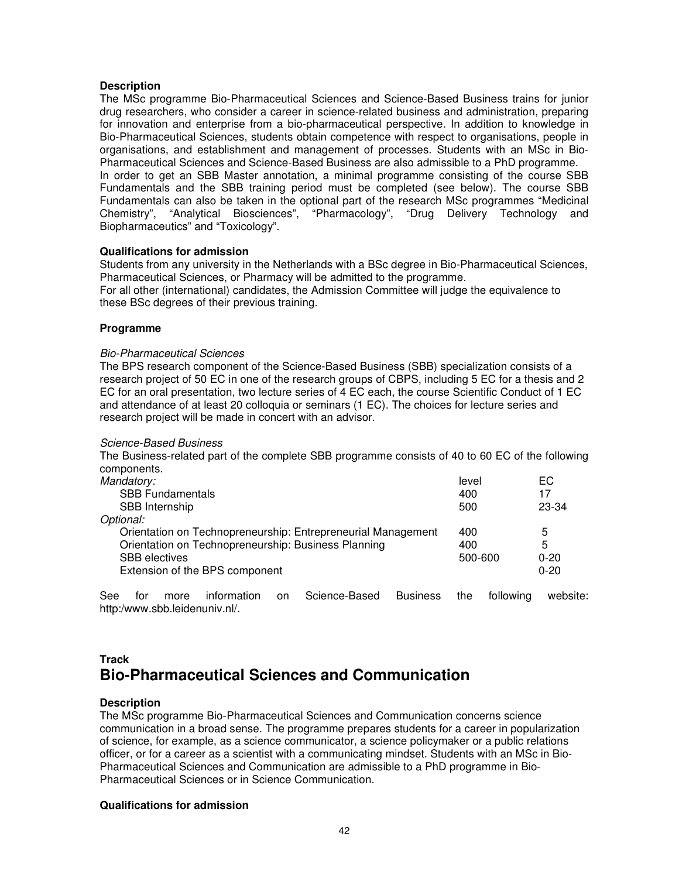### Description

The MSc programme Bio-Pharmaceutical Sciences and Science-Based Business trains for junior drug researchers, who consider a career in science-related business and administration, preparing for innovation and enterprise from a bio-pharmaceutical perspective. In addition to knowledge in Bio-Pharmaceutical Sciences, students obtain competence with respect to organisations, people in organisations, and establishment and management of processes. Students with an MSc in Bio-Pharmaceutical Sciences and Science-Based Business are also admissible to a PhD programme.
In order to get an SBB Master annotation, a minimal programme consisting of the course SBB Fundamentals and the SBB training period must be completed (see below). The course SBB Fundamentals can also be taken in the optional part of the research MSc programmes "Medicinal Chemistry", "Analytical Biosciences", "Pharmacology", "Drug Delivery Technology and Biopharmaceutics" and "Toxicology".

### Qualifications for admission

Students from any university in the Netherlands with a BSc degree in Bio-Pharmaceutical Sciences, Pharmaceutical Sciences, or Pharmacy will be admitted to the programme.
For all other (international) candidates, the Admission Committee will judge the equivalence to these BSc degrees of their previous training.

### Programme

*Bio-Pharmaceutical Sciences*

The BPS research component of the Science-Based Business (SBB) specialization consists of a research project of 50 EC in one of the research groups of CBPS, including 5 EC for a thesis and 2 EC for an oral presentation, two lecture series of 4 EC each, the course Scientific Conduct of 1 EC and attendance of at least 20 colloquia or seminars (1 EC). The choices for lecture series and research project will be made in concert with an advisor.

*Science-Based Business*

The Business-related part of the complete SBB programme consists of 40 to 60 EC of the following components.

| | level | EC |
|---|---|---|
| *Mandatory:* | | |
| SBB Fundamentals | 400 | 17 |
| SBB Internship | 500 | 23-34 |
| *Optional:* | | |
| Orientation on Technopreneurship: Entrepreneurial Management | 400 | 5 |
| Orientation on Technopreneurship: Business Planning | 400 | 5 |
| SBB electives | 500-600 | 0-20 |
| Extension of the BPS component | | 0-20 |

See for more information on Science-Based Business the following website: http:/www.sbb.leidenuniv.nl/.

## Track
## Bio-Pharmaceutical Sciences and Communication

### Description

The MSc programme Bio-Pharmaceutical Sciences and Communication concerns science communication in a broad sense. The programme prepares students for a career in popularization of science, for example, as a science communicator, a science policymaker or a public relations officer, or for a career as a scientist with a communicating mindset. Students with an MSc in Bio-Pharmaceutical Sciences and Communication are admissible to a PhD programme in Bio-Pharmaceutical Sciences or in Science Communication.

### Qualifications for admission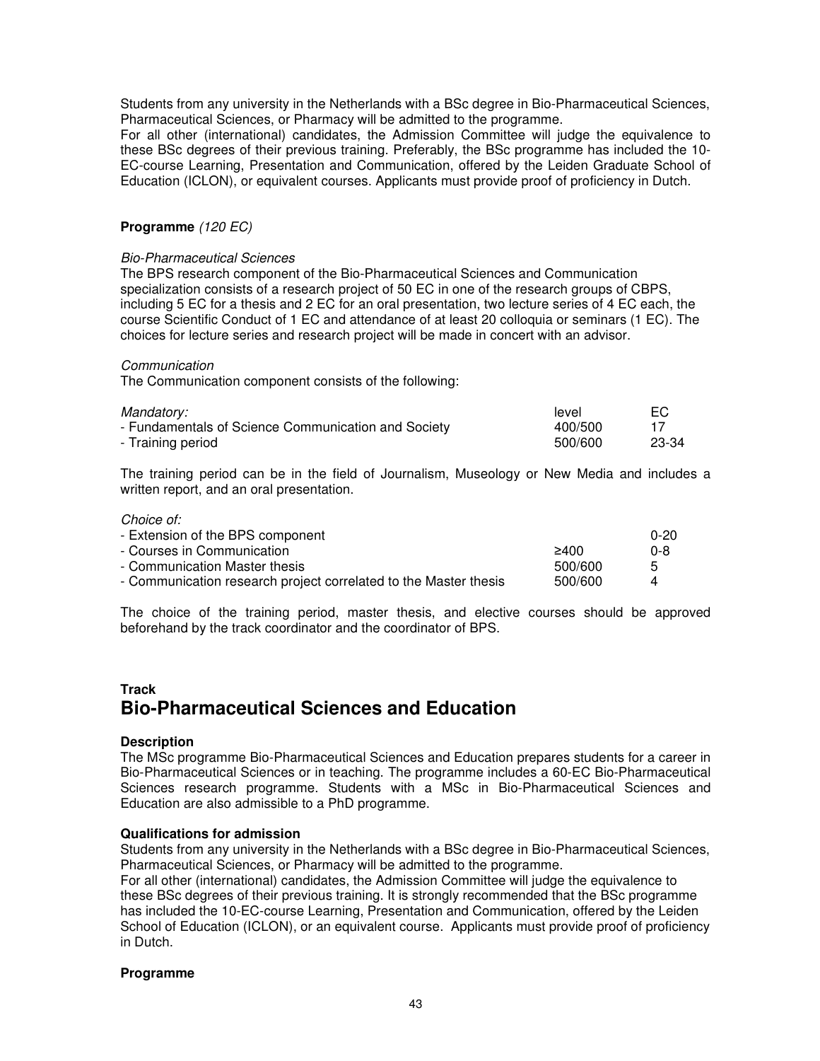Students from any university in the Netherlands with a BSc degree in Bio-Pharmaceutical Sciences, Pharmaceutical Sciences, or Pharmacy will be admitted to the programme.
For all other (international) candidates, the Admission Committee will judge the equivalence to these BSc degrees of their previous training. Preferably, the BSc programme has included the 10-EC-course Learning, Presentation and Communication, offered by the Leiden Graduate School of Education (ICLON), or equivalent courses. Applicants must provide proof of proficiency in Dutch.

**Programme** *(120 EC)*

*Bio-Pharmaceutical Sciences*
The BPS research component of the Bio-Pharmaceutical Sciences and Communication specialization consists of a research project of 50 EC in one of the research groups of CBPS, including 5 EC for a thesis and 2 EC for an oral presentation, two lecture series of 4 EC each, the course Scientific Conduct of 1 EC and attendance of at least 20 colloquia or seminars (1 EC). The choices for lecture series and research project will be made in concert with an advisor.

*Communication*
The Communication component consists of the following:

| *Mandatory:* | level | EC |
|---|---|---|
| - Fundamentals of Science Communication and Society | 400/500 | 17 |
| - Training period | 500/600 | 23-34 |

The training period can be in the field of Journalism, Museology or New Media and includes a written report, and an oral presentation.

| *Choice of:* | | |
|---|---|---|
| - Extension of the BPS component | | 0-20 |
| - Courses in Communication | ≥400 | 0-8 |
| - Communication Master thesis | 500/600 | 5 |
| - Communication research project correlated to the Master thesis | 500/600 | 4 |

The choice of the training period, master thesis, and elective courses should be approved beforehand by the track coordinator and the coordinator of BPS.

**Track**
# Bio-Pharmaceutical Sciences and Education

**Description**
The MSc programme Bio-Pharmaceutical Sciences and Education prepares students for a career in Bio-Pharmaceutical Sciences or in teaching. The programme includes a 60-EC Bio-Pharmaceutical Sciences research programme. Students with a MSc in Bio-Pharmaceutical Sciences and Education are also admissible to a PhD programme.

**Qualifications for admission**
Students from any university in the Netherlands with a BSc degree in Bio-Pharmaceutical Sciences, Pharmaceutical Sciences, or Pharmacy will be admitted to the programme.
For all other (international) candidates, the Admission Committee will judge the equivalence to these BSc degrees of their previous training. It is strongly recommended that the BSc programme has included the 10-EC-course Learning, Presentation and Communication, offered by the Leiden School of Education (ICLON), or an equivalent course. Applicants must provide proof of proficiency in Dutch.

**Programme**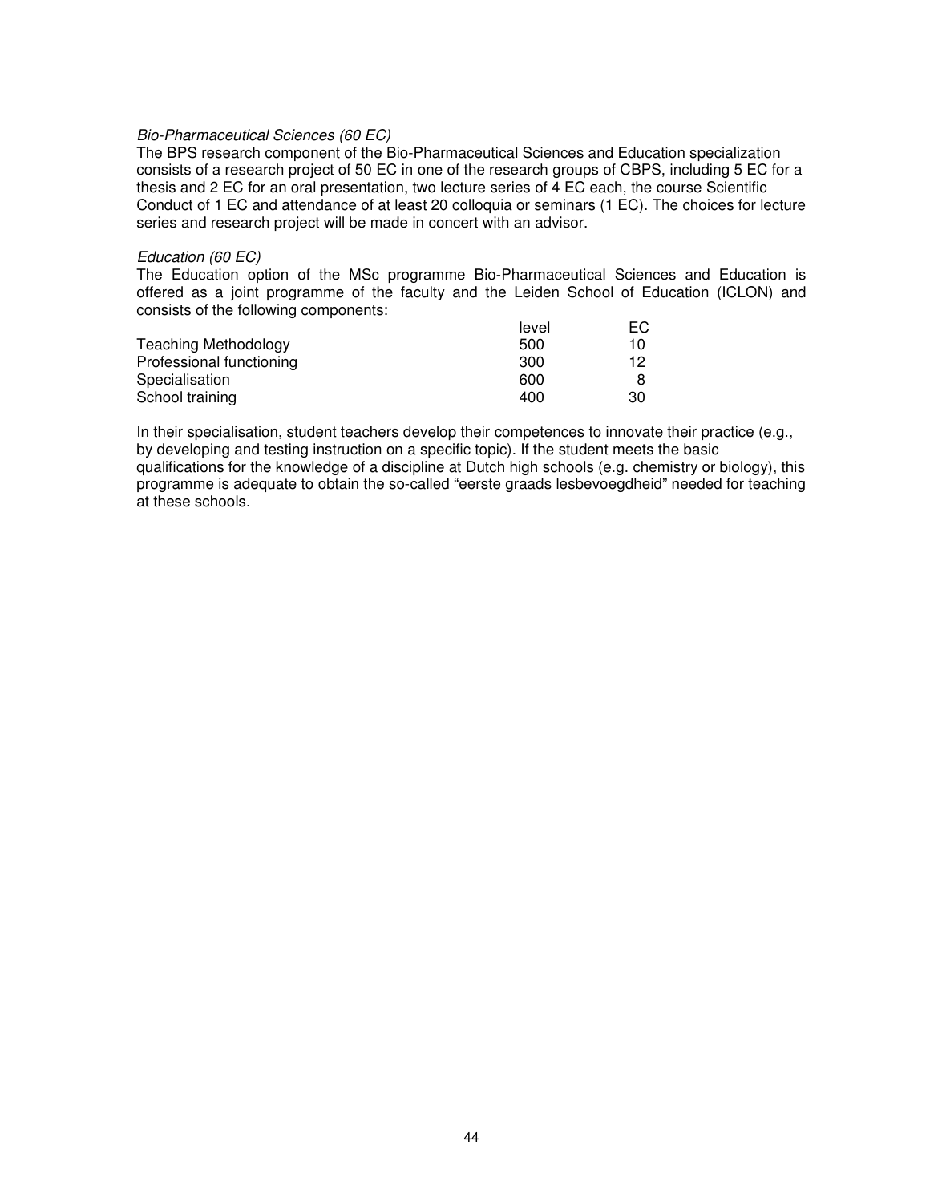*Bio-Pharmaceutical Sciences (60 EC)*

The BPS research component of the Bio-Pharmaceutical Sciences and Education specialization consists of a research project of 50 EC in one of the research groups of CBPS, including 5 EC for a thesis and 2 EC for an oral presentation, two lecture series of 4 EC each, the course Scientific Conduct of 1 EC and attendance of at least 20 colloquia or seminars (1 EC). The choices for lecture series and research project will be made in concert with an advisor.

*Education (60 EC)*

The Education option of the MSc programme Bio-Pharmaceutical Sciences and Education is offered as a joint programme of the faculty and the Leiden School of Education (ICLON) and consists of the following components:

| | level | EC |
|---|---|---|
| Teaching Methodology | 500 | 10 |
| Professional functioning | 300 | 12 |
| Specialisation | 600 | 8 |
| School training | 400 | 30 |

In their specialisation, student teachers develop their competences to innovate their practice (e.g., by developing and testing instruction on a specific topic). If the student meets the basic qualifications for the knowledge of a discipline at Dutch high schools (e.g. chemistry or biology), this programme is adequate to obtain the so-called "eerste graads lesbevoegdheid" needed for teaching at these schools.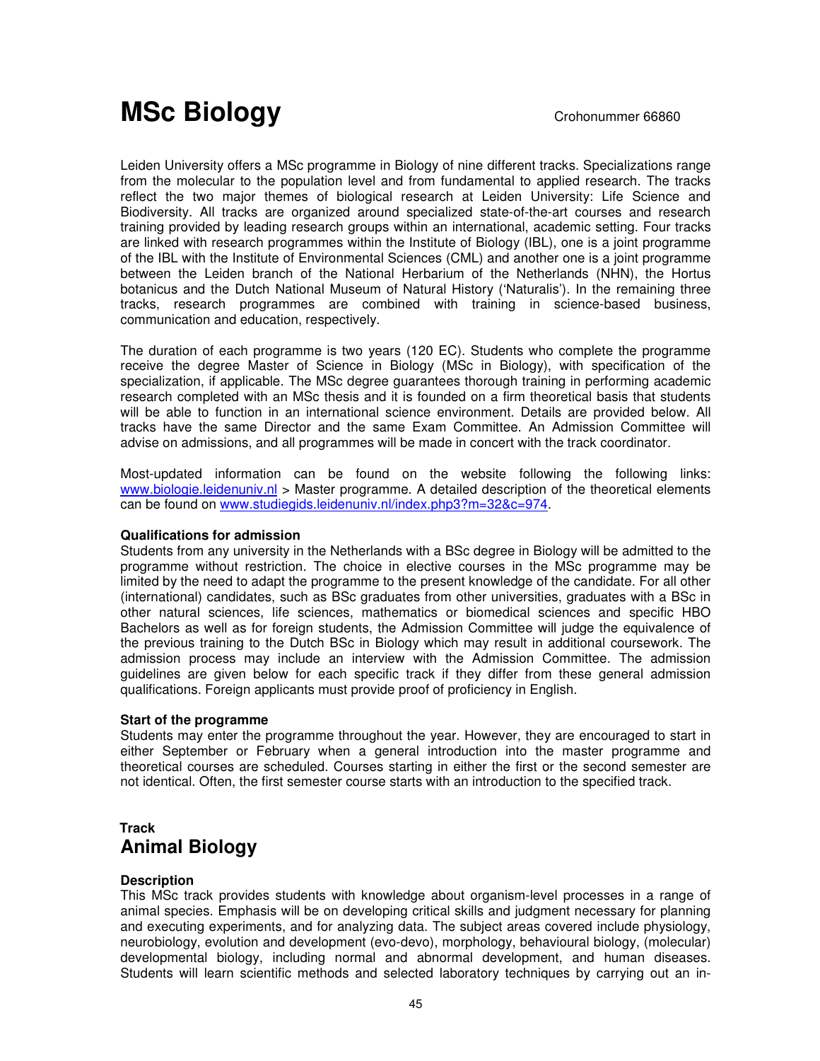# MSc Biology

Crohonummer 66860

Leiden University offers a MSc programme in Biology of nine different tracks. Specializations range from the molecular to the population level and from fundamental to applied research. The tracks reflect the two major themes of biological research at Leiden University: Life Science and Biodiversity. All tracks are organized around specialized state-of-the-art courses and research training provided by leading research groups within an international, academic setting. Four tracks are linked with research programmes within the Institute of Biology (IBL), one is a joint programme of the IBL with the Institute of Environmental Sciences (CML) and another one is a joint programme between the Leiden branch of the National Herbarium of the Netherlands (NHN), the Hortus botanicus and the Dutch National Museum of Natural History ('Naturalis'). In the remaining three tracks, research programmes are combined with training in science-based business, communication and education, respectively.

The duration of each programme is two years (120 EC). Students who complete the programme receive the degree Master of Science in Biology (MSc in Biology), with specification of the specialization, if applicable. The MSc degree guarantees thorough training in performing academic research completed with an MSc thesis and it is founded on a firm theoretical basis that students will be able to function in an international science environment. Details are provided below. All tracks have the same Director and the same Exam Committee. An Admission Committee will advise on admissions, and all programmes will be made in concert with the track coordinator.

Most-updated information can be found on the website following the following links: www.biologie.leidenuniv.nl > Master programme. A detailed description of the theoretical elements can be found on www.studiegids.leidenuniv.nl/index.php3?m=32&c=974.

**Qualifications for admission**

Students from any university in the Netherlands with a BSc degree in Biology will be admitted to the programme without restriction. The choice in elective courses in the MSc programme may be limited by the need to adapt the programme to the present knowledge of the candidate. For all other (international) candidates, such as BSc graduates from other universities, graduates with a BSc in other natural sciences, life sciences, mathematics or biomedical sciences and specific HBO Bachelors as well as for foreign students, the Admission Committee will judge the equivalence of the previous training to the Dutch BSc in Biology which may result in additional coursework. The admission process may include an interview with the Admission Committee. The admission guidelines are given below for each specific track if they differ from these general admission qualifications. Foreign applicants must provide proof of proficiency in English.

**Start of the programme**

Students may enter the programme throughout the year. However, they are encouraged to start in either September or February when a general introduction into the master programme and theoretical courses are scheduled. Courses starting in either the first or the second semester are not identical. Often, the first semester course starts with an introduction to the specified track.

**Track**

## Animal Biology

**Description**

This MSc track provides students with knowledge about organism-level processes in a range of animal species. Emphasis will be on developing critical skills and judgment necessary for planning and executing experiments, and for analyzing data. The subject areas covered include physiology, neurobiology, evolution and development (evo-devo), morphology, behavioural biology, (molecular) developmental biology, including normal and abnormal development, and human diseases. Students will learn scientific methods and selected laboratory techniques by carrying out an in-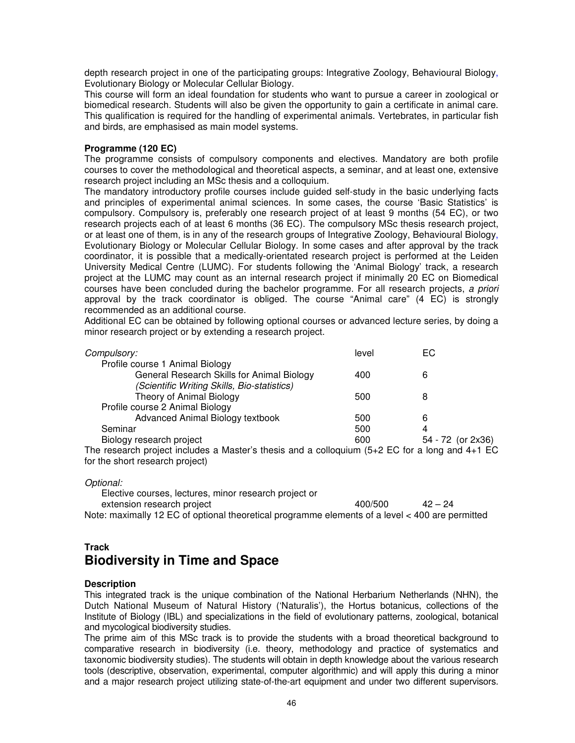depth research project in one of the participating groups: Integrative Zoology, Behavioural Biology, Evolutionary Biology or Molecular Cellular Biology.
This course will form an ideal foundation for students who want to pursue a career in zoological or biomedical research. Students will also be given the opportunity to gain a certificate in animal care. This qualification is required for the handling of experimental animals. Vertebrates, in particular fish and birds, are emphasised as main model systems.

**Programme (120 EC)**
The programme consists of compulsory components and electives. Mandatory are both profile courses to cover the methodological and theoretical aspects, a seminar, and at least one, extensive research project including an MSc thesis and a colloquium.
The mandatory introductory profile courses include guided self-study in the basic underlying facts and principles of experimental animal sciences. In some cases, the course 'Basic Statistics' is compulsory. Compulsory is, preferably one research project of at least 9 months (54 EC), or two research projects each of at least 6 months (36 EC). The compulsory MSc thesis research project, or at least one of them, is in any of the research groups of Integrative Zoology, Behavioural Biology, Evolutionary Biology or Molecular Cellular Biology. In some cases and after approval by the track coordinator, it is possible that a medically-orientated research project is performed at the Leiden University Medical Centre (LUMC). For students following the 'Animal Biology' track, a research project at the LUMC may count as an internal research project if minimally 20 EC on Biomedical courses have been concluded during the bachelor programme. For all research projects, *a priori* approval by the track coordinator is obliged. The course "Animal care" (4 EC) is strongly recommended as an additional course.
Additional EC can be obtained by following optional courses or advanced lecture series, by doing a minor research project or by extending a research project.

| *Compulsory:* | level | EC |
|---|---|---|
| Profile course 1 Animal Biology | | |
| General Research Skills for Animal Biology *(Scientific Writing Skills, Bio-statistics)* | 400 | 6 |
| Theory of Animal Biology | 500 | 8 |
| Profile course 2 Animal Biology | | |
| Advanced Animal Biology textbook | 500 | 6 |
| Seminar | 500 | 4 |
| Biology research project | 600 | 54 - 72 (or 2x36) |

The research project includes a Master's thesis and a colloquium (5+2 EC for a long and 4+1 EC for the short research project)

| *Optional:* | | |
|---|---|---|
| Elective courses, lectures, minor research project or extension research project | 400/500 | 42 – 24 |

Note: maximally 12 EC of optional theoretical programme elements of a level < 400 are permitted

## Track
# Biodiversity in Time and Space

**Description**
This integrated track is the unique combination of the National Herbarium Netherlands (NHN), the Dutch National Museum of Natural History ('Naturalis'), the Hortus botanicus, collections of the Institute of Biology (IBL) and specializations in the field of evolutionary patterns, zoological, botanical and mycological biodiversity studies.
The prime aim of this MSc track is to provide the students with a broad theoretical background to comparative research in biodiversity (i.e. theory, methodology and practice of systematics and taxonomic biodiversity studies). The students will obtain in depth knowledge about the various research tools (descriptive, observation, experimental, computer algorithmic) and will apply this during a minor and a major research project utilizing state-of-the-art equipment and under two different supervisors.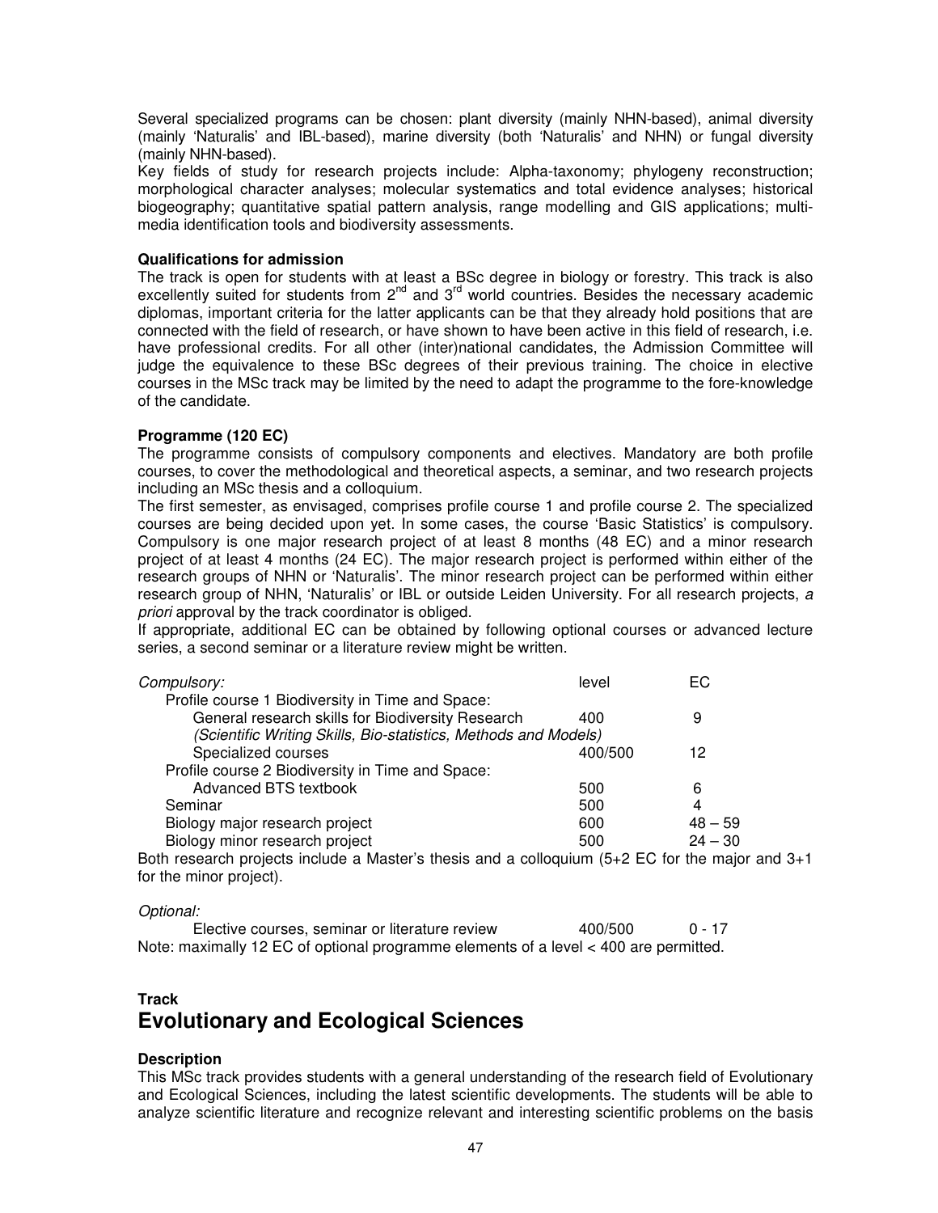Several specialized programs can be chosen: plant diversity (mainly NHN-based), animal diversity (mainly 'Naturalis' and IBL-based), marine diversity (both 'Naturalis' and NHN) or fungal diversity (mainly NHN-based).

Key fields of study for research projects include: Alpha-taxonomy; phylogeny reconstruction; morphological character analyses; molecular systematics and total evidence analyses; historical biogeography; quantitative spatial pattern analysis, range modelling and GIS applications; multi-media identification tools and biodiversity assessments.

**Qualifications for admission**

The track is open for students with at least a BSc degree in biology or forestry. This track is also excellently suited for students from 2nd and 3rd world countries. Besides the necessary academic diplomas, important criteria for the latter applicants can be that they already hold positions that are connected with the field of research, or have shown to have been active in this field of research, i.e. have professional credits. For all other (inter)national candidates, the Admission Committee will judge the equivalence to these BSc degrees of their previous training. The choice in elective courses in the MSc track may be limited by the need to adapt the programme to the fore-knowledge of the candidate.

**Programme (120 EC)**

The programme consists of compulsory components and electives. Mandatory are both profile courses, to cover the methodological and theoretical aspects, a seminar, and two research projects including an MSc thesis and a colloquium.

The first semester, as envisaged, comprises profile course 1 and profile course 2. The specialized courses are being decided upon yet. In some cases, the course 'Basic Statistics' is compulsory. Compulsory is one major research project of at least 8 months (48 EC) and a minor research project of at least 4 months (24 EC). The major research project is performed within either of the research groups of NHN or 'Naturalis'. The minor research project can be performed within either research group of NHN, 'Naturalis' or IBL or outside Leiden University. For all research projects, *a priori* approval by the track coordinator is obliged.

If appropriate, additional EC can be obtained by following optional courses or advanced lecture series, a second seminar or a literature review might be written.

| *Compulsory:* | level | EC |
|---|---|---|
| Profile course 1 Biodiversity in Time and Space: | | |
| General research skills for Biodiversity Research *(Scientific Writing Skills, Bio-statistics, Methods and Models)* | 400 | 9 |
| Specialized courses | 400/500 | 12 |
| Profile course 2 Biodiversity in Time and Space: | | |
| Advanced BTS textbook | 500 | 6 |
| Seminar | 500 | 4 |
| Biology major research project | 600 | 48 – 59 |
| Biology minor research project | 500 | 24 – 30 |

Both research projects include a Master's thesis and a colloquium (5+2 EC for the major and 3+1 for the minor project).

| *Optional:* | | |
|---|---|---|
| Elective courses, seminar or literature review | 400/500 | 0 - 17 |

Note: maximally 12 EC of optional programme elements of a level < 400 are permitted.

**Track**

# Evolutionary and Ecological Sciences

**Description**

This MSc track provides students with a general understanding of the research field of Evolutionary and Ecological Sciences, including the latest scientific developments. The students will be able to analyze scientific literature and recognize relevant and interesting scientific problems on the basis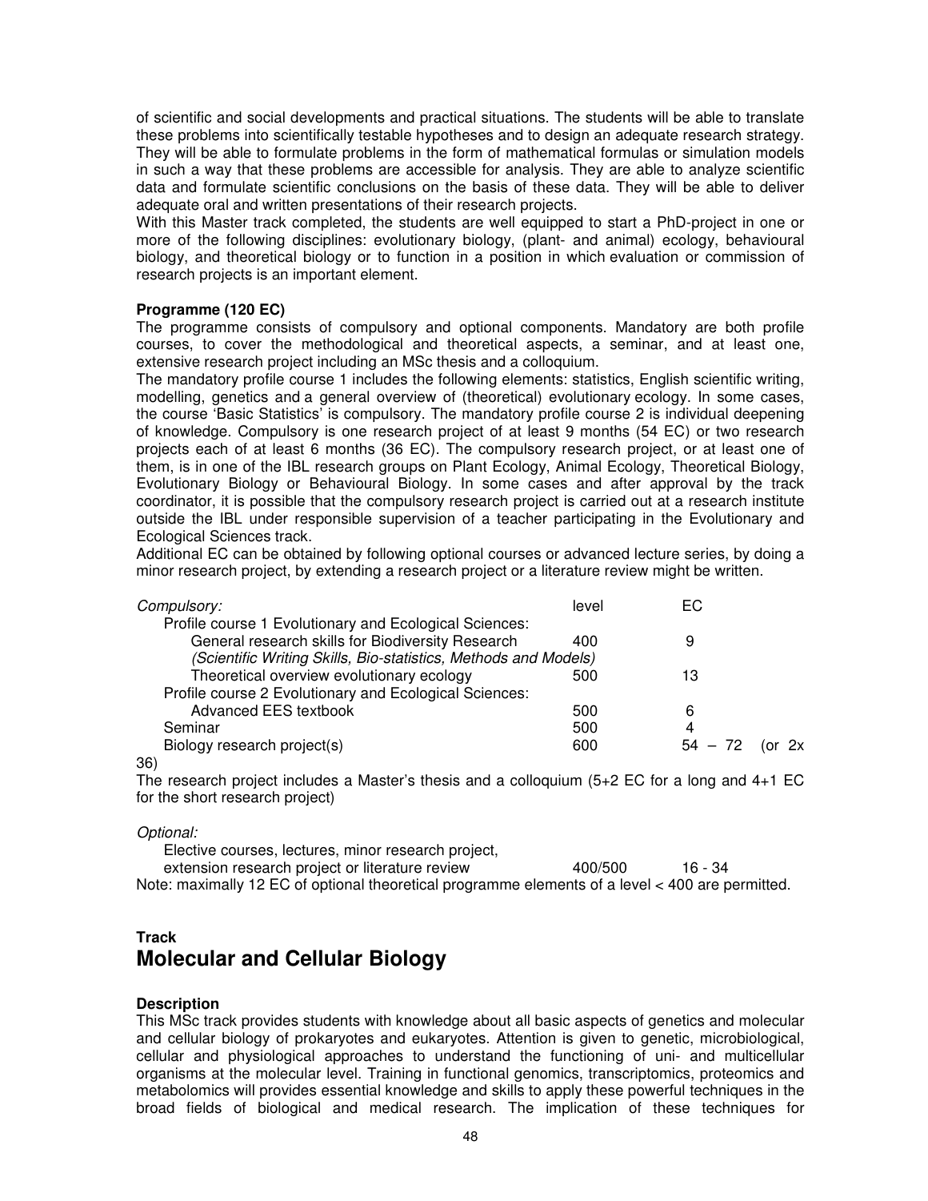of scientific and social developments and practical situations. The students will be able to translate these problems into scientifically testable hypotheses and to design an adequate research strategy. They will be able to formulate problems in the form of mathematical formulas or simulation models in such a way that these problems are accessible for analysis. They are able to analyze scientific data and formulate scientific conclusions on the basis of these data. They will be able to deliver adequate oral and written presentations of their research projects.
With this Master track completed, the students are well equipped to start a PhD-project in one or more of the following disciplines: evolutionary biology, (plant- and animal) ecology, behavioural biology, and theoretical biology or to function in a position in which evaluation or commission of research projects is an important element.

**Programme (120 EC)**
The programme consists of compulsory and optional components. Mandatory are both profile courses, to cover the methodological and theoretical aspects, a seminar, and at least one, extensive research project including an MSc thesis and a colloquium.
The mandatory profile course 1 includes the following elements: statistics, English scientific writing, modelling, genetics and a general overview of (theoretical) evolutionary ecology. In some cases, the course 'Basic Statistics' is compulsory. The mandatory profile course 2 is individual deepening of knowledge. Compulsory is one research project of at least 9 months (54 EC) or two research projects each of at least 6 months (36 EC). The compulsory research project, or at least one of them, is in one of the IBL research groups on Plant Ecology, Animal Ecology, Theoretical Biology, Evolutionary Biology or Behavioural Biology. In some cases and after approval by the track coordinator, it is possible that the compulsory research project is carried out at a research institute outside the IBL under responsible supervision of a teacher participating in the Evolutionary and Ecological Sciences track.
Additional EC can be obtained by following optional courses or advanced lecture series, by doing a minor research project, by extending a research project or a literature review might be written.

| *Compulsory:* | level | EC |
|---|---|---|
| Profile course 1 Evolutionary and Ecological Sciences: | | |
| General research skills for Biodiversity Research *(Scientific Writing Skills, Bio-statistics, Methods and Models)* | 400 | 9 |
| Theoretical overview evolutionary ecology | 500 | 13 |
| Profile course 2 Evolutionary and Ecological Sciences: | | |
| Advanced EES textbook | 500 | 6 |
| Seminar | 500 | 4 |
| Biology research project(s) | 600 | 54 – 72 (or 2x 36) |

The research project includes a Master's thesis and a colloquium (5+2 EC for a long and 4+1 EC for the short research project)

| *Optional:* | | |
|---|---|---|
| Elective courses, lectures, minor research project, extension research project or literature review | 400/500 | 16 - 34 |

Note: maximally 12 EC of optional theoretical programme elements of a level < 400 are permitted.

## Track
# Molecular and Cellular Biology

**Description**
This MSc track provides students with knowledge about all basic aspects of genetics and molecular and cellular biology of prokaryotes and eukaryotes. Attention is given to genetic, microbiological, cellular and physiological approaches to understand the functioning of uni- and multicellular organisms at the molecular level. Training in functional genomics, transcriptomics, proteomics and metabolomics will provides essential knowledge and skills to apply these powerful techniques in the broad fields of biological and medical research. The implication of these techniques for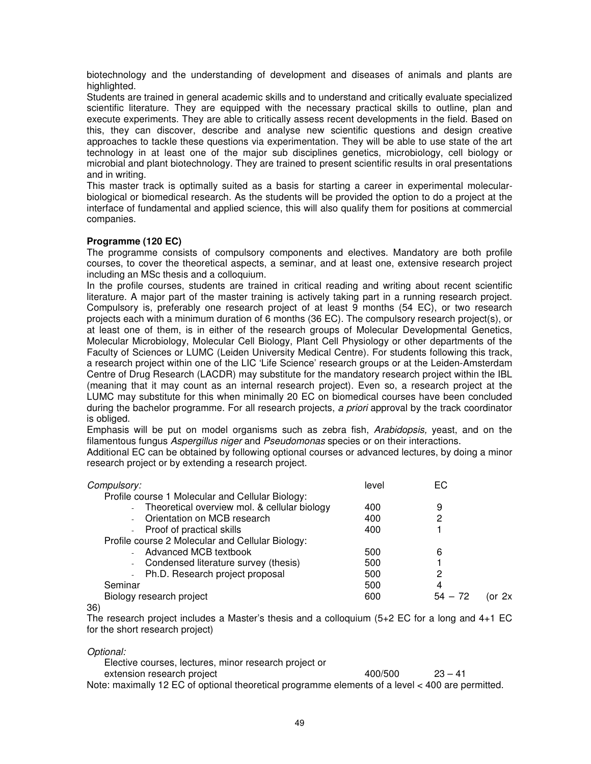biotechnology and the understanding of development and diseases of animals and plants are highlighted.

Students are trained in general academic skills and to understand and critically evaluate specialized scientific literature. They are equipped with the necessary practical skills to outline, plan and execute experiments. They are able to critically analyse recent developments in the field. Based on this, they can discover, describe and analyse new scientific questions and design creative approaches to tackle these questions via experimentation. They will be able to use state of the art technology in at least one of the major sub disciplines genetics, microbiology, cell biology or microbial and plant biotechnology. They are trained to present scientific results in oral presentations and in writing.

This master track is optimally suited as a basis for starting a career in experimental molecular-biological or biomedical research. As the students will be provided the option to do a project at the interface of fundamental and applied science, this will also qualify them for positions at commercial companies.

**Programme (120 EC)**

The programme consists of compulsory components and electives. Mandatory are both profile courses, to cover the theoretical aspects, a seminar, and at least one, extensive research project including an MSc thesis and a colloquium.

In the profile courses, students are trained in critical reading and writing about recent scientific literature. A major part of the master training is actively taking part in a running research project. Compulsory is, preferably one research project of at least 9 months (54 EC), or two research projects each with a minimum duration of 6 months (36 EC). The compulsory research project(s), or at least one of them, is in either of the research groups of Molecular Developmental Genetics, Molecular Microbiology, Molecular Cell Biology, Plant Cell Physiology or other departments of the Faculty of Sciences or LUMC (Leiden University Medical Centre). For students following this track, a research project within one of the LIC 'Life Science' research groups or at the Leiden-Amsterdam Centre of Drug Research (LACDR) may substitute for the mandatory research project within the IBL (meaning that it may count as an internal research project). Even so, a research project at the LUMC may substitute for this when minimally 20 EC on biomedical courses have been concluded during the bachelor programme. For all research projects, *a priori* approval by the track coordinator is obliged.

Emphasis will be put on model organisms such as zebra fish, *Arabidopsis,* yeast, and on the filamentous fungus *Aspergillus niger* and *Pseudomonas* species or on their interactions.

Additional EC can be obtained by following optional courses or advanced lectures, by doing a minor research project or by extending a research project.

| *Compulsory:* | level | EC |
|---|---|---|
| Profile course 1 Molecular and Cellular Biology: | | |
| - Theoretical overview mol. & cellular biology | 400 | 9 |
| - Orientation on MCB research | 400 | 2 |
| - Proof of practical skills | 400 | 1 |
| Profile course 2 Molecular and Cellular Biology: | | |
| - Advanced MCB textbook | 500 | 6 |
| - Condensed literature survey (thesis) | 500 | 1 |
| - Ph.D. Research project proposal | 500 | 2 |
| Seminar | 500 | 4 |
| Biology research project | 600 | 54 – 72 (or 2x 36) |

The research project includes a Master's thesis and a colloquium (5+2 EC for a long and 4+1 EC for the short research project)

| *Optional:* | | |
|---|---|---|
| Elective courses, lectures, minor research project or extension research project | 400/500 | 23 – 41 |

Note: maximally 12 EC of optional theoretical programme elements of a level < 400 are permitted.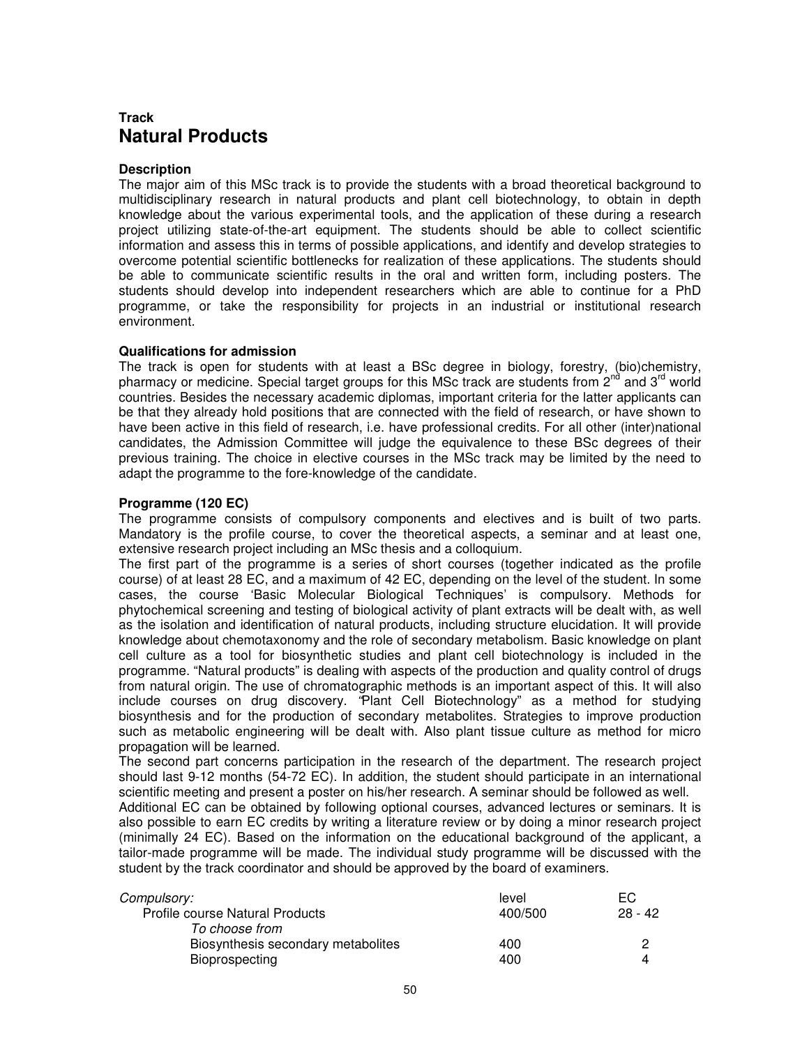**Track**
# Natural Products

**Description**
The major aim of this MSc track is to provide the students with a broad theoretical background to multidisciplinary research in natural products and plant cell biotechnology, to obtain in depth knowledge about the various experimental tools, and the application of these during a research project utilizing state-of-the-art equipment. The students should be able to collect scientific information and assess this in terms of possible applications, and identify and develop strategies to overcome potential scientific bottlenecks for realization of these applications. The students should be able to communicate scientific results in the oral and written form, including posters. The students should develop into independent researchers which are able to continue for a PhD programme, or take the responsibility for projects in an industrial or institutional research environment.

**Qualifications for admission**
The track is open for students with at least a BSc degree in biology, forestry, (bio)chemistry, pharmacy or medicine. Special target groups for this MSc track are students from 2nd and 3rd world countries. Besides the necessary academic diplomas, important criteria for the latter applicants can be that they already hold positions that are connected with the field of research, or have shown to have been active in this field of research, i.e. have professional credits. For all other (inter)national candidates, the Admission Committee will judge the equivalence to these BSc degrees of their previous training. The choice in elective courses in the MSc track may be limited by the need to adapt the programme to the fore-knowledge of the candidate.

**Programme (120 EC)**
The programme consists of compulsory components and electives and is built of two parts. Mandatory is the profile course, to cover the theoretical aspects, a seminar and at least one, extensive research project including an MSc thesis and a colloquium.
The first part of the programme is a series of short courses (together indicated as the profile course) of at least 28 EC, and a maximum of 42 EC, depending on the level of the student. In some cases, the course 'Basic Molecular Biological Techniques' is compulsory. Methods for phytochemical screening and testing of biological activity of plant extracts will be dealt with, as well as the isolation and identification of natural products, including structure elucidation. It will provide knowledge about chemotaxonomy and the role of secondary metabolism. Basic knowledge on plant cell culture as a tool for biosynthetic studies and plant cell biotechnology is included in the programme. "Natural products" is dealing with aspects of the production and quality control of drugs from natural origin. The use of chromatographic methods is an important aspect of this. It will also include courses on drug discovery. "Plant Cell Biotechnology" as a method for studying biosynthesis and for the production of secondary metabolites. Strategies to improve production such as metabolic engineering will be dealt with. Also plant tissue culture as method for micro propagation will be learned.
The second part concerns participation in the research of the department. The research project should last 9-12 months (54-72 EC). In addition, the student should participate in an international scientific meeting and present a poster on his/her research. A seminar should be followed as well.
Additional EC can be obtained by following optional courses, advanced lectures or seminars. It is also possible to earn EC credits by writing a literature review or by doing a minor research project (minimally 24 EC). Based on the information on the educational background of the applicant, a tailor-made programme will be made. The individual study programme will be discussed with the student by the track coordinator and should be approved by the board of examiners.

| *Compulsory:* | level | EC |
|---|---|---|
| Profile course Natural Products | 400/500 | 28 - 42 |
| *To choose from* | | |
| Biosynthesis secondary metabolites | 400 | 2 |
| Bioprospecting | 400 | 4 |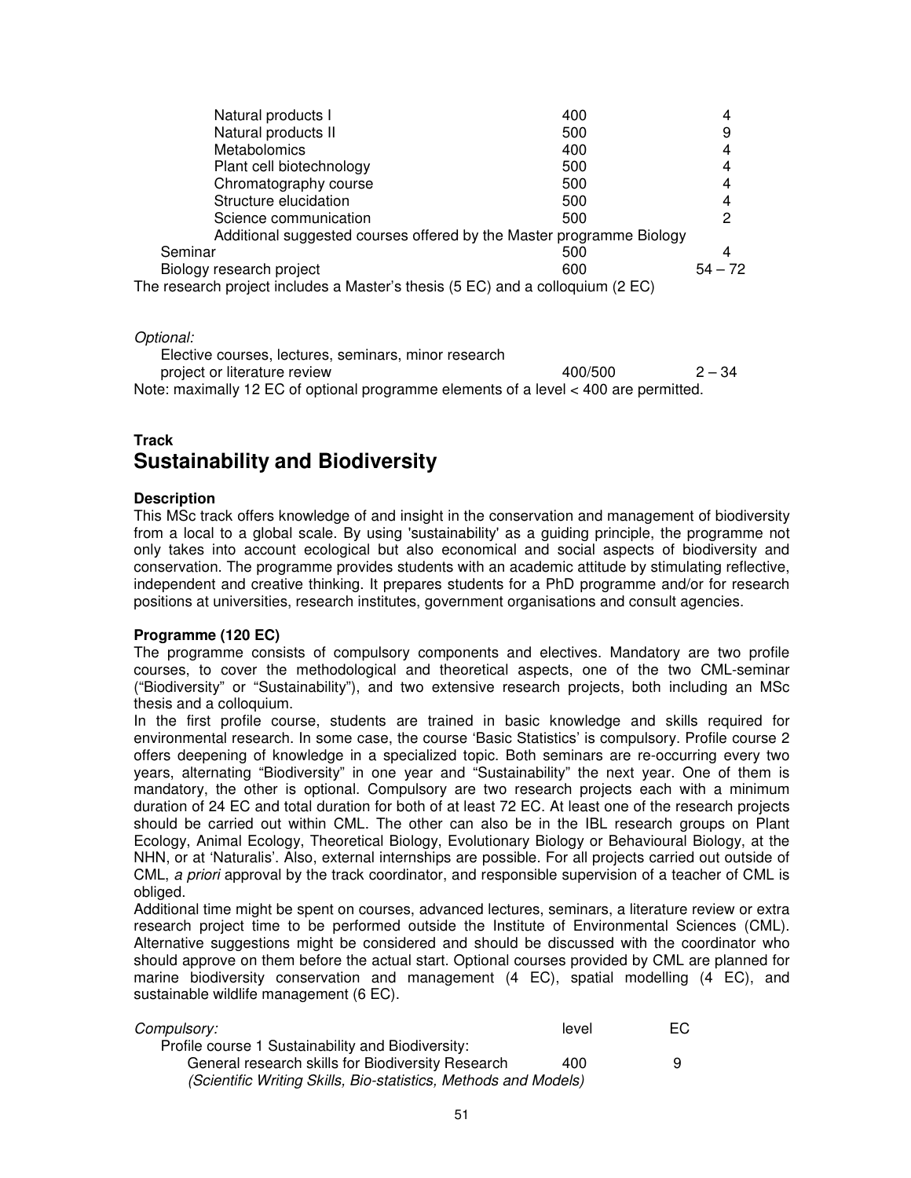| | | |
|---|---|---|
| Natural products I | 400 | 4 |
| Natural products II | 500 | 9 |
| Metabolomics | 400 | 4 |
| Plant cell biotechnology | 500 | 4 |
| Chromatography course | 500 | 4 |
| Structure elucidation | 500 | 4 |
| Science communication | 500 | 2 |
| Additional suggested courses offered by the Master programme Biology | | |
| Seminar | 500 | 4 |
| Biology research project | 600 | 54 – 72 |

The research project includes a Master's thesis (5 EC) and a colloquium (2 EC)

*Optional:*

| | | |
|---|---|---|
| Elective courses, lectures, seminars, minor research project or literature review | 400/500 | 2 – 34 |

Note: maximally 12 EC of optional programme elements of a level < 400 are permitted.

## Track
# Sustainability and Biodiversity

**Description**

This MSc track offers knowledge of and insight in the conservation and management of biodiversity from a local to a global scale. By using 'sustainability' as a guiding principle, the programme not only takes into account ecological but also economical and social aspects of biodiversity and conservation. The programme provides students with an academic attitude by stimulating reflective, independent and creative thinking. It prepares students for a PhD programme and/or for research positions at universities, research institutes, government organisations and consult agencies.

**Programme (120 EC)**

The programme consists of compulsory components and electives. Mandatory are two profile courses, to cover the methodological and theoretical aspects, one of the two CML-seminar ("Biodiversity" or "Sustainability"), and two extensive research projects, both including an MSc thesis and a colloquium.

In the first profile course, students are trained in basic knowledge and skills required for environmental research. In some case, the course 'Basic Statistics' is compulsory. Profile course 2 offers deepening of knowledge in a specialized topic. Both seminars are re-occurring every two years, alternating "Biodiversity" in one year and "Sustainability" the next year. One of them is mandatory, the other is optional. Compulsory are two research projects each with a minimum duration of 24 EC and total duration for both of at least 72 EC. At least one of the research projects should be carried out within CML. The other can also be in the IBL research groups on Plant Ecology, Animal Ecology, Theoretical Biology, Evolutionary Biology or Behavioural Biology, at the NHN, or at 'Naturalis'. Also, external internships are possible. For all projects carried out outside of CML, *a priori* approval by the track coordinator, and responsible supervision of a teacher of CML is obliged.

Additional time might be spent on courses, advanced lectures, seminars, a literature review or extra research project time to be performed outside the Institute of Environmental Sciences (CML). Alternative suggestions might be considered and should be discussed with the coordinator who should approve on them before the actual start. Optional courses provided by CML are planned for marine biodiversity conservation and management (4 EC), spatial modelling (4 EC), and sustainable wildlife management (6 EC).

| *Compulsory:* | level | EC |
|---|---|---|
| Profile course 1 Sustainability and Biodiversity: | | |
| General research skills for Biodiversity Research *(Scientific Writing Skills, Bio-statistics, Methods and Models)* | 400 | 9 |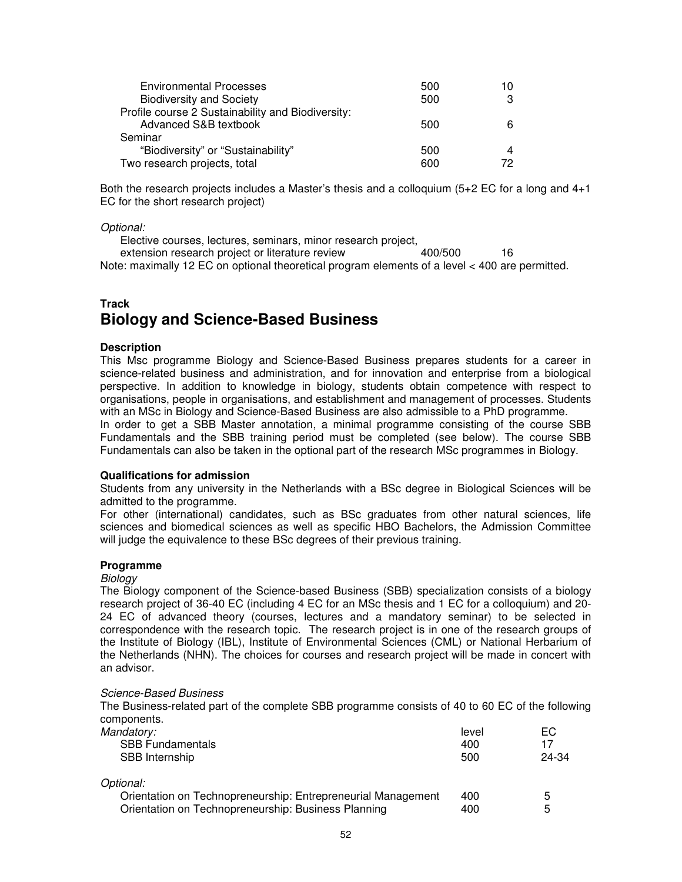| | | |
|---|---|---|
| Environmental Processes | 500 | 10 |
| Biodiversity and Society | 500 | 3 |
| Profile course 2 Sustainability and Biodiversity: | | |
| Advanced S&B textbook | 500 | 6 |
| Seminar | | |
| "Biodiversity" or "Sustainability" | 500 | 4 |
| Two research projects, total | 600 | 72 |

Both the research projects includes a Master's thesis and a colloquium (5+2 EC for a long and 4+1 EC for the short research project)

*Optional:*

| | | |
|---|---|---|
| Elective courses, lectures, seminars, minor research project, extension research project or literature review | 400/500 | 16 |

Note: maximally 12 EC on optional theoretical program elements of a level < 400 are permitted.

**Track**

## Biology and Science-Based Business

**Description**

This Msc programme Biology and Science-Based Business prepares students for a career in science-related business and administration, and for innovation and enterprise from a biological perspective. In addition to knowledge in biology, students obtain competence with respect to organisations, people in organisations, and establishment and management of processes. Students with an MSc in Biology and Science-Based Business are also admissible to a PhD programme.
In order to get a SBB Master annotation, a minimal programme consisting of the course SBB Fundamentals and the SBB training period must be completed (see below). The course SBB Fundamentals can also be taken in the optional part of the research MSc programmes in Biology.

**Qualifications for admission**

Students from any university in the Netherlands with a BSc degree in Biological Sciences will be admitted to the programme.
For other (international) candidates, such as BSc graduates from other natural sciences, life sciences and biomedical sciences as well as specific HBO Bachelors, the Admission Committee will judge the equivalence to these BSc degrees of their previous training.

**Programme**

*Biology*

The Biology component of the Science-based Business (SBB) specialization consists of a biology research project of 36-40 EC (including 4 EC for an MSc thesis and 1 EC for a colloquium) and 20-24 EC of advanced theory (courses, lectures and a mandatory seminar) to be selected in correspondence with the research topic. The research project is in one of the research groups of the Institute of Biology (IBL), Institute of Environmental Sciences (CML) or National Herbarium of the Netherlands (NHN). The choices for courses and research project will be made in concert with an advisor.

*Science-Based Business*

The Business-related part of the complete SBB programme consists of 40 to 60 EC of the following components.

| *Mandatory:* | level | EC |
|---|---|---|
| SBB Fundamentals | 400 | 17 |
| SBB Internship | 500 | 24-34 |
| *Optional:* | | |
| Orientation on Technopreneurship: Entrepreneurial Management | 400 | 5 |
| Orientation on Technopreneurship: Business Planning | 400 | 5 |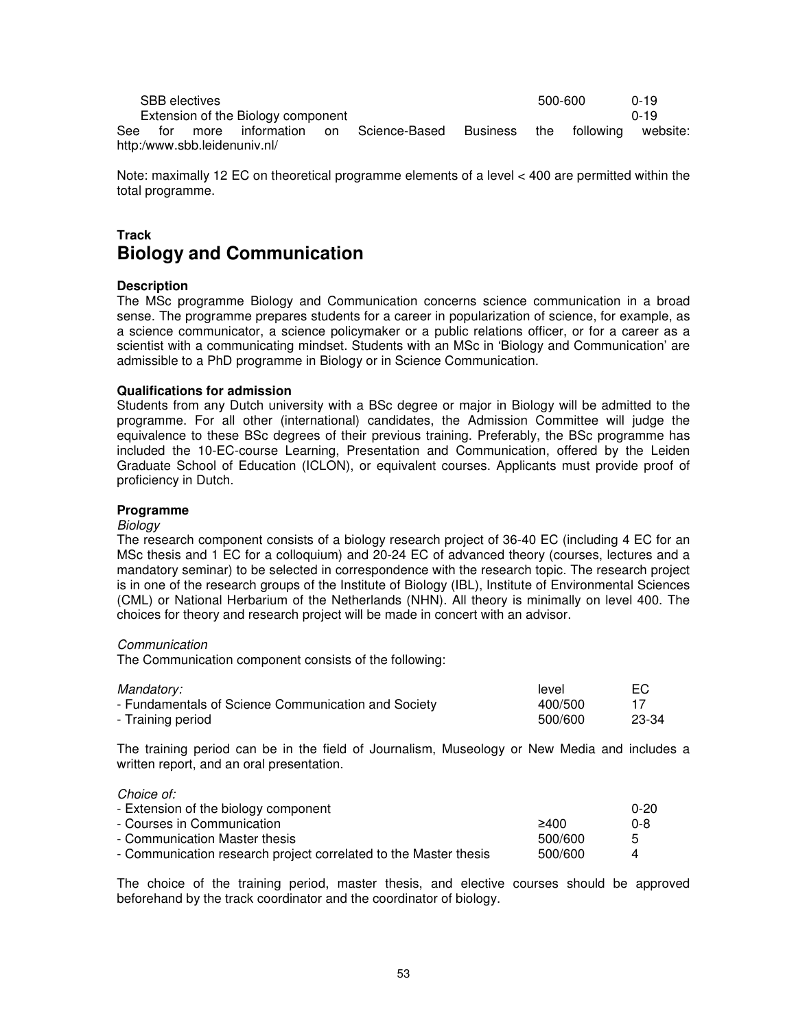| | | |
|---|---|---|
| SBB electives | 500-600 | 0-19 |
| Extension of the Biology component | | 0-19 |

See for more information on Science-Based Business the following website: http:/www.sbb.leidenuniv.nl/

Note: maximally 12 EC on theoretical programme elements of a level < 400 are permitted within the total programme.

**Track**

## Biology and Communication

### Description

The MSc programme Biology and Communication concerns science communication in a broad sense. The programme prepares students for a career in popularization of science, for example, as a science communicator, a science policymaker or a public relations officer, or for a career as a scientist with a communicating mindset. Students with an MSc in 'Biology and Communication' are admissible to a PhD programme in Biology or in Science Communication.

### Qualifications for admission

Students from any Dutch university with a BSc degree or major in Biology will be admitted to the programme. For all other (international) candidates, the Admission Committee will judge the equivalence to these BSc degrees of their previous training. Preferably, the BSc programme has included the 10-EC-course Learning, Presentation and Communication, offered by the Leiden Graduate School of Education (ICLON), or equivalent courses. Applicants must provide proof of proficiency in Dutch.

### Programme

*Biology*

The research component consists of a biology research project of 36-40 EC (including 4 EC for an MSc thesis and 1 EC for a colloquium) and 20-24 EC of advanced theory (courses, lectures and a mandatory seminar) to be selected in correspondence with the research topic. The research project is in one of the research groups of the Institute of Biology (IBL), Institute of Environmental Sciences (CML) or National Herbarium of the Netherlands (NHN). All theory is minimally on level 400. The choices for theory and research project will be made in concert with an advisor.

*Communication*

The Communication component consists of the following:

| *Mandatory:* | level | EC |
|---|---|---|
| - Fundamentals of Science Communication and Society | 400/500 | 17 |
| - Training period | 500/600 | 23-34 |

The training period can be in the field of Journalism, Museology or New Media and includes a written report, and an oral presentation.

| *Choice of:* | | |
|---|---|---|
| - Extension of the biology component | | 0-20 |
| - Courses in Communication | ≥400 | 0-8 |
| - Communication Master thesis | 500/600 | 5 |
| - Communication research project correlated to the Master thesis | 500/600 | 4 |

The choice of the training period, master thesis, and elective courses should be approved beforehand by the track coordinator and the coordinator of biology.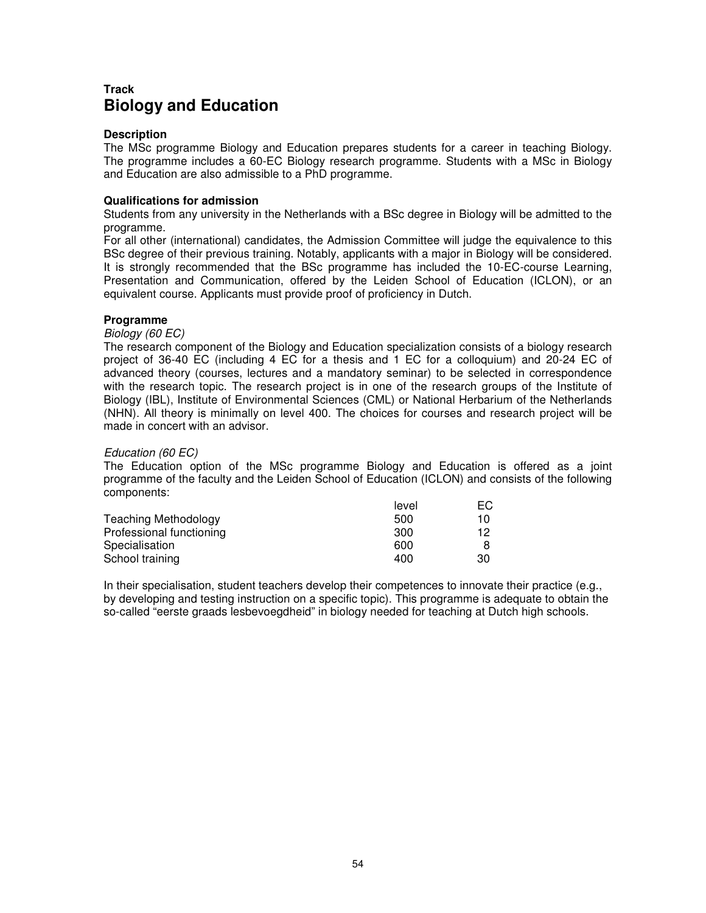**Track**
# Biology and Education

**Description**
The MSc programme Biology and Education prepares students for a career in teaching Biology. The programme includes a 60-EC Biology research programme. Students with a MSc in Biology and Education are also admissible to a PhD programme.

**Qualifications for admission**
Students from any university in the Netherlands with a BSc degree in Biology will be admitted to the programme.
For all other (international) candidates, the Admission Committee will judge the equivalence to this BSc degree of their previous training. Notably, applicants with a major in Biology will be considered. It is strongly recommended that the BSc programme has included the 10-EC-course Learning, Presentation and Communication, offered by the Leiden School of Education (ICLON), or an equivalent course. Applicants must provide proof of proficiency in Dutch.

**Programme**
*Biology (60 EC)*
The research component of the Biology and Education specialization consists of a biology research project of 36-40 EC (including 4 EC for a thesis and 1 EC for a colloquium) and 20-24 EC of advanced theory (courses, lectures and a mandatory seminar) to be selected in correspondence with the research topic. The research project is in one of the research groups of the Institute of Biology (IBL), Institute of Environmental Sciences (CML) or National Herbarium of the Netherlands (NHN). All theory is minimally on level 400. The choices for courses and research project will be made in concert with an advisor.

*Education (60 EC)*
The Education option of the MSc programme Biology and Education is offered as a joint programme of the faculty and the Leiden School of Education (ICLON) and consists of the following components:

| | level | EC |
|---|---|---|
| Teaching Methodology | 500 | 10 |
| Professional functioning | 300 | 12 |
| Specialisation | 600 | 8 |
| School training | 400 | 30 |

In their specialisation, student teachers develop their competences to innovate their practice (e.g., by developing and testing instruction on a specific topic). This programme is adequate to obtain the so-called “eerste graads lesbevoegdheid” in biology needed for teaching at Dutch high schools.